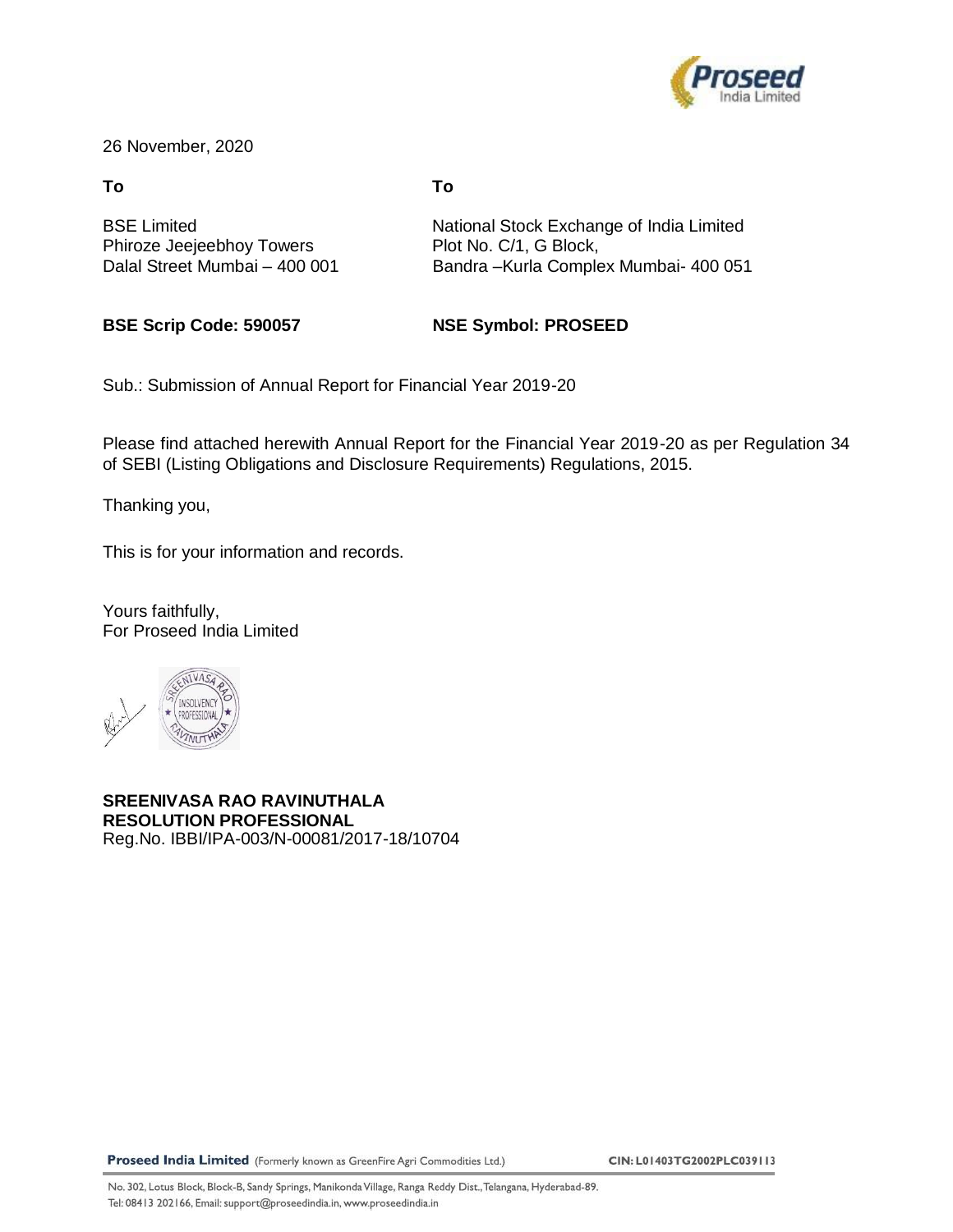26 November, 2020

**To**

BSE Limited
Phiroze Jeejeebhoy Towers
Dalal Street Mumbai – 400 001

**BSE Scrip Code: 590057**

**To**

National Stock Exchange of India Limited
Plot No. C/1, G Block,
Bandra –Kurla Complex Mumbai- 400 051

**NSE Symbol: PROSEED**

Sub.: Submission of Annual Report for Financial Year 2019-20

Please find attached herewith Annual Report for the Financial Year 2019-20 as per Regulation 34 of SEBI (Listing Obligations and Disclosure Requirements) Regulations, 2015.

Thanking you,

This is for your information and records.

Yours faithfully,
For Proseed India Limited

**SREENIVASA RAO RAVINUTHALA**
**RESOLUTION PROFESSIONAL**
Reg.No. IBBI/IPA-003/N-00081/2017-18/10704

**Proseed India Limited** (Formerly known as GreenFire Agri Commodities Ltd.) CIN: L01403TG2002PLC039113

No. 302, Lotus Block, Block-B, Sandy Springs, Manikonda Village, Ranga Reddy Dist., Telangana, Hyderabad-89.
Tel: 08413 202166, Email: support@proseedindia.in, www.proseedindia.in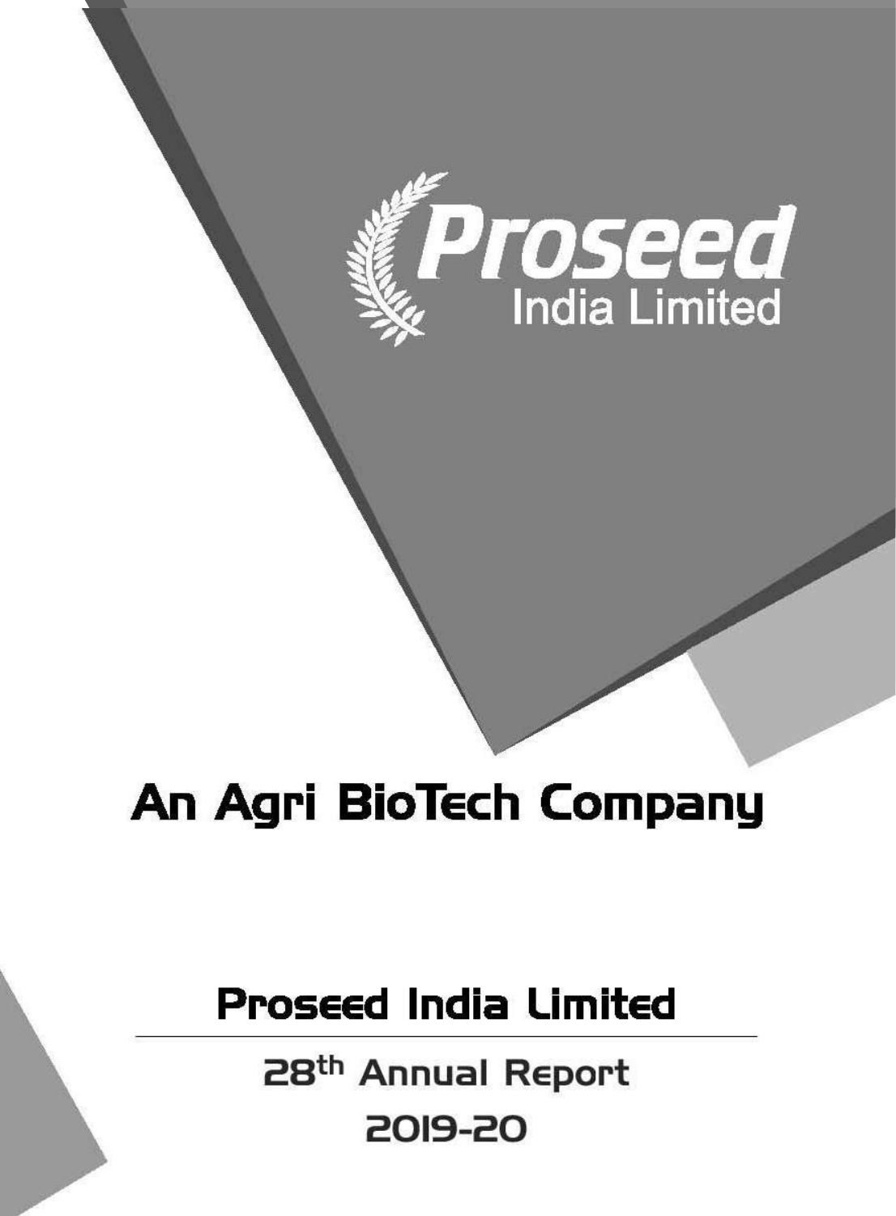Proseed India Limited

# An Agri BioTech Company

## Proseed India Limited

28th Annual Report

2019-20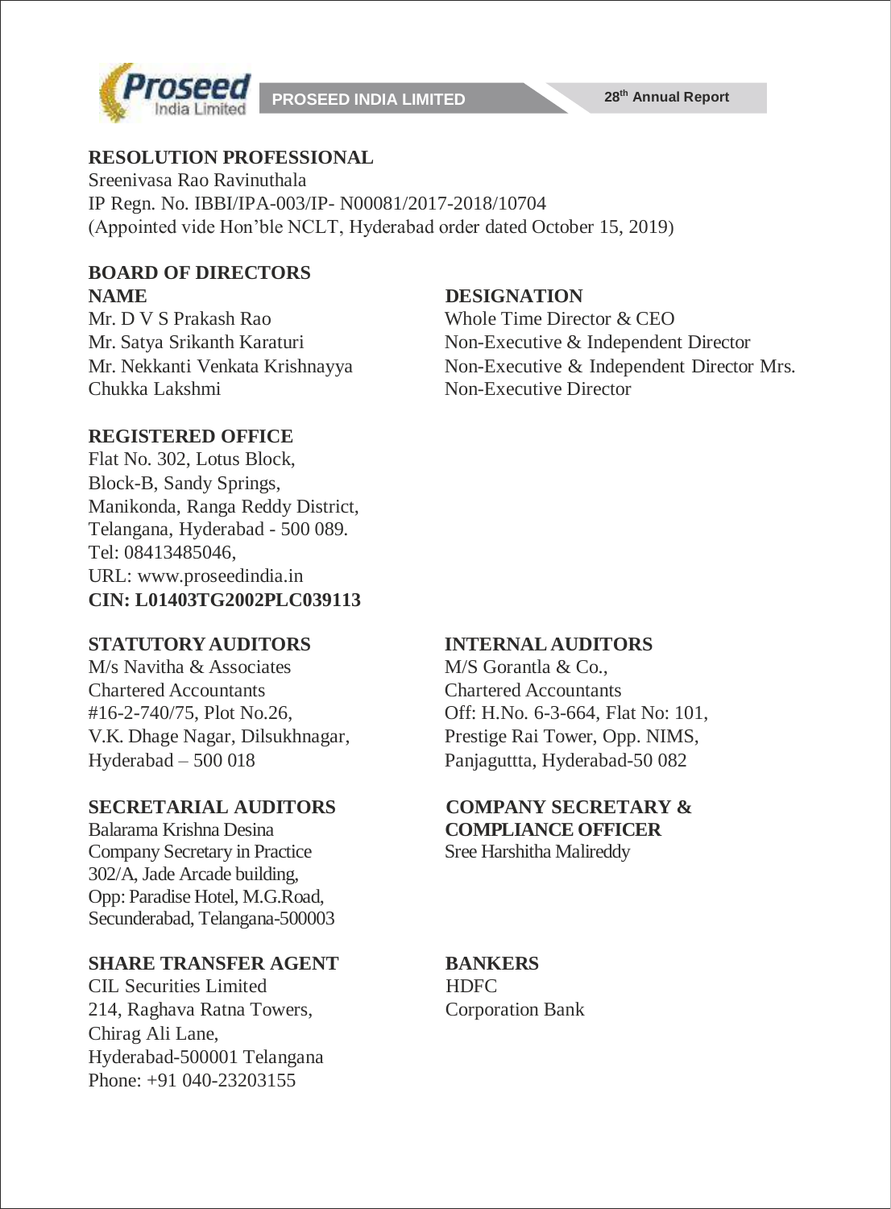## RESOLUTION PROFESSIONAL

Sreenivasa Rao Ravinuthala
IP Regn. No. IBBI/IPA-003/IP- N00081/2017-2018/10704
(Appointed vide Hon'ble NCLT, Hyderabad order dated October 15, 2019)

## BOARD OF DIRECTORS

| NAME | DESIGNATION |
|---|---|
| Mr. D V S Prakash Rao | Whole Time Director & CEO |
| Mr. Satya Srikanth Karaturi | Non-Executive & Independent Director |
| Mr. Nekkanti Venkata Krishnayya | Non-Executive & Independent Director |
| Mrs. Chukka Lakshmi | Non-Executive Director |

## REGISTERED OFFICE

Flat No. 302, Lotus Block,
Block-B, Sandy Springs,
Manikonda, Ranga Reddy District,
Telangana, Hyderabad - 500 089.
Tel: 08413485046,
URL: www.proseedindia.in
**CIN: L01403TG2002PLC039113**

## STATUTORY AUDITORS

M/s Navitha & Associates
Chartered Accountants
#16-2-740/75, Plot No.26,
V.K. Dhage Nagar, Dilsukhnagar,
Hyderabad – 500 018

## INTERNAL AUDITORS

M/S Gorantla & Co.,
Chartered Accountants
Off: H.No. 6-3-664, Flat No: 101,
Prestige Rai Tower, Opp. NIMS,
Panjaguttta, Hyderabad-50 082

## SECRETARIAL AUDITORS

Balarama Krishna Desina
Company Secretary in Practice
302/A, Jade Arcade building,
Opp: Paradise Hotel, M.G.Road,
Secunderabad, Telangana-500003

## COMPANY SECRETARY & COMPLIANCE OFFICER

Sree Harshitha Malireddy

## SHARE TRANSFER AGENT

CIL Securities Limited
214, Raghava Ratna Towers,
Chirag Ali Lane,
Hyderabad-500001 Telangana
Phone: +91 040-23203155

## BANKERS

HDFC
Corporation Bank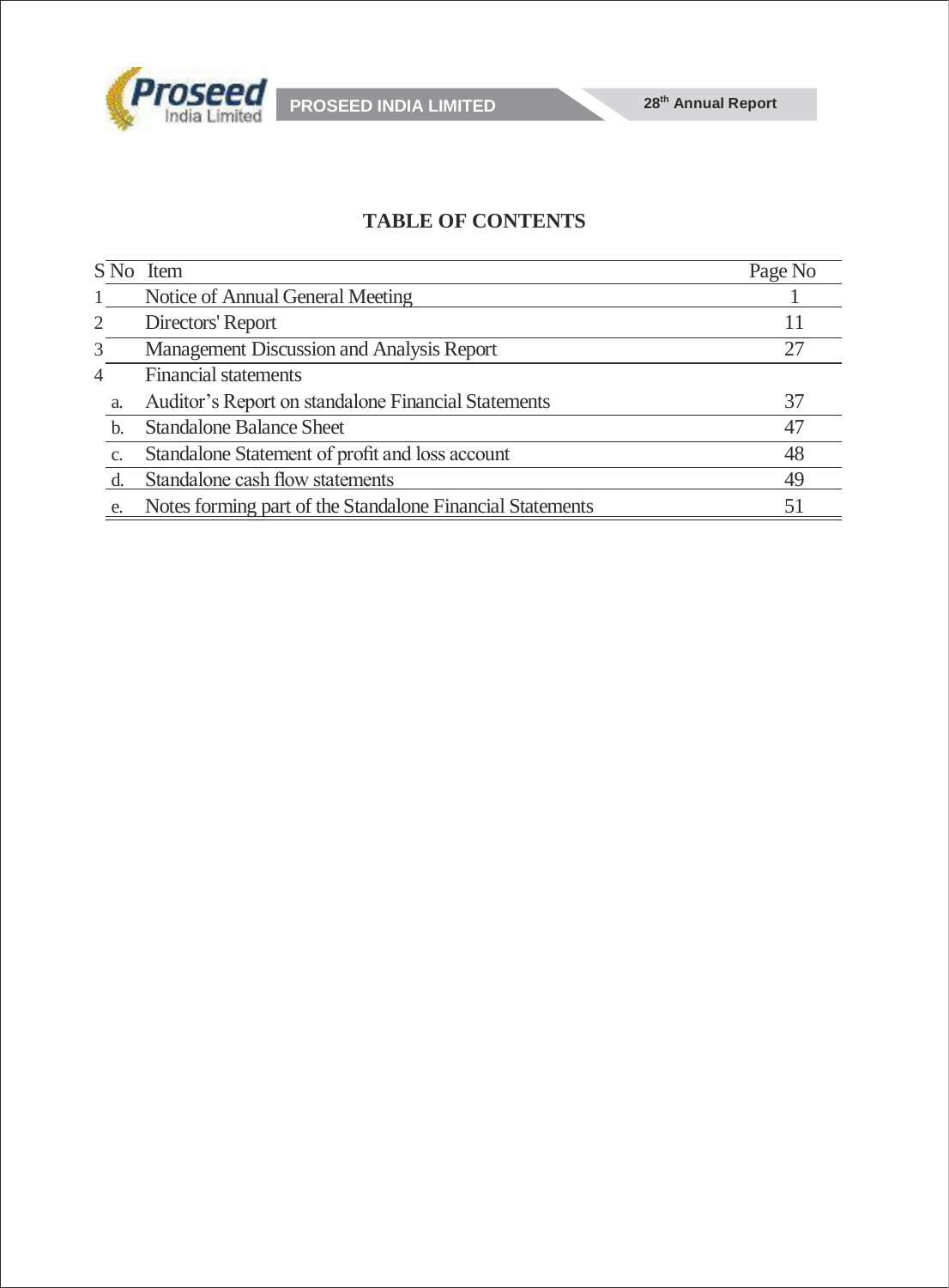## TABLE OF CONTENTS

| S No | Item | Page No |
|---|---|---|
| 1 | Notice of Annual General Meeting | 1 |
| 2 | Directors' Report | 11 |
| 3 | Management Discussion and Analysis Report | 27 |
| 4 | Financial statements | |
| a. | Auditor's Report on standalone Financial Statements | 37 |
| b. | Standalone Balance Sheet | 47 |
| c. | Standalone Statement of profit and loss account | 48 |
| d. | Standalone cash flow statements | 49 |
| e. | Notes forming part of the Standalone Financial Statements | 51 |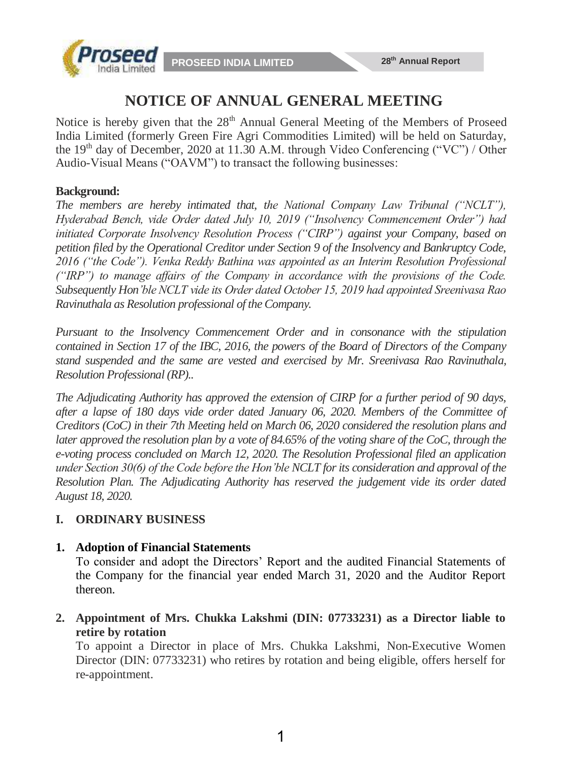# NOTICE OF ANNUAL GENERAL MEETING

Notice is hereby given that the 28th Annual General Meeting of the Members of Proseed India Limited (formerly Green Fire Agri Commodities Limited) will be held on Saturday, the 19th day of December, 2020 at 11.30 A.M. through Video Conferencing ("VC") / Other Audio-Visual Means ("OAVM") to transact the following businesses:

**Background:**

*The members are hereby intimated that, the National Company Law Tribunal ("NCLT"), Hyderabad Bench, vide Order dated July 10, 2019 ("Insolvency Commencement Order") had initiated Corporate Insolvency Resolution Process ("CIRP") against your Company, based on petition filed by the Operational Creditor under Section 9 of the Insolvency and Bankruptcy Code, 2016 ("the Code"). Venka Reddy Bathina was appointed as an Interim Resolution Professional ("IRP") to manage affairs of the Company in accordance with the provisions of the Code. Subsequently Hon'ble NCLT vide its Order dated October 15, 2019 had appointed Sreenivasa Rao Ravinuthala as Resolution professional of the Company.*

*Pursuant to the Insolvency Commencement Order and in consonance with the stipulation contained in Section 17 of the IBC, 2016, the powers of the Board of Directors of the Company stand suspended and the same are vested and exercised by Mr. Sreenivasa Rao Ravinuthala, Resolution Professional (RP)..*

*The Adjudicating Authority has approved the extension of CIRP for a further period of 90 days, after a lapse of 180 days vide order dated January 06, 2020. Members of the Committee of Creditors (CoC) in their 7th Meeting held on March 06, 2020 considered the resolution plans and later approved the resolution plan by a vote of 84.65% of the voting share of the CoC, through the e-voting process concluded on March 12, 2020. The Resolution Professional filed an application under Section 30(6) of the Code before the Hon'ble NCLT for its consideration and approval of the Resolution Plan. The Adjudicating Authority has reserved the judgement vide its order dated August 18, 2020.*

## I. ORDINARY BUSINESS

1. **Adoption of Financial Statements**

   To consider and adopt the Directors' Report and the audited Financial Statements of the Company for the financial year ended March 31, 2020 and the Auditor Report thereon.

2. **Appointment of Mrs. Chukka Lakshmi (DIN: 07733231) as a Director liable to retire by rotation**

   To appoint a Director in place of Mrs. Chukka Lakshmi, Non-Executive Women Director (DIN: 07733231) who retires by rotation and being eligible, offers herself for re-appointment.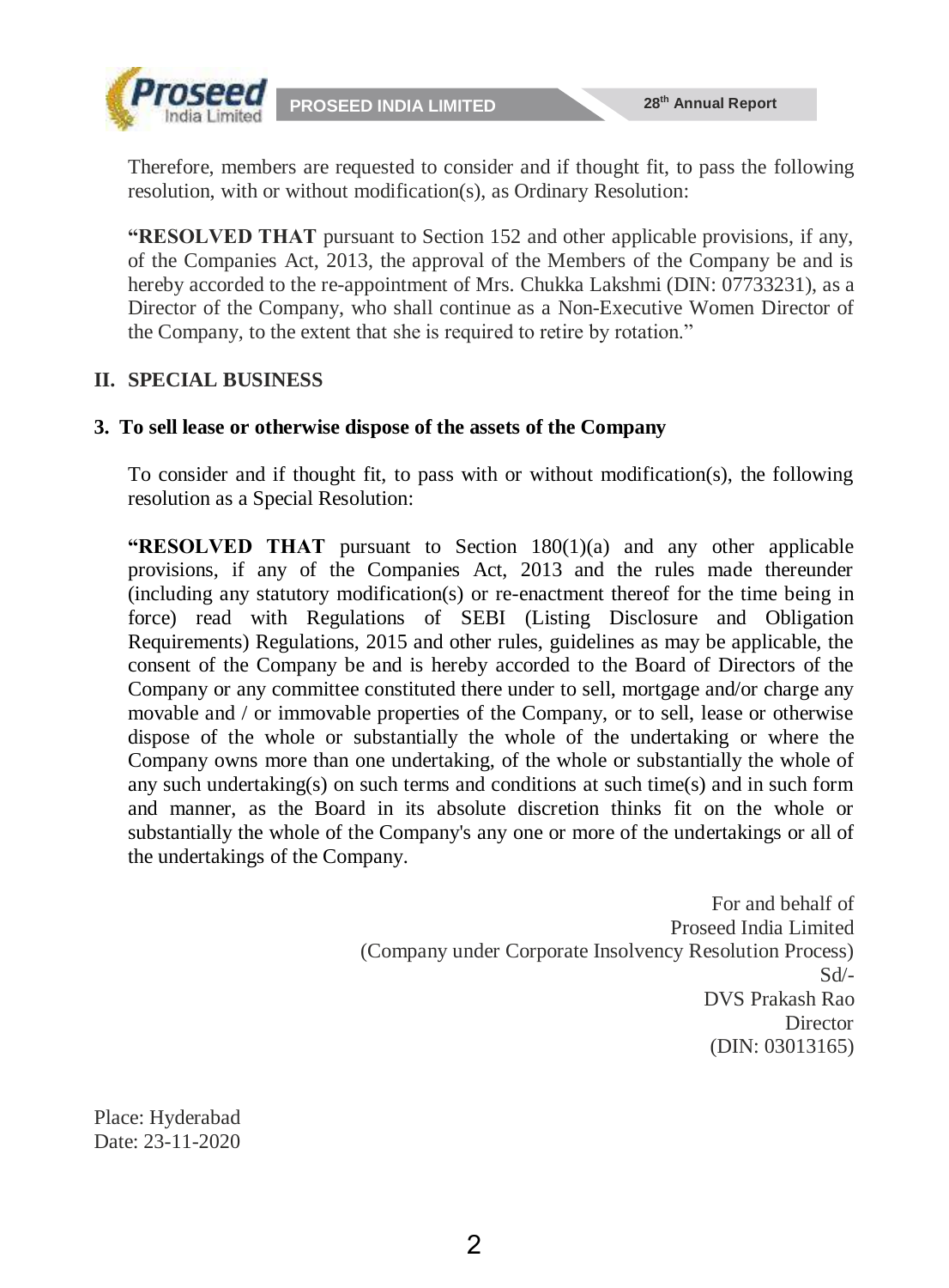Therefore, members are requested to consider and if thought fit, to pass the following resolution, with or without modification(s), as Ordinary Resolution:

**"RESOLVED THAT** pursuant to Section 152 and other applicable provisions, if any, of the Companies Act, 2013, the approval of the Members of the Company be and is hereby accorded to the re-appointment of Mrs. Chukka Lakshmi (DIN: 07733231), as a Director of the Company, who shall continue as a Non-Executive Women Director of the Company, to the extent that she is required to retire by rotation."

## II. SPECIAL BUSINESS

### 3. To sell lease or otherwise dispose of the assets of the Company

To consider and if thought fit, to pass with or without modification(s), the following resolution as a Special Resolution:

**"RESOLVED THAT** pursuant to Section 180(1)(a) and any other applicable provisions, if any of the Companies Act, 2013 and the rules made thereunder (including any statutory modification(s) or re-enactment thereof for the time being in force) read with Regulations of SEBI (Listing Disclosure and Obligation Requirements) Regulations, 2015 and other rules, guidelines as may be applicable, the consent of the Company be and is hereby accorded to the Board of Directors of the Company or any committee constituted there under to sell, mortgage and/or charge any movable and / or immovable properties of the Company, or to sell, lease or otherwise dispose of the whole or substantially the whole of the undertaking or where the Company owns more than one undertaking, of the whole or substantially the whole of any such undertaking(s) on such terms and conditions at such time(s) and in such form and manner, as the Board in its absolute discretion thinks fit on the whole or substantially the whole of the Company's any one or more of the undertakings or all of the undertakings of the Company.

For and behalf of
Proseed India Limited
(Company under Corporate Insolvency Resolution Process)
Sd/-
DVS Prakash Rao
Director
(DIN: 03013165)

Place: Hyderabad
Date: 23-11-2020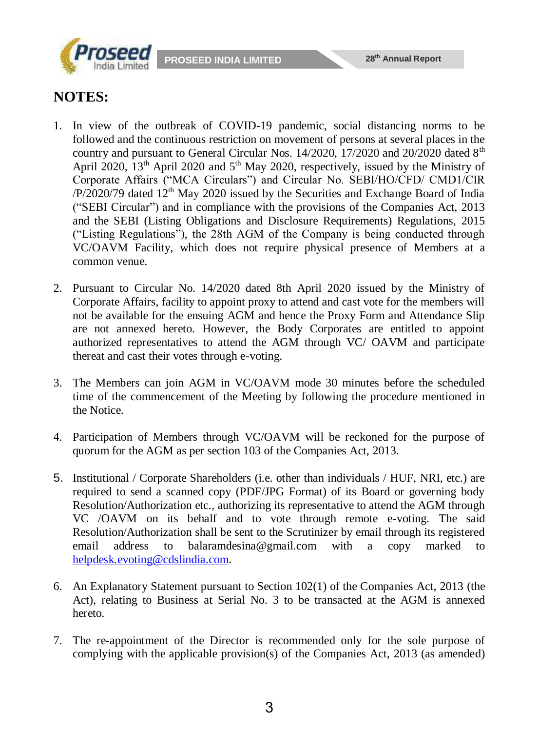# NOTES:

1. In view of the outbreak of COVID-19 pandemic, social distancing norms to be followed and the continuous restriction on movement of persons at several places in the country and pursuant to General Circular Nos. 14/2020, 17/2020 and 20/2020 dated 8th April 2020, 13th April 2020 and 5th May 2020, respectively, issued by the Ministry of Corporate Affairs ("MCA Circulars") and Circular No. SEBI/HO/CFD/ CMD1/CIR /P/2020/79 dated 12th May 2020 issued by the Securities and Exchange Board of India ("SEBI Circular") and in compliance with the provisions of the Companies Act, 2013 and the SEBI (Listing Obligations and Disclosure Requirements) Regulations, 2015 ("Listing Regulations"), the 28th AGM of the Company is being conducted through VC/OAVM Facility, which does not require physical presence of Members at a common venue.

2. Pursuant to Circular No. 14/2020 dated 8th April 2020 issued by the Ministry of Corporate Affairs, facility to appoint proxy to attend and cast vote for the members will not be available for the ensuing AGM and hence the Proxy Form and Attendance Slip are not annexed hereto. However, the Body Corporates are entitled to appoint authorized representatives to attend the AGM through VC/ OAVM and participate thereat and cast their votes through e-voting.

3. The Members can join AGM in VC/OAVM mode 30 minutes before the scheduled time of the commencement of the Meeting by following the procedure mentioned in the Notice.

4. Participation of Members through VC/OAVM will be reckoned for the purpose of quorum for the AGM as per section 103 of the Companies Act, 2013.

5. Institutional / Corporate Shareholders (i.e. other than individuals / HUF, NRI, etc.) are required to send a scanned copy (PDF/JPG Format) of its Board or governing body Resolution/Authorization etc., authorizing its representative to attend the AGM through VC /OAVM on its behalf and to vote through remote e-voting. The said Resolution/Authorization shall be sent to the Scrutinizer by email through its registered email address to balaramdesina@gmail.com with a copy marked to helpdesk.evoting@cdslindia.com.

6. An Explanatory Statement pursuant to Section 102(1) of the Companies Act, 2013 (the Act), relating to Business at Serial No. 3 to be transacted at the AGM is annexed hereto.

7. The re-appointment of the Director is recommended only for the sole purpose of complying with the applicable provision(s) of the Companies Act, 2013 (as amended)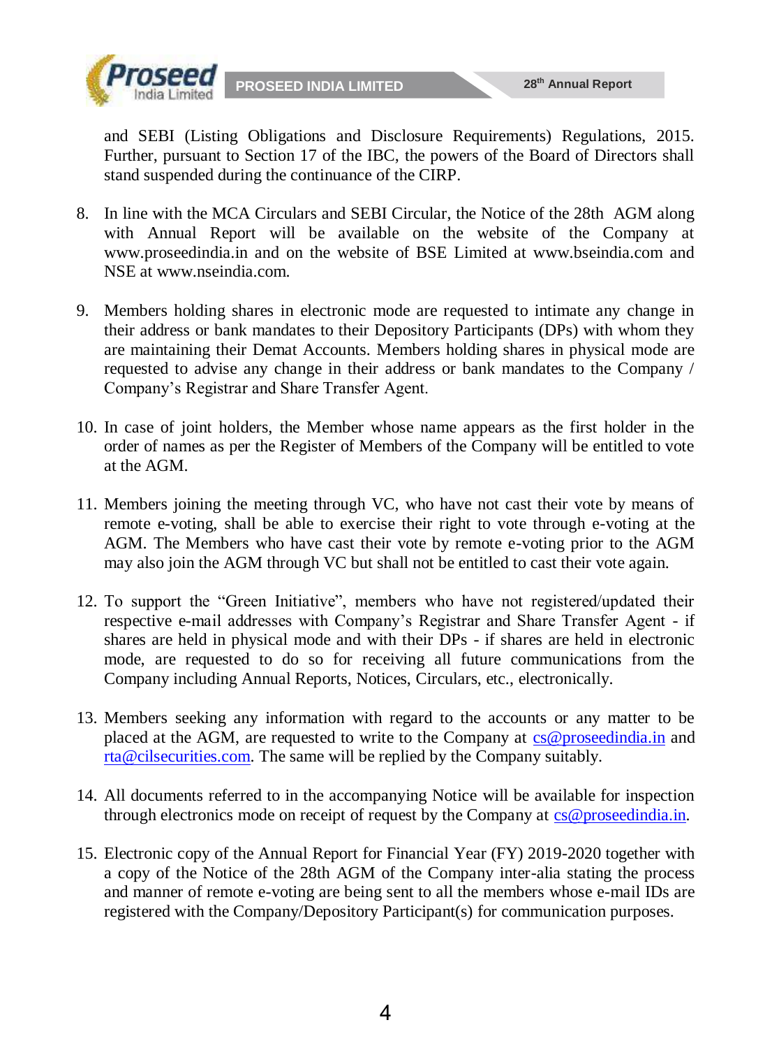and SEBI (Listing Obligations and Disclosure Requirements) Regulations, 2015. Further, pursuant to Section 17 of the IBC, the powers of the Board of Directors shall stand suspended during the continuance of the CIRP.

8. In line with the MCA Circulars and SEBI Circular, the Notice of the 28th AGM along with Annual Report will be available on the website of the Company at www.proseedindia.in and on the website of BSE Limited at www.bseindia.com and NSE at www.nseindia.com.

9. Members holding shares in electronic mode are requested to intimate any change in their address or bank mandates to their Depository Participants (DPs) with whom they are maintaining their Demat Accounts. Members holding shares in physical mode are requested to advise any change in their address or bank mandates to the Company / Company's Registrar and Share Transfer Agent.

10. In case of joint holders, the Member whose name appears as the first holder in the order of names as per the Register of Members of the Company will be entitled to vote at the AGM.

11. Members joining the meeting through VC, who have not cast their vote by means of remote e-voting, shall be able to exercise their right to vote through e-voting at the AGM. The Members who have cast their vote by remote e-voting prior to the AGM may also join the AGM through VC but shall not be entitled to cast their vote again.

12. To support the "Green Initiative", members who have not registered/updated their respective e-mail addresses with Company's Registrar and Share Transfer Agent - if shares are held in physical mode and with their DPs - if shares are held in electronic mode, are requested to do so for receiving all future communications from the Company including Annual Reports, Notices, Circulars, etc., electronically.

13. Members seeking any information with regard to the accounts or any matter to be placed at the AGM, are requested to write to the Company at cs@proseedindia.in and rta@cilsecurities.com. The same will be replied by the Company suitably.

14. All documents referred to in the accompanying Notice will be available for inspection through electronics mode on receipt of request by the Company at cs@proseedindia.in.

15. Electronic copy of the Annual Report for Financial Year (FY) 2019-2020 together with a copy of the Notice of the 28th AGM of the Company inter-alia stating the process and manner of remote e-voting are being sent to all the members whose e-mail IDs are registered with the Company/Depository Participant(s) for communication purposes.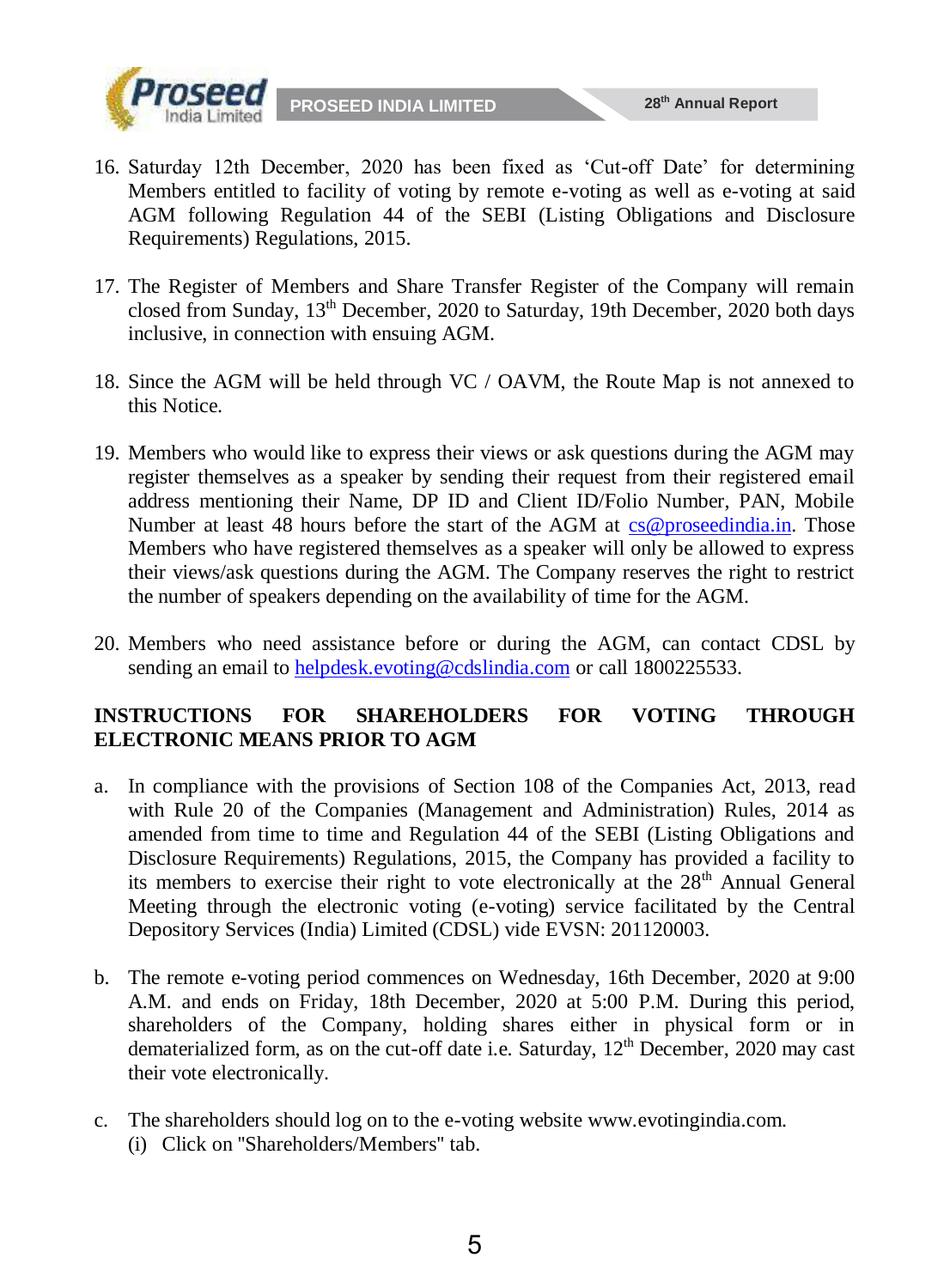16. Saturday 12th December, 2020 has been fixed as 'Cut-off Date' for determining Members entitled to facility of voting by remote e-voting as well as e-voting at said AGM following Regulation 44 of the SEBI (Listing Obligations and Disclosure Requirements) Regulations, 2015.

17. The Register of Members and Share Transfer Register of the Company will remain closed from Sunday, 13th December, 2020 to Saturday, 19th December, 2020 both days inclusive, in connection with ensuing AGM.

18. Since the AGM will be held through VC / OAVM, the Route Map is not annexed to this Notice.

19. Members who would like to express their views or ask questions during the AGM may register themselves as a speaker by sending their request from their registered email address mentioning their Name, DP ID and Client ID/Folio Number, PAN, Mobile Number at least 48 hours before the start of the AGM at cs@proseedindia.in. Those Members who have registered themselves as a speaker will only be allowed to express their views/ask questions during the AGM. The Company reserves the right to restrict the number of speakers depending on the availability of time for the AGM.

20. Members who need assistance before or during the AGM, can contact CDSL by sending an email to helpdesk.evoting@cdslindia.com or call 1800225533.

**INSTRUCTIONS FOR SHAREHOLDERS FOR VOTING THROUGH ELECTRONIC MEANS PRIOR TO AGM**

a. In compliance with the provisions of Section 108 of the Companies Act, 2013, read with Rule 20 of the Companies (Management and Administration) Rules, 2014 as amended from time to time and Regulation 44 of the SEBI (Listing Obligations and Disclosure Requirements) Regulations, 2015, the Company has provided a facility to its members to exercise their right to vote electronically at the 28th Annual General Meeting through the electronic voting (e-voting) service facilitated by the Central Depository Services (India) Limited (CDSL) vide EVSN: 201120003.

b. The remote e-voting period commences on Wednesday, 16th December, 2020 at 9:00 A.M. and ends on Friday, 18th December, 2020 at 5:00 P.M. During this period, shareholders of the Company, holding shares either in physical form or in dematerialized form, as on the cut-off date i.e. Saturday, 12th December, 2020 may cast their vote electronically.

c. The shareholders should log on to the e-voting website www.evotingindia.com.
   (i) Click on "Shareholders/Members" tab.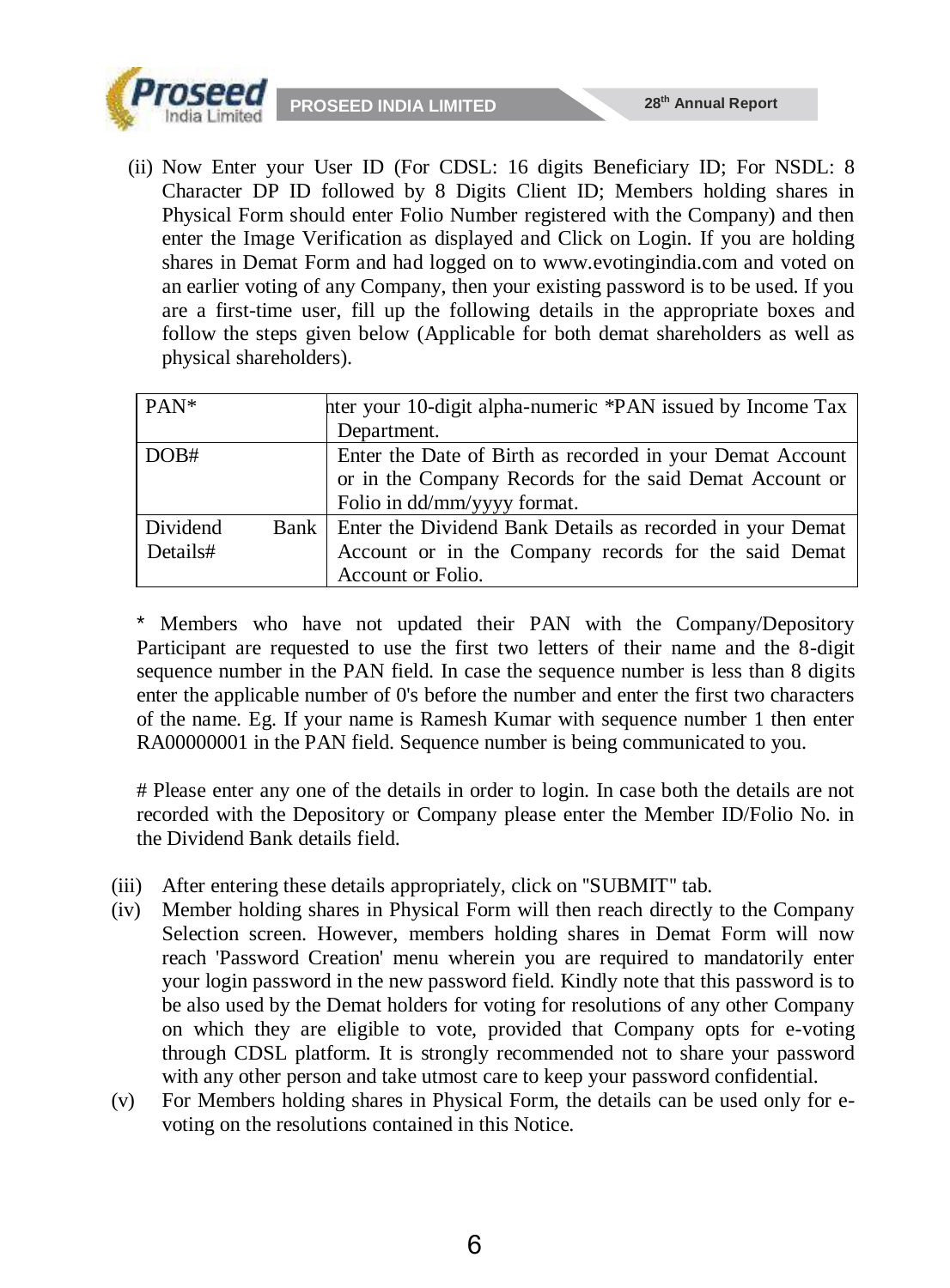(ii) Now Enter your User ID (For CDSL: 16 digits Beneficiary ID; For NSDL: 8 Character DP ID followed by 8 Digits Client ID; Members holding shares in Physical Form should enter Folio Number registered with the Company) and then enter the Image Verification as displayed and Click on Login. If you are holding shares in Demat Form and had logged on to www.evotingindia.com and voted on an earlier voting of any Company, then your existing password is to be used. If you are a first-time user, fill up the following details in the appropriate boxes and follow the steps given below (Applicable for both demat shareholders as well as physical shareholders).

| | |
|---|---|
| PAN* | nter your 10-digit alpha-numeric *PAN issued by Income Tax Department. |
| DOB# | Enter the Date of Birth as recorded in your Demat Account or in the Company Records for the said Demat Account or Folio in dd/mm/yyyy format. |
| Dividend Bank Details# | Enter the Dividend Bank Details as recorded in your Demat Account or in the Company records for the said Demat Account or Folio. |

* Members who have not updated their PAN with the Company/Depository Participant are requested to use the first two letters of their name and the 8-digit sequence number in the PAN field. In case the sequence number is less than 8 digits enter the applicable number of 0's before the number and enter the first two characters of the name. Eg. If your name is Ramesh Kumar with sequence number 1 then enter RA00000001 in the PAN field. Sequence number is being communicated to you.

# Please enter any one of the details in order to login. In case both the details are not recorded with the Depository or Company please enter the Member ID/Folio No. in the Dividend Bank details field.

(iii) After entering these details appropriately, click on "SUBMIT" tab.

(iv) Member holding shares in Physical Form will then reach directly to the Company Selection screen. However, members holding shares in Demat Form will now reach 'Password Creation' menu wherein you are required to mandatorily enter your login password in the new password field. Kindly note that this password is to be also used by the Demat holders for voting for resolutions of any other Company on which they are eligible to vote, provided that Company opts for e-voting through CDSL platform. It is strongly recommended not to share your password with any other person and take utmost care to keep your password confidential.

(v) For Members holding shares in Physical Form, the details can be used only for e-voting on the resolutions contained in this Notice.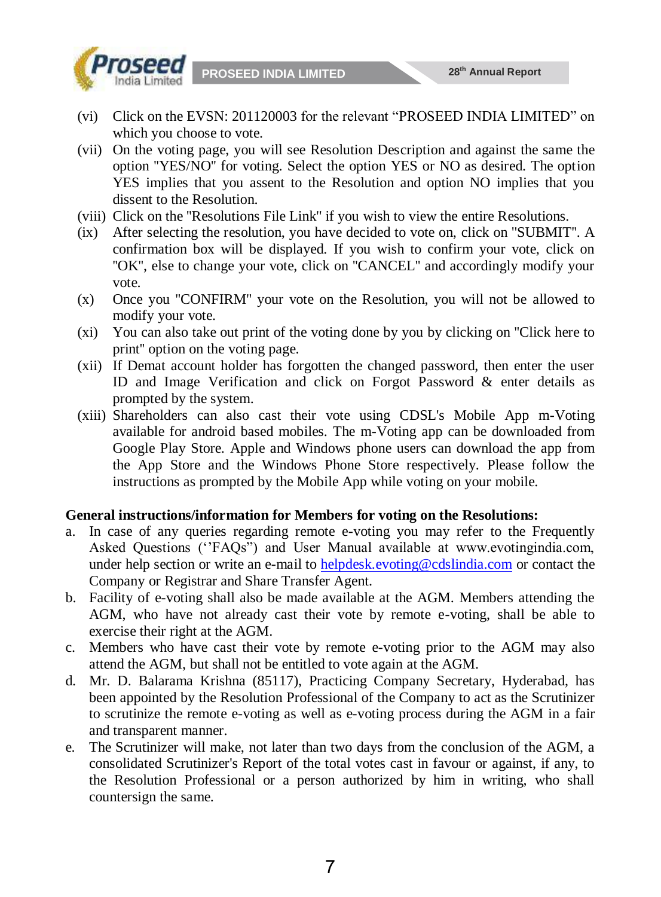(vi) Click on the EVSN: 201120003 for the relevant “PROSEED INDIA LIMITED” on which you choose to vote.

(vii) On the voting page, you will see Resolution Description and against the same the option "YES/NO" for voting. Select the option YES or NO as desired. The option YES implies that you assent to the Resolution and option NO implies that you dissent to the Resolution.

(viii) Click on the "Resolutions File Link" if you wish to view the entire Resolutions.

(ix) After selecting the resolution, you have decided to vote on, click on "SUBMIT". A confirmation box will be displayed. If you wish to confirm your vote, click on "OK", else to change your vote, click on "CANCEL" and accordingly modify your vote.

(x) Once you "CONFIRM" your vote on the Resolution, you will not be allowed to modify your vote.

(xi) You can also take out print of the voting done by you by clicking on "Click here to print" option on the voting page.

(xii) If Demat account holder has forgotten the changed password, then enter the user ID and Image Verification and click on Forgot Password & enter details as prompted by the system.

(xiii) Shareholders can also cast their vote using CDSL's Mobile App m-Voting available for android based mobiles. The m-Voting app can be downloaded from Google Play Store. Apple and Windows phone users can download the app from the App Store and the Windows Phone Store respectively. Please follow the instructions as prompted by the Mobile App while voting on your mobile.

**General instructions/information for Members for voting on the Resolutions:**

a. In case of any queries regarding remote e-voting you may refer to the Frequently Asked Questions (‘’FAQs”) and User Manual available at www.evotingindia.com, under help section or write an e-mail to helpdesk.evoting@cdslindia.com or contact the Company or Registrar and Share Transfer Agent.

b. Facility of e-voting shall also be made available at the AGM. Members attending the AGM, who have not already cast their vote by remote e-voting, shall be able to exercise their right at the AGM.

c. Members who have cast their vote by remote e-voting prior to the AGM may also attend the AGM, but shall not be entitled to vote again at the AGM.

d. Mr. D. Balarama Krishna (85117), Practicing Company Secretary, Hyderabad, has been appointed by the Resolution Professional of the Company to act as the Scrutinizer to scrutinize the remote e-voting as well as e-voting process during the AGM in a fair and transparent manner.

e. The Scrutinizer will make, not later than two days from the conclusion of the AGM, a consolidated Scrutinizer's Report of the total votes cast in favour or against, if any, to the Resolution Professional or a person authorized by him in writing, who shall countersign the same.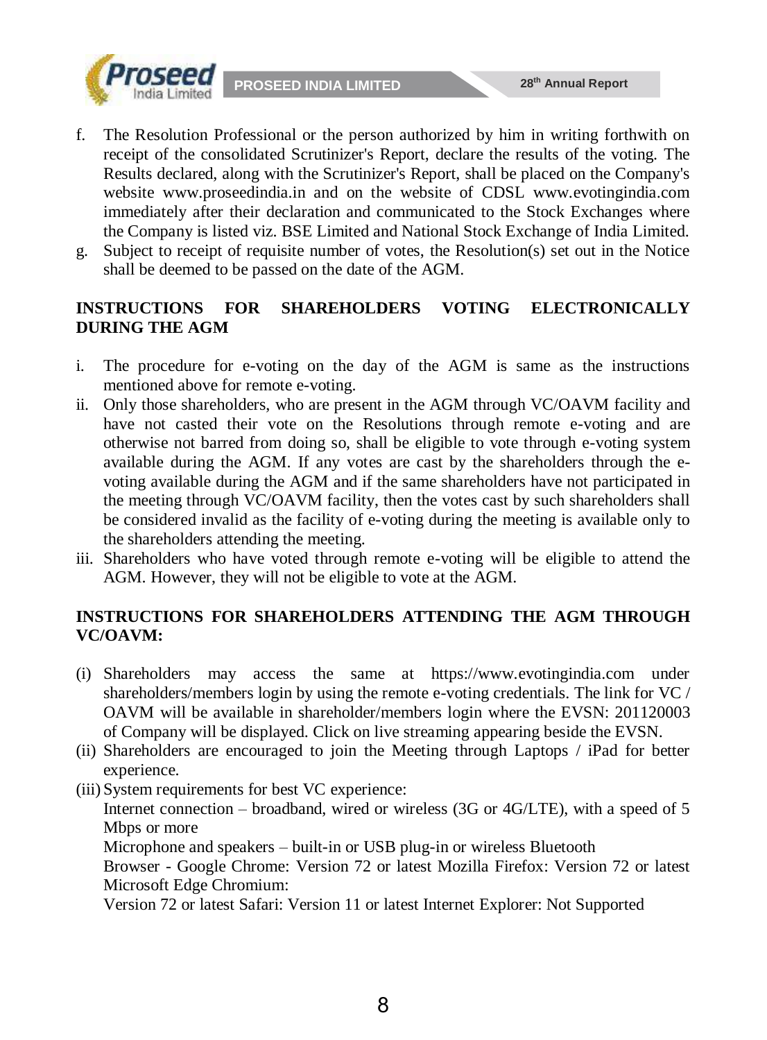f. The Resolution Professional or the person authorized by him in writing forthwith on receipt of the consolidated Scrutinizer's Report, declare the results of the voting. The Results declared, along with the Scrutinizer's Report, shall be placed on the Company's website www.proseedindia.in and on the website of CDSL www.evotingindia.com immediately after their declaration and communicated to the Stock Exchanges where the Company is listed viz. BSE Limited and National Stock Exchange of India Limited.
g. Subject to receipt of requisite number of votes, the Resolution(s) set out in the Notice shall be deemed to be passed on the date of the AGM.

## INSTRUCTIONS FOR SHAREHOLDERS VOTING ELECTRONICALLY DURING THE AGM

i. The procedure for e-voting on the day of the AGM is same as the instructions mentioned above for remote e-voting.
ii. Only those shareholders, who are present in the AGM through VC/OAVM facility and have not casted their vote on the Resolutions through remote e-voting and are otherwise not barred from doing so, shall be eligible to vote through e-voting system available during the AGM. If any votes are cast by the shareholders through the e-voting available during the AGM and if the same shareholders have not participated in the meeting through VC/OAVM facility, then the votes cast by such shareholders shall be considered invalid as the facility of e-voting during the meeting is available only to the shareholders attending the meeting.
iii. Shareholders who have voted through remote e-voting will be eligible to attend the AGM. However, they will not be eligible to vote at the AGM.

## INSTRUCTIONS FOR SHAREHOLDERS ATTENDING THE AGM THROUGH VC/OAVM:

(i) Shareholders may access the same at https://www.evotingindia.com under shareholders/members login by using the remote e-voting credentials. The link for VC / OAVM will be available in shareholder/members login where the EVSN: 201120003 of Company will be displayed. Click on live streaming appearing beside the EVSN.
(ii) Shareholders are encouraged to join the Meeting through Laptops / iPad for better experience.
(iii) System requirements for best VC experience:
Internet connection – broadband, wired or wireless (3G or 4G/LTE), with a speed of 5 Mbps or more
Microphone and speakers – built-in or USB plug-in or wireless Bluetooth
Browser - Google Chrome: Version 72 or latest Mozilla Firefox: Version 72 or latest Microsoft Edge Chromium:
Version 72 or latest Safari: Version 11 or latest Internet Explorer: Not Supported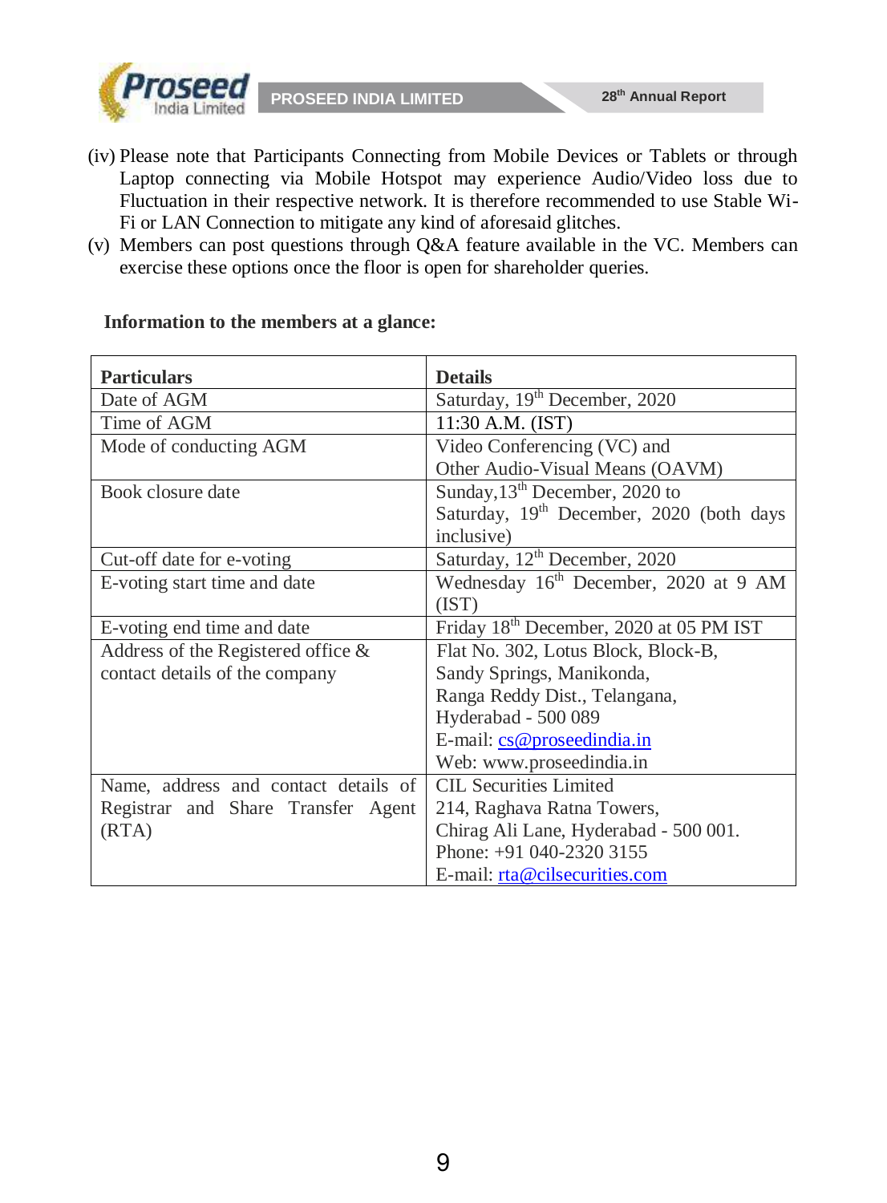(iv) Please note that Participants Connecting from Mobile Devices or Tablets or through Laptop connecting via Mobile Hotspot may experience Audio/Video loss due to Fluctuation in their respective network. It is therefore recommended to use Stable Wi-Fi or LAN Connection to mitigate any kind of aforesaid glitches.

(v) Members can post questions through Q&A feature available in the VC. Members can exercise these options once the floor is open for shareholder queries.

**Information to the members at a glance:**

| **Particulars** | **Details** |
|---|---|
| Date of AGM | Saturday, 19th December, 2020 |
| Time of AGM | 11:30 A.M. (IST) |
| Mode of conducting AGM | Video Conferencing (VC) and Other Audio-Visual Means (OAVM) |
| Book closure date | Sunday,13th December, 2020 to Saturday, 19th December, 2020 (both days inclusive) |
| Cut-off date for e-voting | Saturday, 12th December, 2020 |
| E-voting start time and date | Wednesday 16th December, 2020 at 9 AM (IST) |
| E-voting end time and date | Friday 18th December, 2020 at 05 PM IST |
| Address of the Registered office & contact details of the company | Flat No. 302, Lotus Block, Block-B, Sandy Springs, Manikonda, Ranga Reddy Dist., Telangana, Hyderabad - 500 089<br>E-mail: cs@proseedindia.in<br>Web: www.proseedindia.in |
| Name, address and contact details of Registrar and Share Transfer Agent (RTA) | CIL Securities Limited<br>214, Raghava Ratna Towers, Chirag Ali Lane, Hyderabad - 500 001.<br>Phone: +91 040-2320 3155<br>E-mail: rta@cilsecurities.com |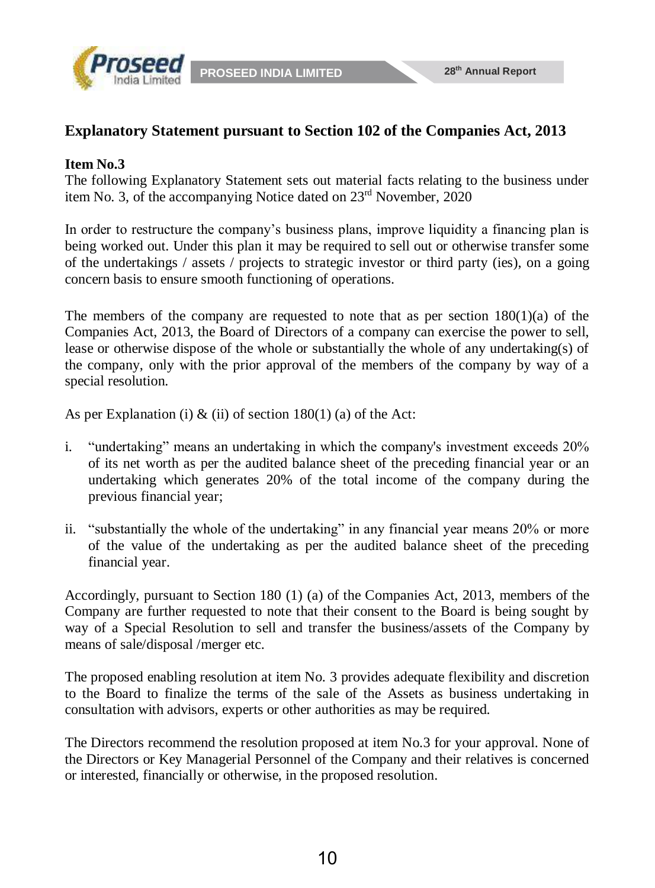## Explanatory Statement pursuant to Section 102 of the Companies Act, 2013

**Item No.3**

The following Explanatory Statement sets out material facts relating to the business under item No. 3, of the accompanying Notice dated on 23rd November, 2020

In order to restructure the company's business plans, improve liquidity a financing plan is being worked out. Under this plan it may be required to sell out or otherwise transfer some of the undertakings / assets / projects to strategic investor or third party (ies), on a going concern basis to ensure smooth functioning of operations.

The members of the company are requested to note that as per section 180(1)(a) of the Companies Act, 2013, the Board of Directors of a company can exercise the power to sell, lease or otherwise dispose of the whole or substantially the whole of any undertaking(s) of the company, only with the prior approval of the members of the company by way of a special resolution.

As per Explanation (i) & (ii) of section 180(1) (a) of the Act:

i. "undertaking" means an undertaking in which the company's investment exceeds 20% of its net worth as per the audited balance sheet of the preceding financial year or an undertaking which generates 20% of the total income of the company during the previous financial year;

ii. "substantially the whole of the undertaking" in any financial year means 20% or more of the value of the undertaking as per the audited balance sheet of the preceding financial year.

Accordingly, pursuant to Section 180 (1) (a) of the Companies Act, 2013, members of the Company are further requested to note that their consent to the Board is being sought by way of a Special Resolution to sell and transfer the business/assets of the Company by means of sale/disposal /merger etc.

The proposed enabling resolution at item No. 3 provides adequate flexibility and discretion to the Board to finalize the terms of the sale of the Assets as business undertaking in consultation with advisors, experts or other authorities as may be required.

The Directors recommend the resolution proposed at item No.3 for your approval. None of the Directors or Key Managerial Personnel of the Company and their relatives is concerned or interested, financially or otherwise, in the proposed resolution.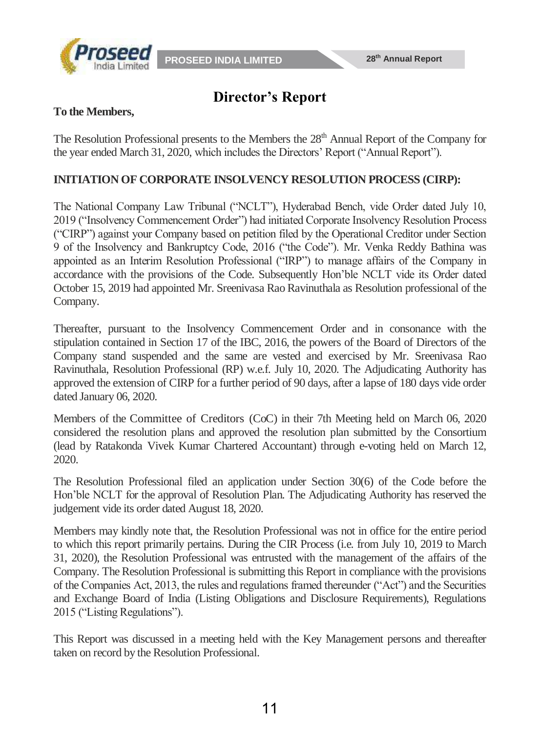# Director's Report

**To the Members,**

The Resolution Professional presents to the Members the 28th Annual Report of the Company for the year ended March 31, 2020, which includes the Directors' Report ("Annual Report").

**INITIATION OF CORPORATE INSOLVENCY RESOLUTION PROCESS (CIRP):**

The National Company Law Tribunal ("NCLT"), Hyderabad Bench, vide Order dated July 10, 2019 ("Insolvency Commencement Order") had initiated Corporate Insolvency Resolution Process ("CIRP") against your Company based on petition filed by the Operational Creditor under Section 9 of the Insolvency and Bankruptcy Code, 2016 ("the Code"). Mr. Venka Reddy Bathina was appointed as an Interim Resolution Professional ("IRP") to manage affairs of the Company in accordance with the provisions of the Code. Subsequently Hon'ble NCLT vide its Order dated October 15, 2019 had appointed Mr. Sreenivasa Rao Ravinuthala as Resolution professional of the Company.

Thereafter, pursuant to the Insolvency Commencement Order and in consonance with the stipulation contained in Section 17 of the IBC, 2016, the powers of the Board of Directors of the Company stand suspended and the same are vested and exercised by Mr. Sreenivasa Rao Ravinuthala, Resolution Professional (RP) w.e.f. July 10, 2020. The Adjudicating Authority has approved the extension of CIRP for a further period of 90 days, after a lapse of 180 days vide order dated January 06, 2020.

Members of the Committee of Creditors (CoC) in their 7th Meeting held on March 06, 2020 considered the resolution plans and approved the resolution plan submitted by the Consortium (lead by Ratakonda Vivek Kumar Chartered Accountant) through e-voting held on March 12, 2020.

The Resolution Professional filed an application under Section 30(6) of the Code before the Hon'ble NCLT for the approval of Resolution Plan. The Adjudicating Authority has reserved the judgement vide its order dated August 18, 2020.

Members may kindly note that, the Resolution Professional was not in office for the entire period to which this report primarily pertains. During the CIR Process (i.e. from July 10, 2019 to March 31, 2020), the Resolution Professional was entrusted with the management of the affairs of the Company. The Resolution Professional is submitting this Report in compliance with the provisions of the Companies Act, 2013, the rules and regulations framed thereunder ("Act") and the Securities and Exchange Board of India (Listing Obligations and Disclosure Requirements), Regulations 2015 ("Listing Regulations").

This Report was discussed in a meeting held with the Key Management persons and thereafter taken on record by the Resolution Professional.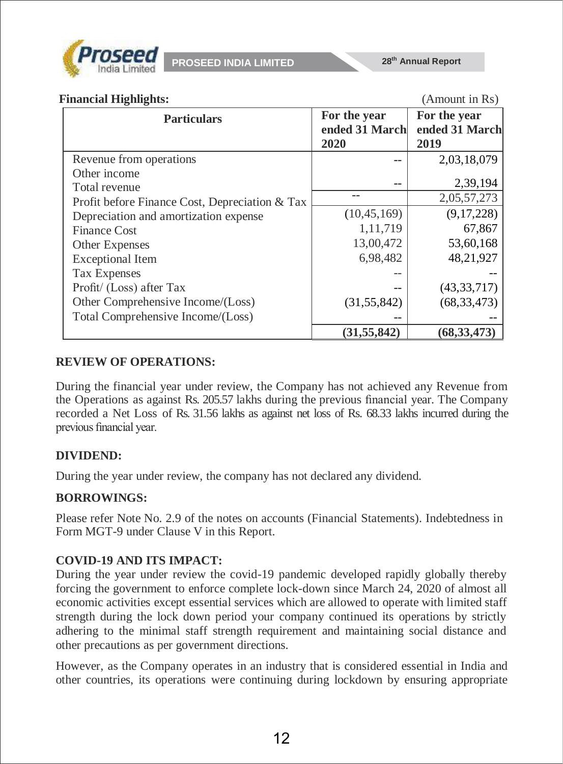**Financial Highlights:** (Amount in Rs)

| Particulars | For the year ended 31 March 2020 | For the year ended 31 March 2019 |
|---|---|---|
| Revenue from operations | -- | 2,03,18,079 |
| Other income | | |
| Total revenue | -- | 2,39,194 |
| Profit before Finance Cost, Depreciation & Tax | -- | 2,05,57,273 |
| Depreciation and amortization expense | (10,45,169) | (9,17,228) |
| Finance Cost | 1,11,719 | 67,867 |
| Other Expenses | 13,00,472 | 53,60,168 |
| Exceptional Item | 6,98,482 | 48,21,927 |
| Tax Expenses | -- | -- |
| Profit/ (Loss) after Tax | -- | (43,33,717) |
| Other Comprehensive Income/(Loss) | (31,55,842) | (68,33,473) |
| Total Comprehensive Income/(Loss) | -- | -- |
| | **(31,55,842)** | **(68,33,473)** |

**REVIEW OF OPERATIONS:**

During the financial year under review, the Company has not achieved any Revenue from the Operations as against Rs. 205.57 lakhs during the previous financial year. The Company recorded a Net Loss of Rs. 31.56 lakhs as against net loss of Rs. 68.33 lakhs incurred during the previous financial year.

**DIVIDEND:**

During the year under review, the company has not declared any dividend.

**BORROWINGS:**

Please refer Note No. 2.9 of the notes on accounts (Financial Statements). Indebtedness in Form MGT-9 under Clause V in this Report.

**COVID-19 AND ITS IMPACT:**

During the year under review the covid-19 pandemic developed rapidly globally thereby forcing the government to enforce complete lock-down since March 24, 2020 of almost all economic activities except essential services which are allowed to operate with limited staff strength during the lock down period your company continued its operations by strictly adhering to the minimal staff strength requirement and maintaining social distance and other precautions as per government directions.

However, as the Company operates in an industry that is considered essential in India and other countries, its operations were continuing during lockdown by ensuring appropriate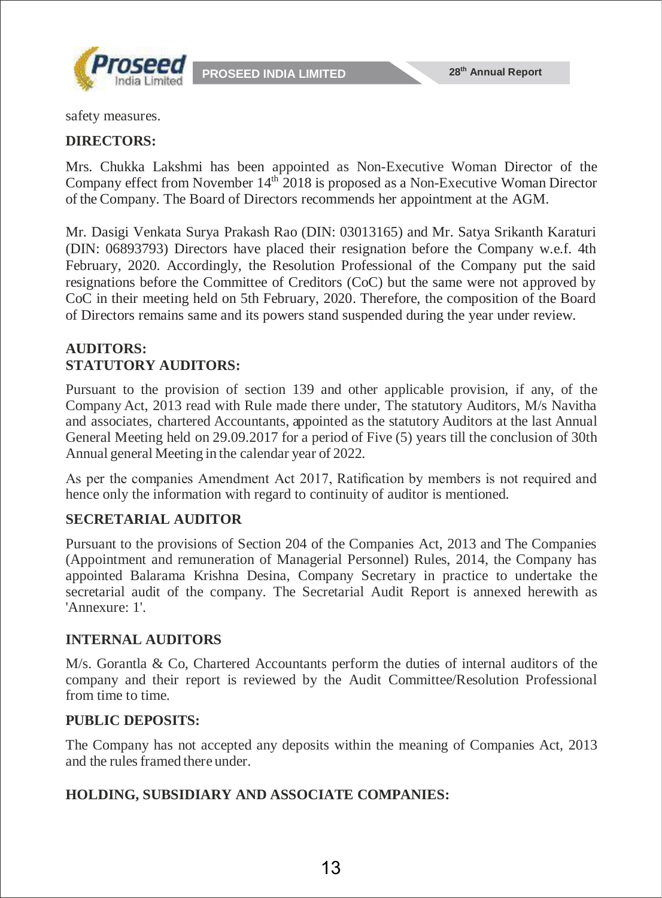safety measures.

**DIRECTORS:**

Mrs. Chukka Lakshmi has been appointed as Non-Executive Woman Director of the Company effect from November 14th 2018 is proposed as a Non-Executive Woman Director of the Company. The Board of Directors recommends her appointment at the AGM.

Mr. Dasigi Venkata Surya Prakash Rao (DIN: 03013165) and Mr. Satya Srikanth Karaturi (DIN: 06893793) Directors have placed their resignation before the Company w.e.f. 4th February, 2020. Accordingly, the Resolution Professional of the Company put the said resignations before the Committee of Creditors (CoC) but the same were not approved by CoC in their meeting held on 5th February, 2020. Therefore, the composition of the Board of Directors remains same and its powers stand suspended during the year under review.

**AUDITORS:**

**STATUTORY AUDITORS:**

Pursuant to the provision of section 139 and other applicable provision, if any, of the Company Act, 2013 read with Rule made there under, The statutory Auditors, M/s Navitha and associates, chartered Accountants, appointed as the statutory Auditors at the last Annual General Meeting held on 29.09.2017 for a period of Five (5) years till the conclusion of 30th Annual general Meeting in the calendar year of 2022.

As per the companies Amendment Act 2017, Ratification by members is not required and hence only the information with regard to continuity of auditor is mentioned.

**SECRETARIAL AUDITOR**

Pursuant to the provisions of Section 204 of the Companies Act, 2013 and The Companies (Appointment and remuneration of Managerial Personnel) Rules, 2014, the Company has appointed Balarama Krishna Desina, Company Secretary in practice to undertake the secretarial audit of the company. The Secretarial Audit Report is annexed herewith as 'Annexure: 1'.

**INTERNAL AUDITORS**

M/s. Gorantla & Co, Chartered Accountants perform the duties of internal auditors of the company and their report is reviewed by the Audit Committee/Resolution Professional from time to time.

**PUBLIC DEPOSITS:**

The Company has not accepted any deposits within the meaning of Companies Act, 2013 and the rules framed there under.

**HOLDING, SUBSIDIARY AND ASSOCIATE COMPANIES:**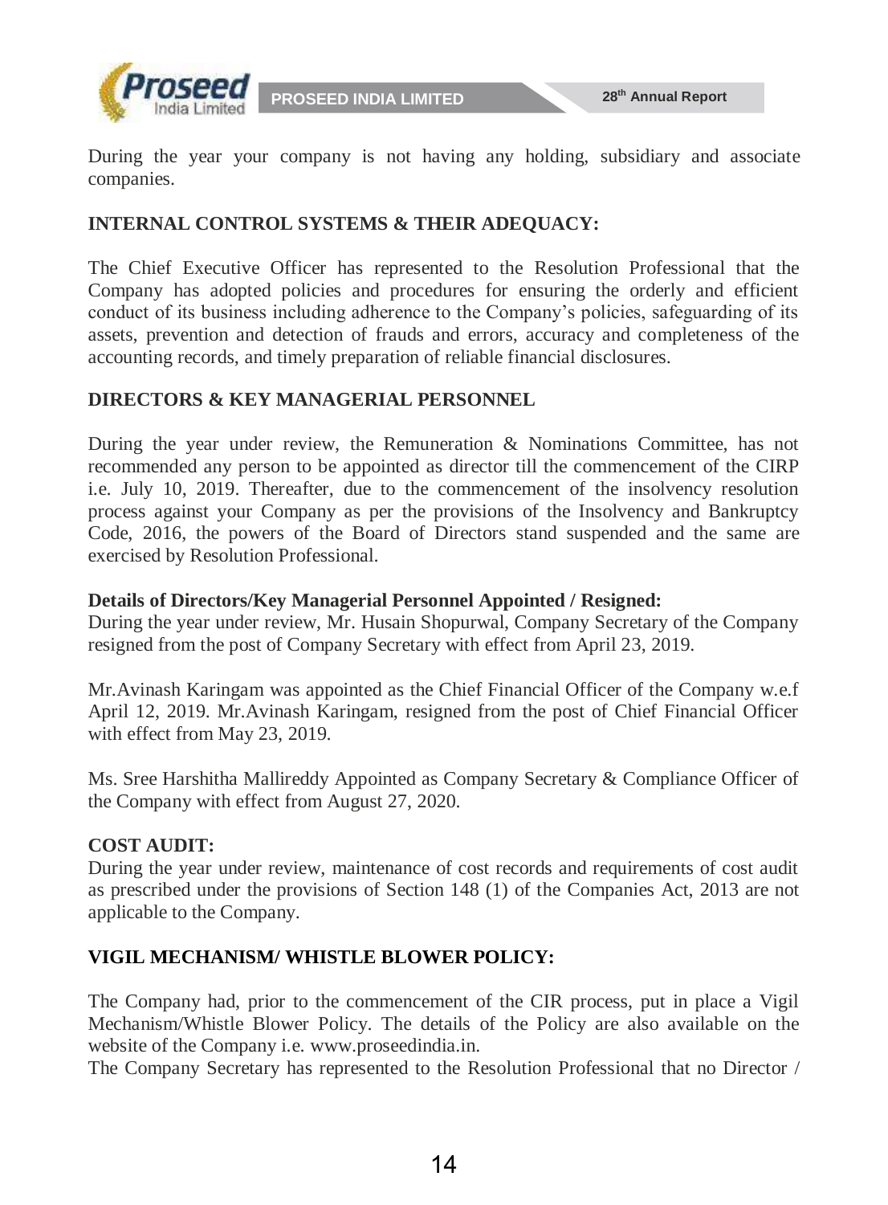During the year your company is not having any holding, subsidiary and associate companies.

## INTERNAL CONTROL SYSTEMS & THEIR ADEQUACY:

The Chief Executive Officer has represented to the Resolution Professional that the Company has adopted policies and procedures for ensuring the orderly and efficient conduct of its business including adherence to the Company's policies, safeguarding of its assets, prevention and detection of frauds and errors, accuracy and completeness of the accounting records, and timely preparation of reliable financial disclosures.

## DIRECTORS & KEY MANAGERIAL PERSONNEL

During the year under review, the Remuneration & Nominations Committee, has not recommended any person to be appointed as director till the commencement of the CIRP i.e. July 10, 2019. Thereafter, due to the commencement of the insolvency resolution process against your Company as per the provisions of the Insolvency and Bankruptcy Code, 2016, the powers of the Board of Directors stand suspended and the same are exercised by Resolution Professional.

**Details of Directors/Key Managerial Personnel Appointed / Resigned:**
During the year under review, Mr. Husain Shopurwal, Company Secretary of the Company resigned from the post of Company Secretary with effect from April 23, 2019.

Mr.Avinash Karingam was appointed as the Chief Financial Officer of the Company w.e.f April 12, 2019. Mr.Avinash Karingam, resigned from the post of Chief Financial Officer with effect from May 23, 2019.

Ms. Sree Harshitha Mallireddy Appointed as Company Secretary & Compliance Officer of the Company with effect from August 27, 2020.

## COST AUDIT:

During the year under review, maintenance of cost records and requirements of cost audit as prescribed under the provisions of Section 148 (1) of the Companies Act, 2013 are not applicable to the Company.

## VIGIL MECHANISM/ WHISTLE BLOWER POLICY:

The Company had, prior to the commencement of the CIR process, put in place a Vigil Mechanism/Whistle Blower Policy. The details of the Policy are also available on the website of the Company i.e. www.proseedindia.in.
The Company Secretary has represented to the Resolution Professional that no Director /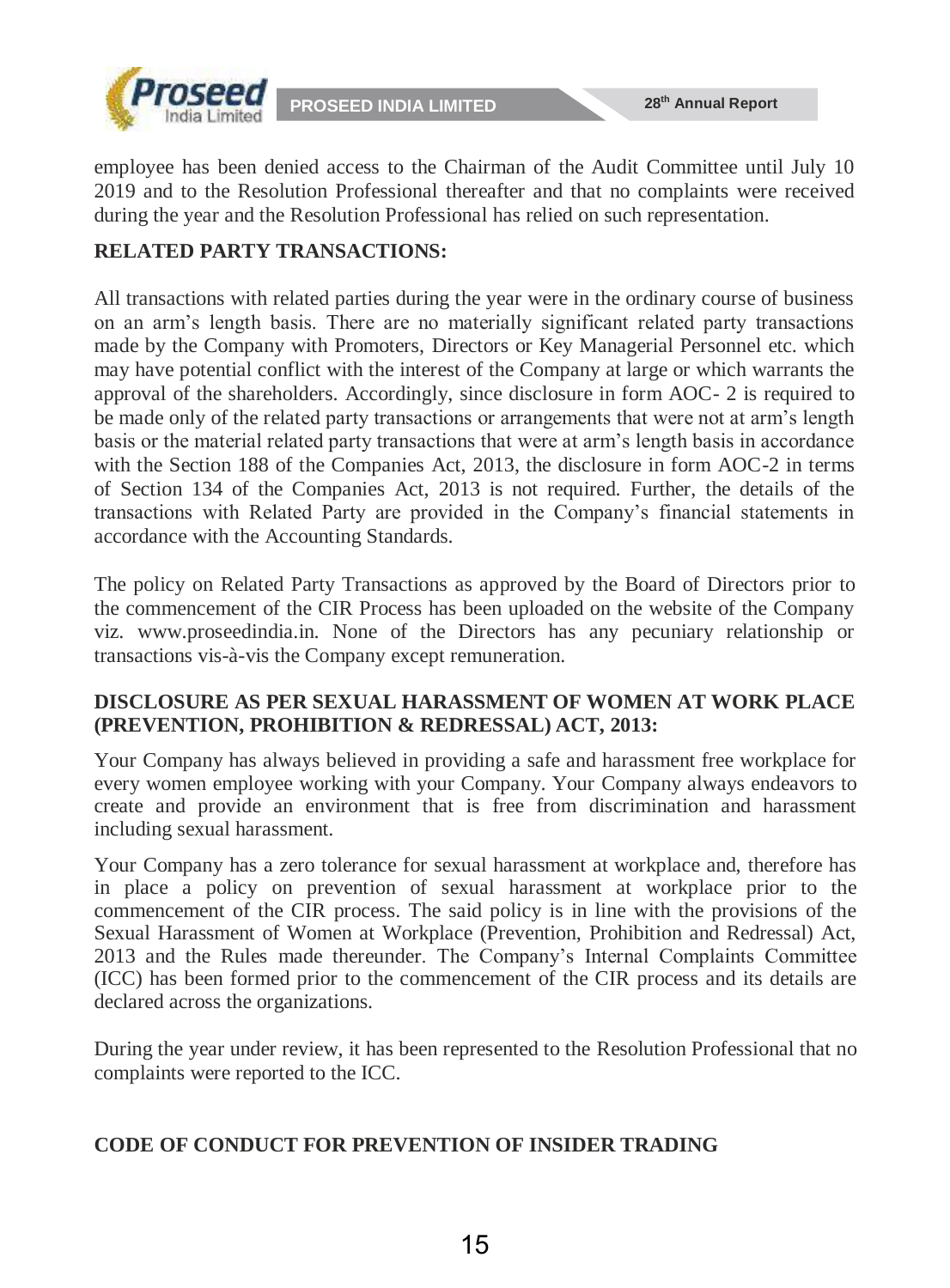employee has been denied access to the Chairman of the Audit Committee until July 10 2019 and to the Resolution Professional thereafter and that no complaints were received during the year and the Resolution Professional has relied on such representation.

## RELATED PARTY TRANSACTIONS:

All transactions with related parties during the year were in the ordinary course of business on an arm's length basis. There are no materially significant related party transactions made by the Company with Promoters, Directors or Key Managerial Personnel etc. which may have potential conflict with the interest of the Company at large or which warrants the approval of the shareholders. Accordingly, since disclosure in form AOC- 2 is required to be made only of the related party transactions or arrangements that were not at arm's length basis or the material related party transactions that were at arm's length basis in accordance with the Section 188 of the Companies Act, 2013, the disclosure in form AOC-2 in terms of Section 134 of the Companies Act, 2013 is not required. Further, the details of the transactions with Related Party are provided in the Company's financial statements in accordance with the Accounting Standards.

The policy on Related Party Transactions as approved by the Board of Directors prior to the commencement of the CIR Process has been uploaded on the website of the Company viz. www.proseedindia.in. None of the Directors has any pecuniary relationship or transactions vis-à-vis the Company except remuneration.

## DISCLOSURE AS PER SEXUAL HARASSMENT OF WOMEN AT WORK PLACE (PREVENTION, PROHIBITION & REDRESSAL) ACT, 2013:

Your Company has always believed in providing a safe and harassment free workplace for every women employee working with your Company. Your Company always endeavors to create and provide an environment that is free from discrimination and harassment including sexual harassment.

Your Company has a zero tolerance for sexual harassment at workplace and, therefore has in place a policy on prevention of sexual harassment at workplace prior to the commencement of the CIR process. The said policy is in line with the provisions of the Sexual Harassment of Women at Workplace (Prevention, Prohibition and Redressal) Act, 2013 and the Rules made thereunder. The Company's Internal Complaints Committee (ICC) has been formed prior to the commencement of the CIR process and its details are declared across the organizations.

During the year under review, it has been represented to the Resolution Professional that no complaints were reported to the ICC.

## CODE OF CONDUCT FOR PREVENTION OF INSIDER TRADING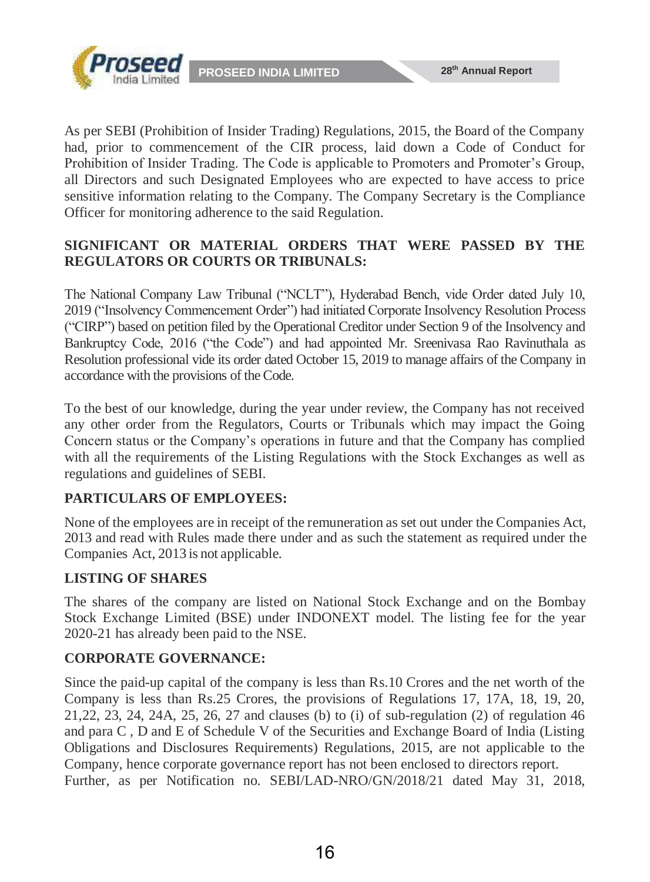As per SEBI (Prohibition of Insider Trading) Regulations, 2015, the Board of the Company had, prior to commencement of the CIR process, laid down a Code of Conduct for Prohibition of Insider Trading. The Code is applicable to Promoters and Promoter's Group, all Directors and such Designated Employees who are expected to have access to price sensitive information relating to the Company. The Company Secretary is the Compliance Officer for monitoring adherence to the said Regulation.

**SIGNIFICANT OR MATERIAL ORDERS THAT WERE PASSED BY THE REGULATORS OR COURTS OR TRIBUNALS:**

The National Company Law Tribunal ("NCLT"), Hyderabad Bench, vide Order dated July 10, 2019 ("Insolvency Commencement Order") had initiated Corporate Insolvency Resolution Process ("CIRP") based on petition filed by the Operational Creditor under Section 9 of the Insolvency and Bankruptcy Code, 2016 ("the Code") and had appointed Mr. Sreenivasa Rao Ravinuthala as Resolution professional vide its order dated October 15, 2019 to manage affairs of the Company in accordance with the provisions of the Code.

To the best of our knowledge, during the year under review, the Company has not received any other order from the Regulators, Courts or Tribunals which may impact the Going Concern status or the Company's operations in future and that the Company has complied with all the requirements of the Listing Regulations with the Stock Exchanges as well as regulations and guidelines of SEBI.

**PARTICULARS OF EMPLOYEES:**

None of the employees are in receipt of the remuneration as set out under the Companies Act, 2013 and read with Rules made there under and as such the statement as required under the Companies Act, 2013 is not applicable.

**LISTING OF SHARES**

The shares of the company are listed on National Stock Exchange and on the Bombay Stock Exchange Limited (BSE) under INDONEXT model. The listing fee for the year 2020-21 has already been paid to the NSE.

**CORPORATE GOVERNANCE:**

Since the paid-up capital of the company is less than Rs.10 Crores and the net worth of the Company is less than Rs.25 Crores, the provisions of Regulations 17, 17A, 18, 19, 20, 21,22, 23, 24, 24A, 25, 26, 27 and clauses (b) to (i) of sub-regulation (2) of regulation 46 and para C , D and E of Schedule V of the Securities and Exchange Board of India (Listing Obligations and Disclosures Requirements) Regulations, 2015, are not applicable to the Company, hence corporate governance report has not been enclosed to directors report.

Further, as per Notification no. SEBI/LAD-NRO/GN/2018/21 dated May 31, 2018,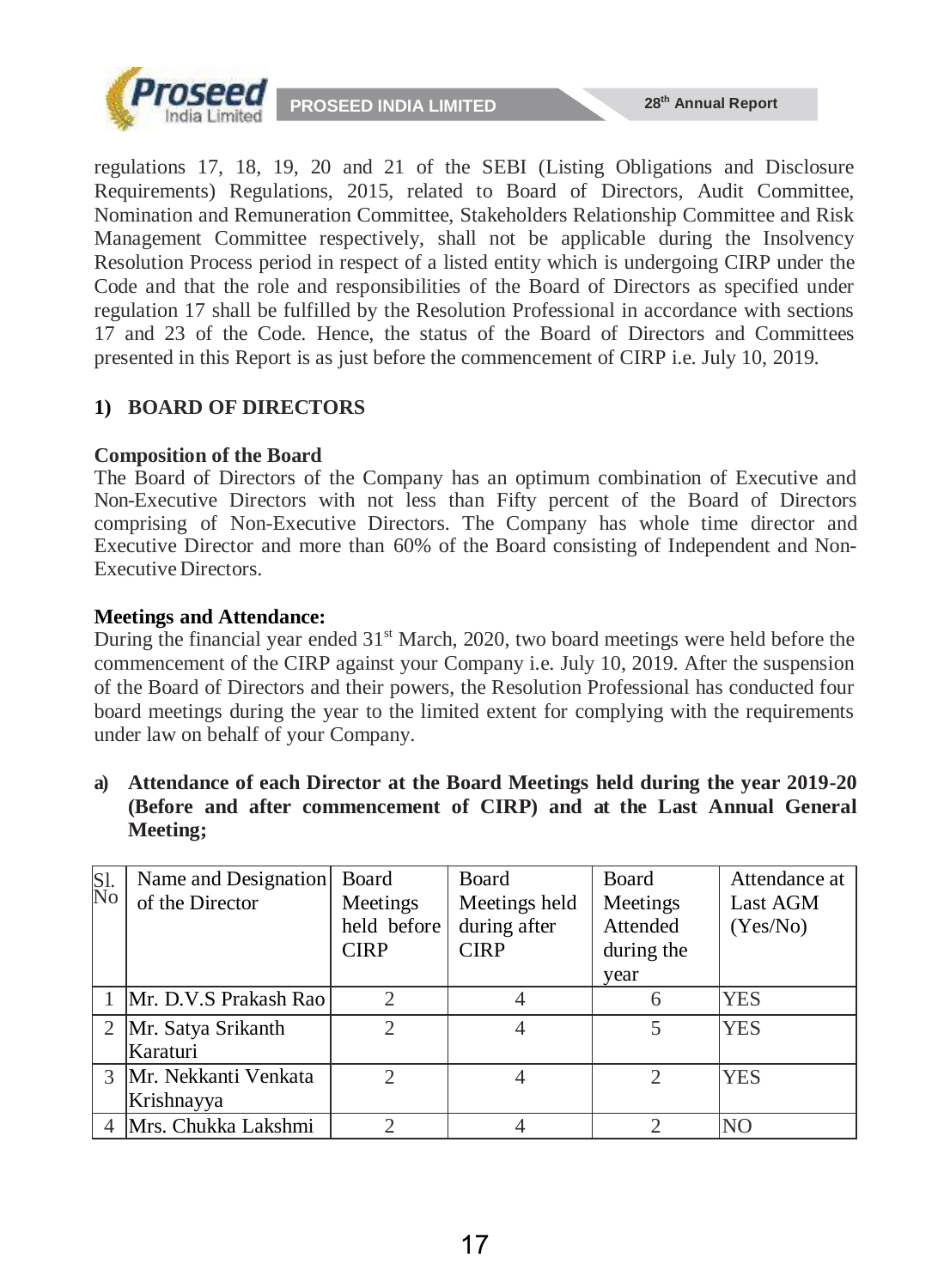regulations 17, 18, 19, 20 and 21 of the SEBI (Listing Obligations and Disclosure Requirements) Regulations, 2015, related to Board of Directors, Audit Committee, Nomination and Remuneration Committee, Stakeholders Relationship Committee and Risk Management Committee respectively, shall not be applicable during the Insolvency Resolution Process period in respect of a listed entity which is undergoing CIRP under the Code and that the role and responsibilities of the Board of Directors as specified under regulation 17 shall be fulfilled by the Resolution Professional in accordance with sections 17 and 23 of the Code. Hence, the status of the Board of Directors and Committees presented in this Report is as just before the commencement of CIRP i.e. July 10, 2019.

## 1) BOARD OF DIRECTORS

**Composition of the Board**

The Board of Directors of the Company has an optimum combination of Executive and Non-Executive Directors with not less than Fifty percent of the Board of Directors comprising of Non-Executive Directors. The Company has whole time director and Executive Director and more than 60% of the Board consisting of Independent and Non-Executive Directors.

**Meetings and Attendance:**

During the financial year ended 31st March, 2020, two board meetings were held before the commencement of the CIRP against your Company i.e. July 10, 2019. After the suspension of the Board of Directors and their powers, the Resolution Professional has conducted four board meetings during the year to the limited extent for complying with the requirements under law on behalf of your Company.

**a) Attendance of each Director at the Board Meetings held during the year 2019-20 (Before and after commencement of CIRP) and at the Last Annual General Meeting;**

| Sl. No | Name and Designation of the Director | Board Meetings held before CIRP | Board Meetings held during after CIRP | Board Meetings Attended during the year | Attendance at Last AGM (Yes/No) |
|---|---|---|---|---|---|
| 1 | Mr. D.V.S Prakash Rao | 2 | 4 | 6 | YES |
| 2 | Mr. Satya Srikanth Karaturi | 2 | 4 | 5 | YES |
| 3 | Mr. Nekkanti Venkata Krishnayya | 2 | 4 | 2 | YES |
| 4 | Mrs. Chukka Lakshmi | 2 | 4 | 2 | NO |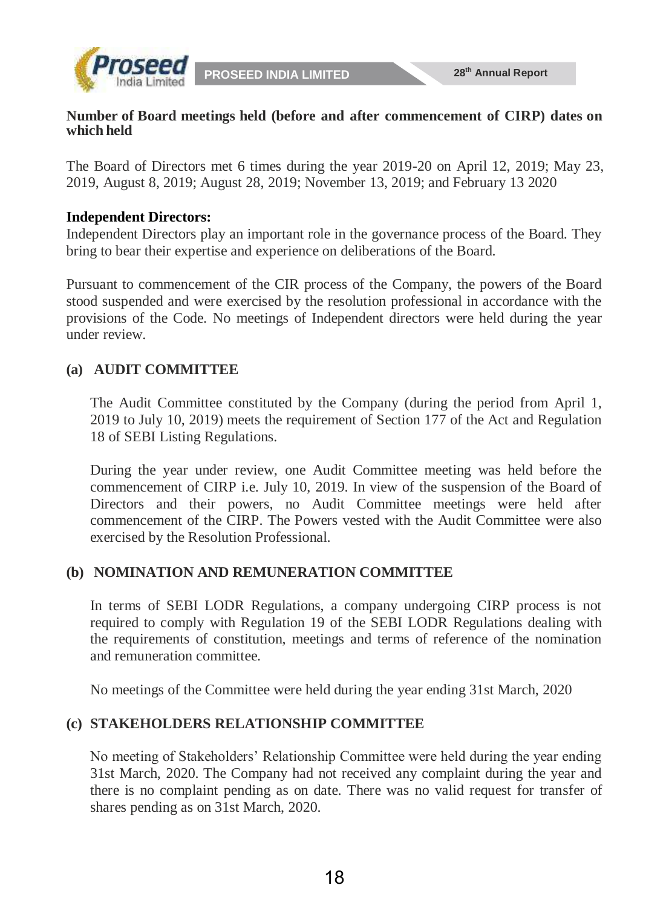**Number of Board meetings held (before and after commencement of CIRP) dates on which held**

The Board of Directors met 6 times during the year 2019-20 on April 12, 2019; May 23, 2019, August 8, 2019; August 28, 2019; November 13, 2019; and February 13 2020

**Independent Directors:**

Independent Directors play an important role in the governance process of the Board. They bring to bear their expertise and experience on deliberations of the Board.

Pursuant to commencement of the CIR process of the Company, the powers of the Board stood suspended and were exercised by the resolution professional in accordance with the provisions of the Code. No meetings of Independent directors were held during the year under review.

**(a) AUDIT COMMITTEE**

The Audit Committee constituted by the Company (during the period from April 1, 2019 to July 10, 2019) meets the requirement of Section 177 of the Act and Regulation 18 of SEBI Listing Regulations.

During the year under review, one Audit Committee meeting was held before the commencement of CIRP i.e. July 10, 2019. In view of the suspension of the Board of Directors and their powers, no Audit Committee meetings were held after commencement of the CIRP. The Powers vested with the Audit Committee were also exercised by the Resolution Professional.

**(b) NOMINATION AND REMUNERATION COMMITTEE**

In terms of SEBI LODR Regulations, a company undergoing CIRP process is not required to comply with Regulation 19 of the SEBI LODR Regulations dealing with the requirements of constitution, meetings and terms of reference of the nomination and remuneration committee.

No meetings of the Committee were held during the year ending 31st March, 2020

**(c) STAKEHOLDERS RELATIONSHIP COMMITTEE**

No meeting of Stakeholders' Relationship Committee were held during the year ending 31st March, 2020. The Company had not received any complaint during the year and there is no complaint pending as on date. There was no valid request for transfer of shares pending as on 31st March, 2020.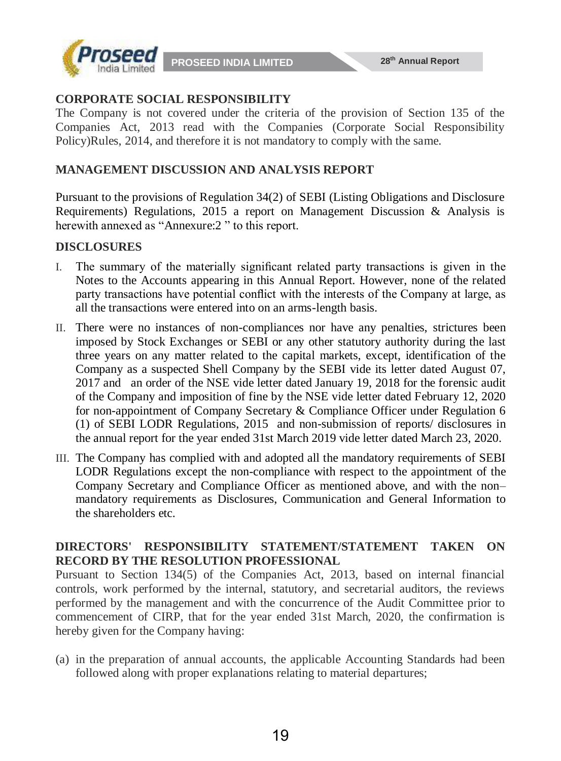## CORPORATE SOCIAL RESPONSIBILITY

The Company is not covered under the criteria of the provision of Section 135 of the Companies Act, 2013 read with the Companies (Corporate Social Responsibility Policy)Rules, 2014, and therefore it is not mandatory to comply with the same.

## MANAGEMENT DISCUSSION AND ANALYSIS REPORT

Pursuant to the provisions of Regulation 34(2) of SEBI (Listing Obligations and Disclosure Requirements) Regulations, 2015 a report on Management Discussion & Analysis is herewith annexed as "Annexure:2 " to this report.

## DISCLOSURES

I. The summary of the materially significant related party transactions is given in the Notes to the Accounts appearing in this Annual Report. However, none of the related party transactions have potential conflict with the interests of the Company at large, as all the transactions were entered into on an arms-length basis.

II. There were no instances of non-compliances nor have any penalties, strictures been imposed by Stock Exchanges or SEBI or any other statutory authority during the last three years on any matter related to the capital markets, except, identification of the Company as a suspected Shell Company by the SEBI vide its letter dated August 07, 2017 and an order of the NSE vide letter dated January 19, 2018 for the forensic audit of the Company and imposition of fine by the NSE vide letter dated February 12, 2020 for non-appointment of Company Secretary & Compliance Officer under Regulation 6 (1) of SEBI LODR Regulations, 2015 and non-submission of reports/ disclosures in the annual report for the year ended 31st March 2019 vide letter dated March 23, 2020.

III. The Company has complied with and adopted all the mandatory requirements of SEBI LODR Regulations except the non-compliance with respect to the appointment of the Company Secretary and Compliance Officer as mentioned above, and with the non–mandatory requirements as Disclosures, Communication and General Information to the shareholders etc.

## DIRECTORS' RESPONSIBILITY STATEMENT/STATEMENT TAKEN ON RECORD BY THE RESOLUTION PROFESSIONAL

Pursuant to Section 134(5) of the Companies Act, 2013, based on internal financial controls, work performed by the internal, statutory, and secretarial auditors, the reviews performed by the management and with the concurrence of the Audit Committee prior to commencement of CIRP, that for the year ended 31st March, 2020, the confirmation is hereby given for the Company having:

(a) in the preparation of annual accounts, the applicable Accounting Standards had been followed along with proper explanations relating to material departures;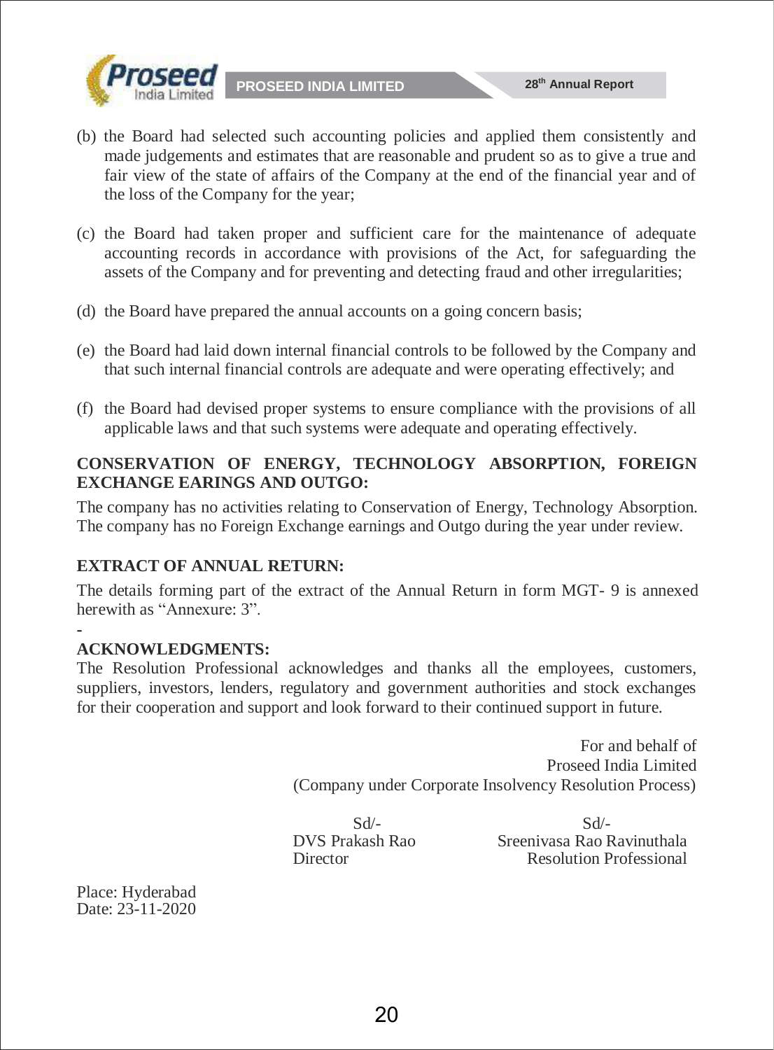(b) the Board had selected such accounting policies and applied them consistently and made judgements and estimates that are reasonable and prudent so as to give a true and fair view of the state of affairs of the Company at the end of the financial year and of the loss of the Company for the year;

(c) the Board had taken proper and sufficient care for the maintenance of adequate accounting records in accordance with provisions of the Act, for safeguarding the assets of the Company and for preventing and detecting fraud and other irregularities;

(d) the Board have prepared the annual accounts on a going concern basis;

(e) the Board had laid down internal financial controls to be followed by the Company and that such internal financial controls are adequate and were operating effectively; and

(f) the Board had devised proper systems to ensure compliance with the provisions of all applicable laws and that such systems were adequate and operating effectively.

**CONSERVATION OF ENERGY, TECHNOLOGY ABSORPTION, FOREIGN EXCHANGE EARINGS AND OUTGO:**

The company has no activities relating to Conservation of Energy, Technology Absorption. The company has no Foreign Exchange earnings and Outgo during the year under review.

**EXTRACT OF ANNUAL RETURN:**

The details forming part of the extract of the Annual Return in form MGT- 9 is annexed herewith as "Annexure: 3".

-

**ACKNOWLEDGMENTS:**

The Resolution Professional acknowledges and thanks all the employees, customers, suppliers, investors, lenders, regulatory and government authorities and stock exchanges for their cooperation and support and look forward to their continued support in future.

For and behalf of
Proseed India Limited
(Company under Corporate Insolvency Resolution Process)

| Sd/- | Sd/- |
|---|---|
| DVS Prakash Rao | Sreenivasa Rao Ravinuthala |
| Director | Resolution Professional |

Place: Hyderabad
Date: 23-11-2020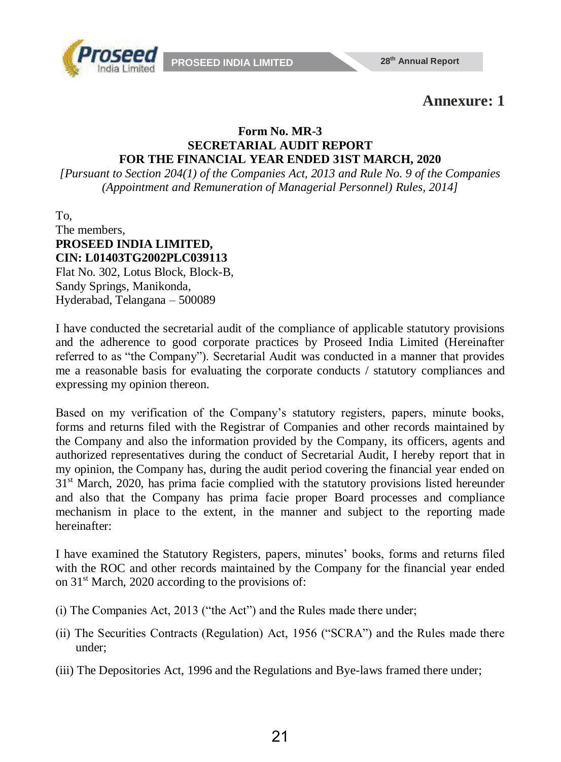**Annexure: 1**

**Form No. MR-3**
**SECRETARIAL AUDIT REPORT**
**FOR THE FINANCIAL YEAR ENDED 31ST MARCH, 2020**

*[Pursuant to Section 204(1) of the Companies Act, 2013 and Rule No. 9 of the Companies (Appointment and Remuneration of Managerial Personnel) Rules, 2014]*

To,
The members,
**PROSEED INDIA LIMITED,**
**CIN: L01403TG2002PLC039113**
Flat No. 302, Lotus Block, Block-B,
Sandy Springs, Manikonda,
Hyderabad, Telangana – 500089

I have conducted the secretarial audit of the compliance of applicable statutory provisions and the adherence to good corporate practices by Proseed India Limited (Hereinafter referred to as "the Company"). Secretarial Audit was conducted in a manner that provides me a reasonable basis for evaluating the corporate conducts / statutory compliances and expressing my opinion thereon.

Based on my verification of the Company's statutory registers, papers, minute books, forms and returns filed with the Registrar of Companies and other records maintained by the Company and also the information provided by the Company, its officers, agents and authorized representatives during the conduct of Secretarial Audit, I hereby report that in my opinion, the Company has, during the audit period covering the financial year ended on 31st March, 2020, has prima facie complied with the statutory provisions listed hereunder and also that the Company has prima facie proper Board processes and compliance mechanism in place to the extent, in the manner and subject to the reporting made hereinafter:

I have examined the Statutory Registers, papers, minutes' books, forms and returns filed with the ROC and other records maintained by the Company for the financial year ended on 31st March, 2020 according to the provisions of:

(i) The Companies Act, 2013 ("the Act") and the Rules made there under;

(ii) The Securities Contracts (Regulation) Act, 1956 ("SCRA") and the Rules made there under;

(iii) The Depositories Act, 1996 and the Regulations and Bye-laws framed there under;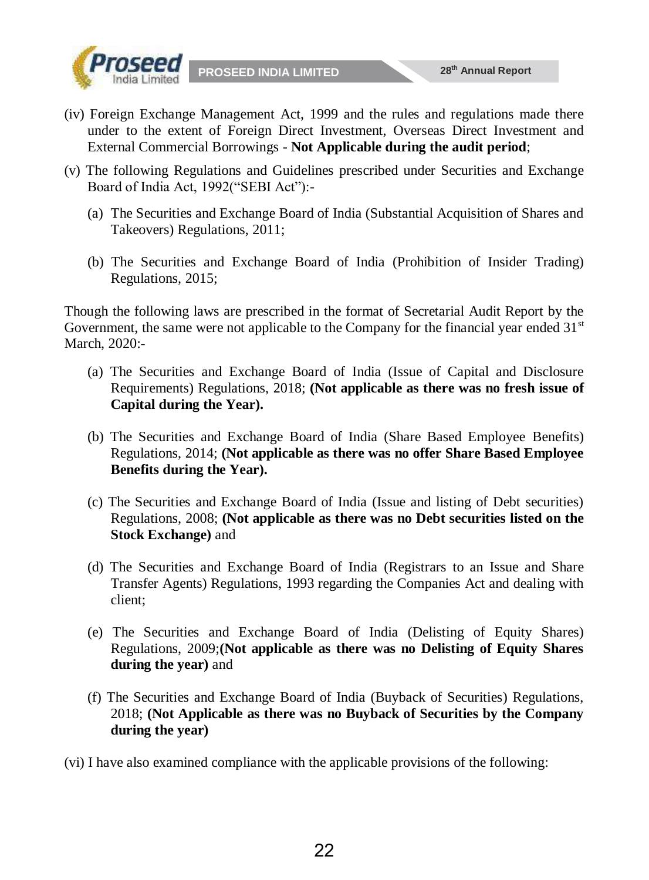(iv) Foreign Exchange Management Act, 1999 and the rules and regulations made there under to the extent of Foreign Direct Investment, Overseas Direct Investment and External Commercial Borrowings - **Not Applicable during the audit period**;

(v) The following Regulations and Guidelines prescribed under Securities and Exchange Board of India Act, 1992("SEBI Act"):-

(a) The Securities and Exchange Board of India (Substantial Acquisition of Shares and Takeovers) Regulations, 2011;

(b) The Securities and Exchange Board of India (Prohibition of Insider Trading) Regulations, 2015;

Though the following laws are prescribed in the format of Secretarial Audit Report by the Government, the same were not applicable to the Company for the financial year ended 31st March, 2020:-

(a) The Securities and Exchange Board of India (Issue of Capital and Disclosure Requirements) Regulations, 2018; **(Not applicable as there was no fresh issue of Capital during the Year).**

(b) The Securities and Exchange Board of India (Share Based Employee Benefits) Regulations, 2014; **(Not applicable as there was no offer Share Based Employee Benefits during the Year).**

(c) The Securities and Exchange Board of India (Issue and listing of Debt securities) Regulations, 2008; **(Not applicable as there was no Debt securities listed on the Stock Exchange)** and

(d) The Securities and Exchange Board of India (Registrars to an Issue and Share Transfer Agents) Regulations, 1993 regarding the Companies Act and dealing with client;

(e) The Securities and Exchange Board of India (Delisting of Equity Shares) Regulations, 2009;**(Not applicable as there was no Delisting of Equity Shares during the year)** and

(f) The Securities and Exchange Board of India (Buyback of Securities) Regulations, 2018; **(Not Applicable as there was no Buyback of Securities by the Company during the year)**

(vi) I have also examined compliance with the applicable provisions of the following: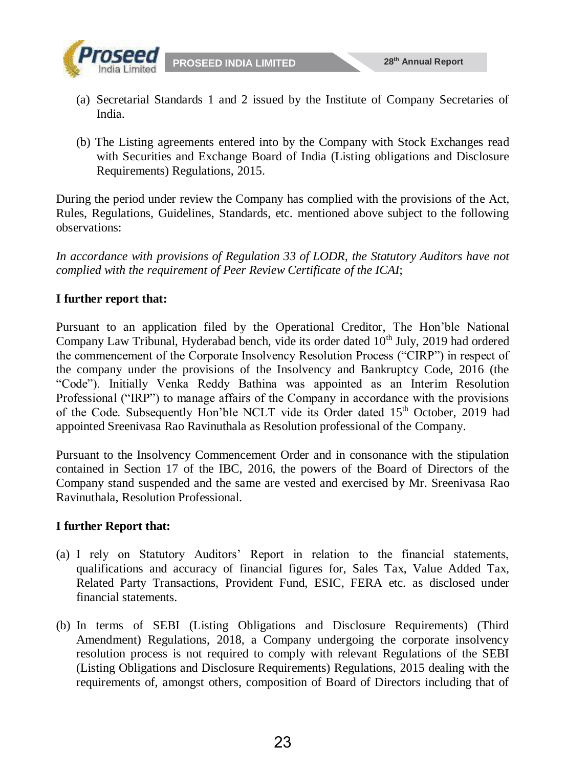(a) Secretarial Standards 1 and 2 issued by the Institute of Company Secretaries of India.

(b) The Listing agreements entered into by the Company with Stock Exchanges read with Securities and Exchange Board of India (Listing obligations and Disclosure Requirements) Regulations, 2015.

During the period under review the Company has complied with the provisions of the Act, Rules, Regulations, Guidelines, Standards, etc. mentioned above subject to the following observations:

*In accordance with provisions of Regulation 33 of LODR, the Statutory Auditors have not complied with the requirement of Peer Review Certificate of the ICAI*;

**I further report that:**

Pursuant to an application filed by the Operational Creditor, The Hon'ble National Company Law Tribunal, Hyderabad bench, vide its order dated 10th July, 2019 had ordered the commencement of the Corporate Insolvency Resolution Process ("CIRP") in respect of the company under the provisions of the Insolvency and Bankruptcy Code, 2016 (the "Code"). Initially Venka Reddy Bathina was appointed as an Interim Resolution Professional ("IRP") to manage affairs of the Company in accordance with the provisions of the Code. Subsequently Hon'ble NCLT vide its Order dated 15th October, 2019 had appointed Sreenivasa Rao Ravinuthala as Resolution professional of the Company.

Pursuant to the Insolvency Commencement Order and in consonance with the stipulation contained in Section 17 of the IBC, 2016, the powers of the Board of Directors of the Company stand suspended and the same are vested and exercised by Mr. Sreenivasa Rao Ravinuthala, Resolution Professional.

**I further Report that:**

(a) I rely on Statutory Auditors' Report in relation to the financial statements, qualifications and accuracy of financial figures for, Sales Tax, Value Added Tax, Related Party Transactions, Provident Fund, ESIC, FERA etc. as disclosed under financial statements.

(b) In terms of SEBI (Listing Obligations and Disclosure Requirements) (Third Amendment) Regulations, 2018, a Company undergoing the corporate insolvency resolution process is not required to comply with relevant Regulations of the SEBI (Listing Obligations and Disclosure Requirements) Regulations, 2015 dealing with the requirements of, amongst others, composition of Board of Directors including that of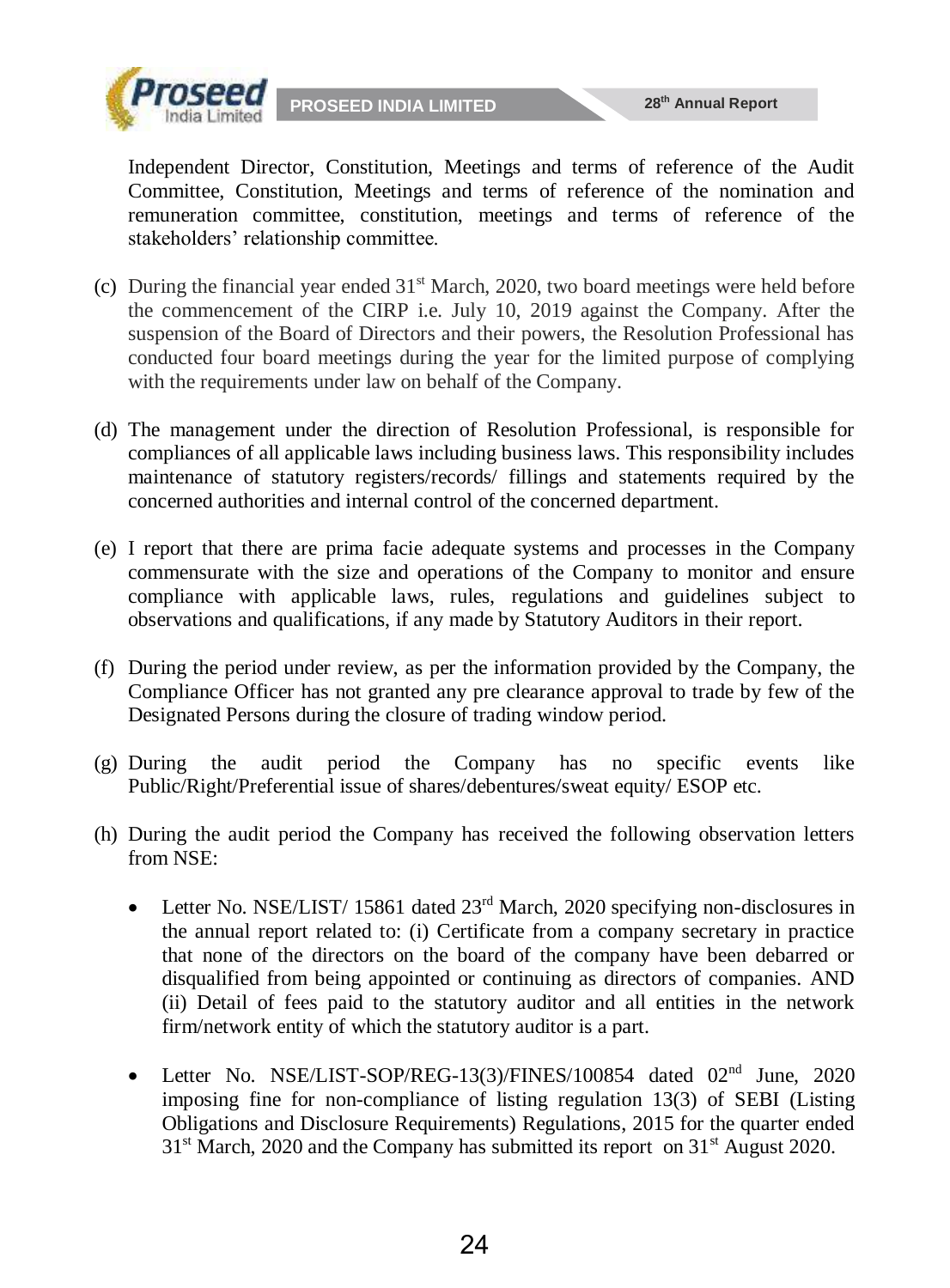Independent Director, Constitution, Meetings and terms of reference of the Audit Committee, Constitution, Meetings and terms of reference of the nomination and remuneration committee, constitution, meetings and terms of reference of the stakeholders' relationship committee.

(c) During the financial year ended 31st March, 2020, two board meetings were held before the commencement of the CIRP i.e. July 10, 2019 against the Company. After the suspension of the Board of Directors and their powers, the Resolution Professional has conducted four board meetings during the year for the limited purpose of complying with the requirements under law on behalf of the Company.

(d) The management under the direction of Resolution Professional, is responsible for compliances of all applicable laws including business laws. This responsibility includes maintenance of statutory registers/records/ fillings and statements required by the concerned authorities and internal control of the concerned department.

(e) I report that there are prima facie adequate systems and processes in the Company commensurate with the size and operations of the Company to monitor and ensure compliance with applicable laws, rules, regulations and guidelines subject to observations and qualifications, if any made by Statutory Auditors in their report.

(f) During the period under review, as per the information provided by the Company, the Compliance Officer has not granted any pre clearance approval to trade by few of the Designated Persons during the closure of trading window period.

(g) During the audit period the Company has no specific events like Public/Right/Preferential issue of shares/debentures/sweat equity/ ESOP etc.

(h) During the audit period the Company has received the following observation letters from NSE:

- Letter No. NSE/LIST/ 15861 dated 23rd March, 2020 specifying non-disclosures in the annual report related to: (i) Certificate from a company secretary in practice that none of the directors on the board of the company have been debarred or disqualified from being appointed or continuing as directors of companies. AND (ii) Detail of fees paid to the statutory auditor and all entities in the network firm/network entity of which the statutory auditor is a part.

- Letter No. NSE/LIST-SOP/REG-13(3)/FINES/100854 dated 02nd June, 2020 imposing fine for non-compliance of listing regulation 13(3) of SEBI (Listing Obligations and Disclosure Requirements) Regulations, 2015 for the quarter ended 31st March, 2020 and the Company has submitted its report on 31st August 2020.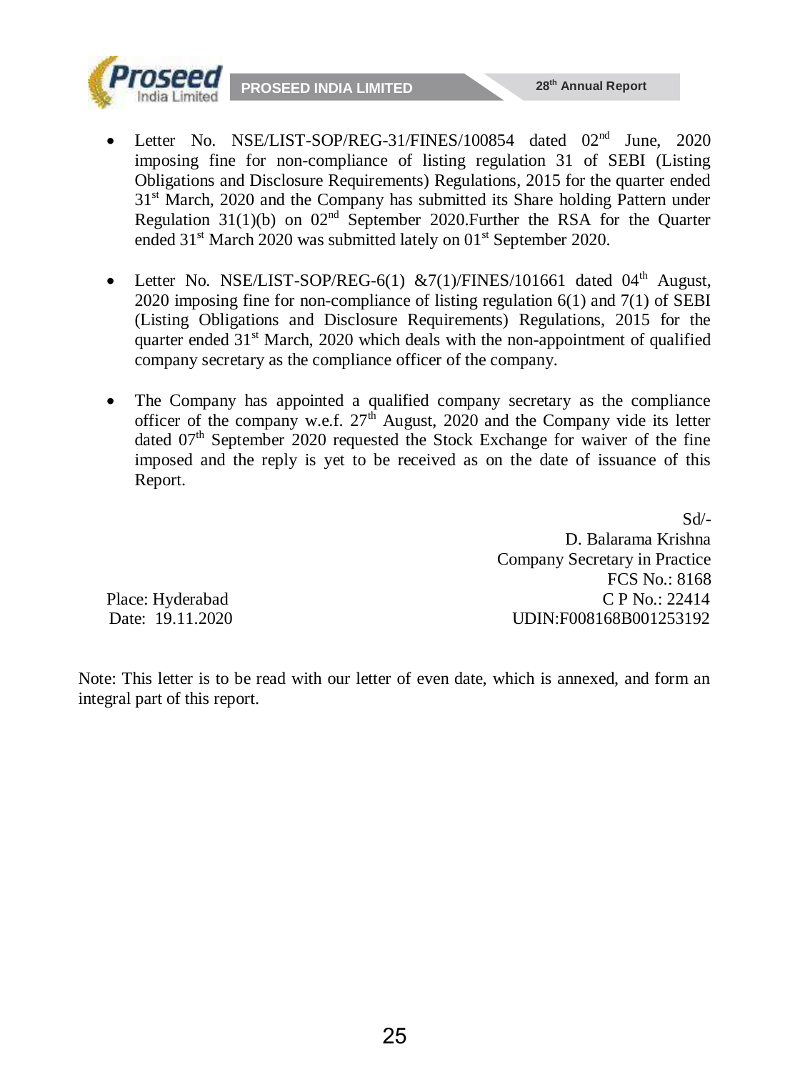- Letter No. NSE/LIST-SOP/REG-31/FINES/100854 dated 02nd June, 2020 imposing fine for non-compliance of listing regulation 31 of SEBI (Listing Obligations and Disclosure Requirements) Regulations, 2015 for the quarter ended 31st March, 2020 and the Company has submitted its Share holding Pattern under Regulation 31(1)(b) on 02nd September 2020.Further the RSA for the Quarter ended 31st March 2020 was submitted lately on 01st September 2020.

- Letter No. NSE/LIST-SOP/REG-6(1) &7(1)/FINES/101661 dated 04th August, 2020 imposing fine for non-compliance of listing regulation 6(1) and 7(1) of SEBI (Listing Obligations and Disclosure Requirements) Regulations, 2015 for the quarter ended 31st March, 2020 which deals with the non-appointment of qualified company secretary as the compliance officer of the company.

- The Company has appointed a qualified company secretary as the compliance officer of the company w.e.f. 27th August, 2020 and the Company vide its letter dated 07th September 2020 requested the Stock Exchange for waiver of the fine imposed and the reply is yet to be received as on the date of issuance of this Report.

Sd/-
D. Balarama Krishna
Company Secretary in Practice
FCS No.: 8168
C P No.: 22414
UDIN:F008168B001253192

Place: Hyderabad
Date: 19.11.2020

Note: This letter is to be read with our letter of even date, which is annexed, and form an integral part of this report.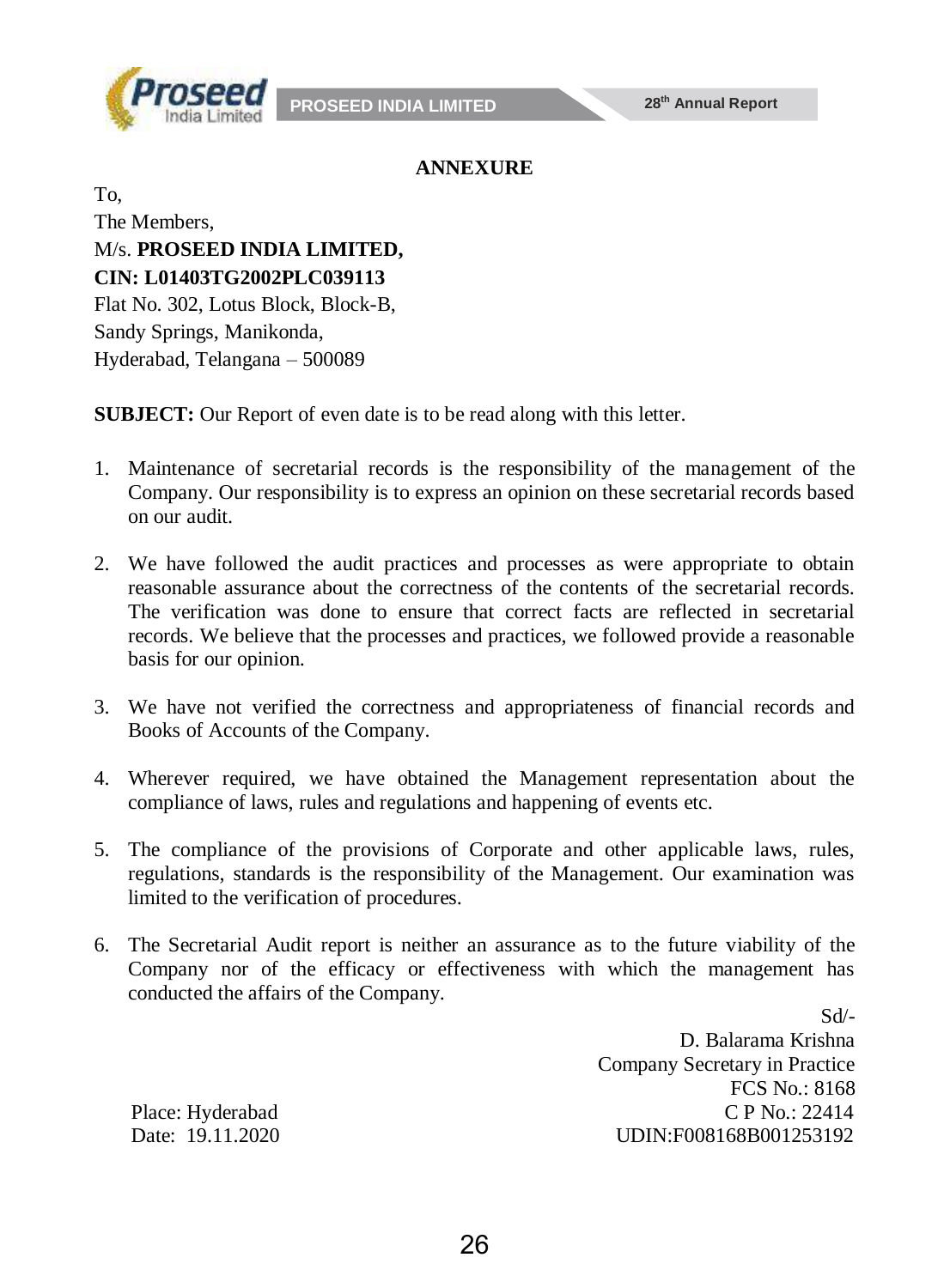## ANNEXURE

To,
The Members,
M/s. **PROSEED INDIA LIMITED,**
**CIN: L01403TG2002PLC039113**
Flat No. 302, Lotus Block, Block-B,
Sandy Springs, Manikonda,
Hyderabad, Telangana – 500089

**SUBJECT:** Our Report of even date is to be read along with this letter.

1. Maintenance of secretarial records is the responsibility of the management of the Company. Our responsibility is to express an opinion on these secretarial records based on our audit.

2. We have followed the audit practices and processes as were appropriate to obtain reasonable assurance about the correctness of the contents of the secretarial records. The verification was done to ensure that correct facts are reflected in secretarial records. We believe that the processes and practices, we followed provide a reasonable basis for our opinion.

3. We have not verified the correctness and appropriateness of financial records and Books of Accounts of the Company.

4. Wherever required, we have obtained the Management representation about the compliance of laws, rules and regulations and happening of events etc.

5. The compliance of the provisions of Corporate and other applicable laws, rules, regulations, standards is the responsibility of the Management. Our examination was limited to the verification of procedures.

6. The Secretarial Audit report is neither an assurance as to the future viability of the Company nor of the efficacy or effectiveness with which the management has conducted the affairs of the Company.

Sd/-
D. Balarama Krishna
Company Secretary in Practice
FCS No.: 8168
C P No.: 22414
UDIN:F008168B001253192

Place: Hyderabad
Date: 19.11.2020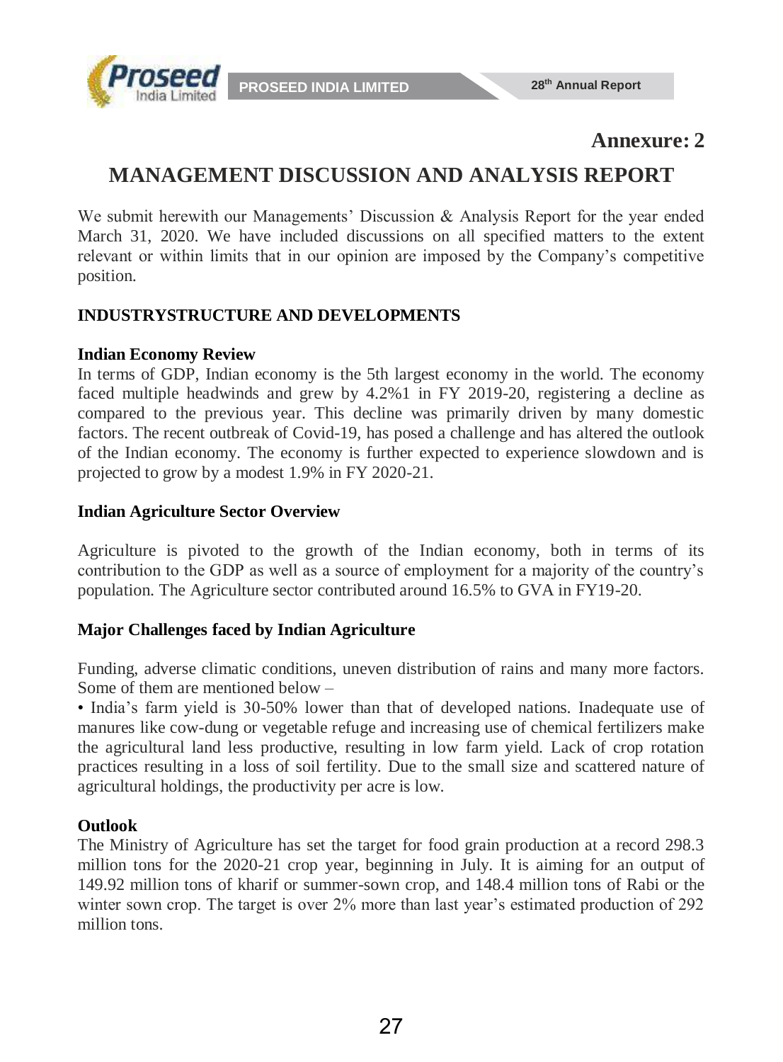**Annexure: 2**

# MANAGEMENT DISCUSSION AND ANALYSIS REPORT

We submit herewith our Managements' Discussion & Analysis Report for the year ended March 31, 2020. We have included discussions on all specified matters to the extent relevant or within limits that in our opinion are imposed by the Company's competitive position.

## INDUSTRYSTRUCTURE AND DEVELOPMENTS

### Indian Economy Review

In terms of GDP, Indian economy is the 5th largest economy in the world. The economy faced multiple headwinds and grew by 4.2%1 in FY 2019-20, registering a decline as compared to the previous year. This decline was primarily driven by many domestic factors. The recent outbreak of Covid-19, has posed a challenge and has altered the outlook of the Indian economy. The economy is further expected to experience slowdown and is projected to grow by a modest 1.9% in FY 2020-21.

### Indian Agriculture Sector Overview

Agriculture is pivoted to the growth of the Indian economy, both in terms of its contribution to the GDP as well as a source of employment for a majority of the country's population. The Agriculture sector contributed around 16.5% to GVA in FY19-20.

### Major Challenges faced by Indian Agriculture

Funding, adverse climatic conditions, uneven distribution of rains and many more factors. Some of them are mentioned below –

- India's farm yield is 30-50% lower than that of developed nations. Inadequate use of manures like cow-dung or vegetable refuge and increasing use of chemical fertilizers make the agricultural land less productive, resulting in low farm yield. Lack of crop rotation practices resulting in a loss of soil fertility. Due to the small size and scattered nature of agricultural holdings, the productivity per acre is low.

### Outlook

The Ministry of Agriculture has set the target for food grain production at a record 298.3 million tons for the 2020-21 crop year, beginning in July. It is aiming for an output of 149.92 million tons of kharif or summer-sown crop, and 148.4 million tons of Rabi or the winter sown crop. The target is over 2% more than last year's estimated production of 292 million tons.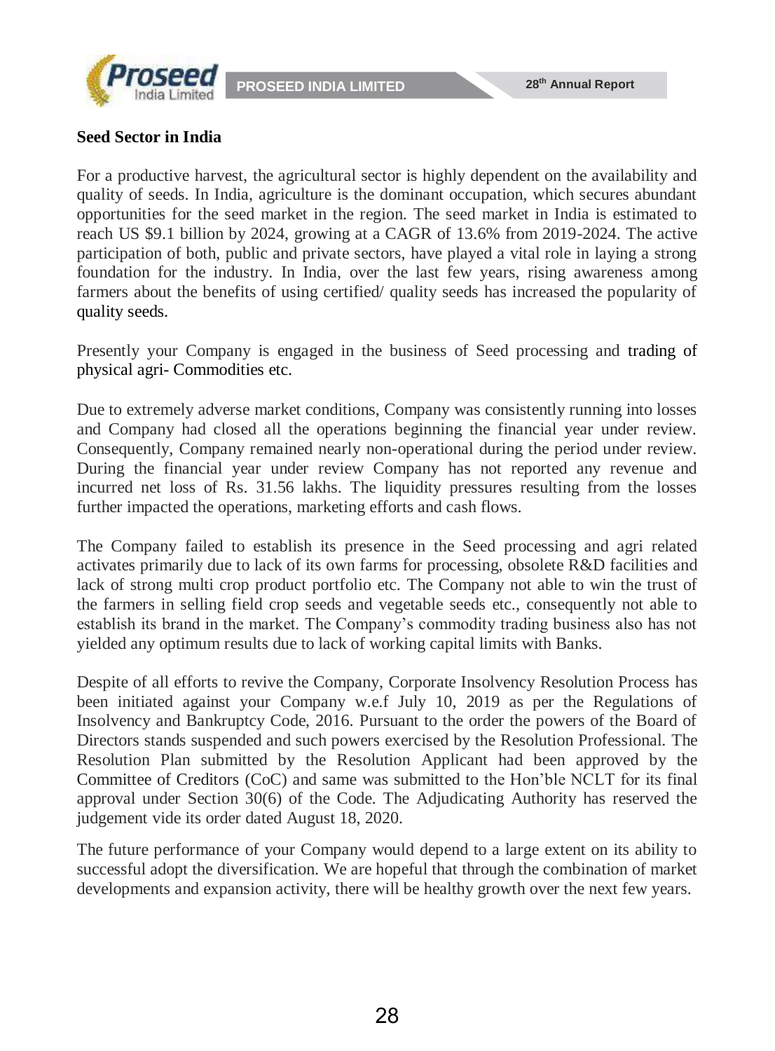**Seed Sector in India**

For a productive harvest, the agricultural sector is highly dependent on the availability and quality of seeds. In India, agriculture is the dominant occupation, which secures abundant opportunities for the seed market in the region. The seed market in India is estimated to reach US $9.1 billion by 2024, growing at a CAGR of 13.6% from 2019-2024. The active participation of both, public and private sectors, have played a vital role in laying a strong foundation for the industry. In India, over the last few years, rising awareness among farmers about the benefits of using certified/ quality seeds has increased the popularity of quality seeds.

Presently your Company is engaged in the business of Seed processing and trading of physical agri- Commodities etc.

Due to extremely adverse market conditions, Company was consistently running into losses and Company had closed all the operations beginning the financial year under review. Consequently, Company remained nearly non-operational during the period under review. During the financial year under review Company has not reported any revenue and incurred net loss of Rs. 31.56 lakhs. The liquidity pressures resulting from the losses further impacted the operations, marketing efforts and cash flows.

The Company failed to establish its presence in the Seed processing and agri related activates primarily due to lack of its own farms for processing, obsolete R&D facilities and lack of strong multi crop product portfolio etc. The Company not able to win the trust of the farmers in selling field crop seeds and vegetable seeds etc., consequently not able to establish its brand in the market. The Company's commodity trading business also has not yielded any optimum results due to lack of working capital limits with Banks.

Despite of all efforts to revive the Company, Corporate Insolvency Resolution Process has been initiated against your Company w.e.f July 10, 2019 as per the Regulations of Insolvency and Bankruptcy Code, 2016. Pursuant to the order the powers of the Board of Directors stands suspended and such powers exercised by the Resolution Professional. The Resolution Plan submitted by the Resolution Applicant had been approved by the Committee of Creditors (CoC) and same was submitted to the Hon'ble NCLT for its final approval under Section 30(6) of the Code. The Adjudicating Authority has reserved the judgement vide its order dated August 18, 2020.

The future performance of your Company would depend to a large extent on its ability to successful adopt the diversification. We are hopeful that through the combination of market developments and expansion activity, there will be healthy growth over the next few years.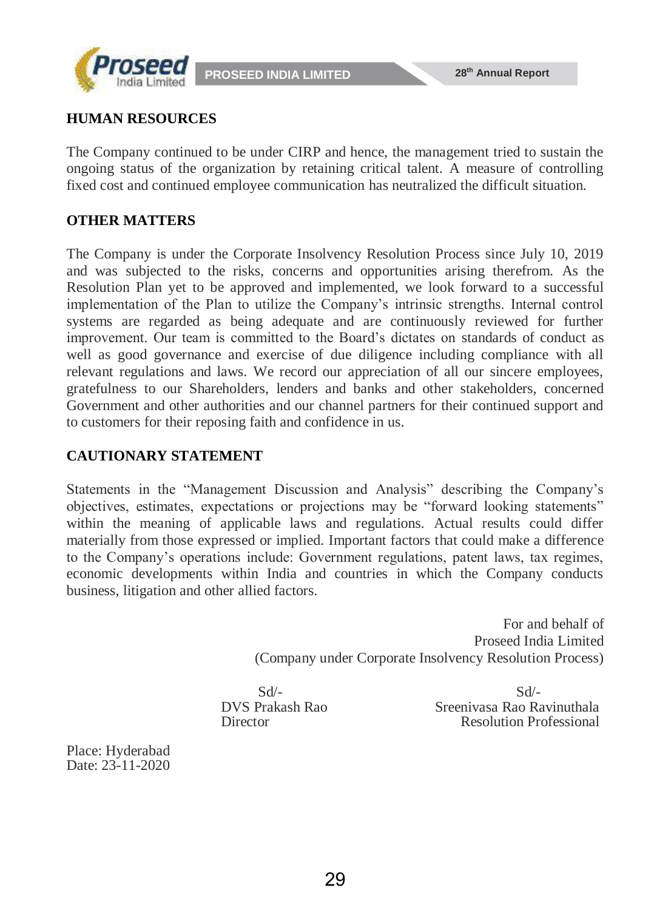## HUMAN RESOURCES

The Company continued to be under CIRP and hence, the management tried to sustain the ongoing status of the organization by retaining critical talent. A measure of controlling fixed cost and continued employee communication has neutralized the difficult situation.

## OTHER MATTERS

The Company is under the Corporate Insolvency Resolution Process since July 10, 2019 and was subjected to the risks, concerns and opportunities arising therefrom. As the Resolution Plan yet to be approved and implemented, we look forward to a successful implementation of the Plan to utilize the Company's intrinsic strengths. Internal control systems are regarded as being adequate and are continuously reviewed for further improvement. Our team is committed to the Board's dictates on standards of conduct as well as good governance and exercise of due diligence including compliance with all relevant regulations and laws. We record our appreciation of all our sincere employees, gratefulness to our Shareholders, lenders and banks and other stakeholders, concerned Government and other authorities and our channel partners for their continued support and to customers for their reposing faith and confidence in us.

## CAUTIONARY STATEMENT

Statements in the "Management Discussion and Analysis" describing the Company's objectives, estimates, expectations or projections may be "forward looking statements" within the meaning of applicable laws and regulations. Actual results could differ materially from those expressed or implied. Important factors that could make a difference to the Company's operations include: Government regulations, patent laws, tax regimes, economic developments within India and countries in which the Company conducts business, litigation and other allied factors.

For and behalf of
Proseed India Limited
(Company under Corporate Insolvency Resolution Process)

| Sd/- | Sd/- |
|---|---|
| DVS Prakash Rao | Sreenivasa Rao Ravinuthala |
| Director | Resolution Professional |

Place: Hyderabad
Date: 23-11-2020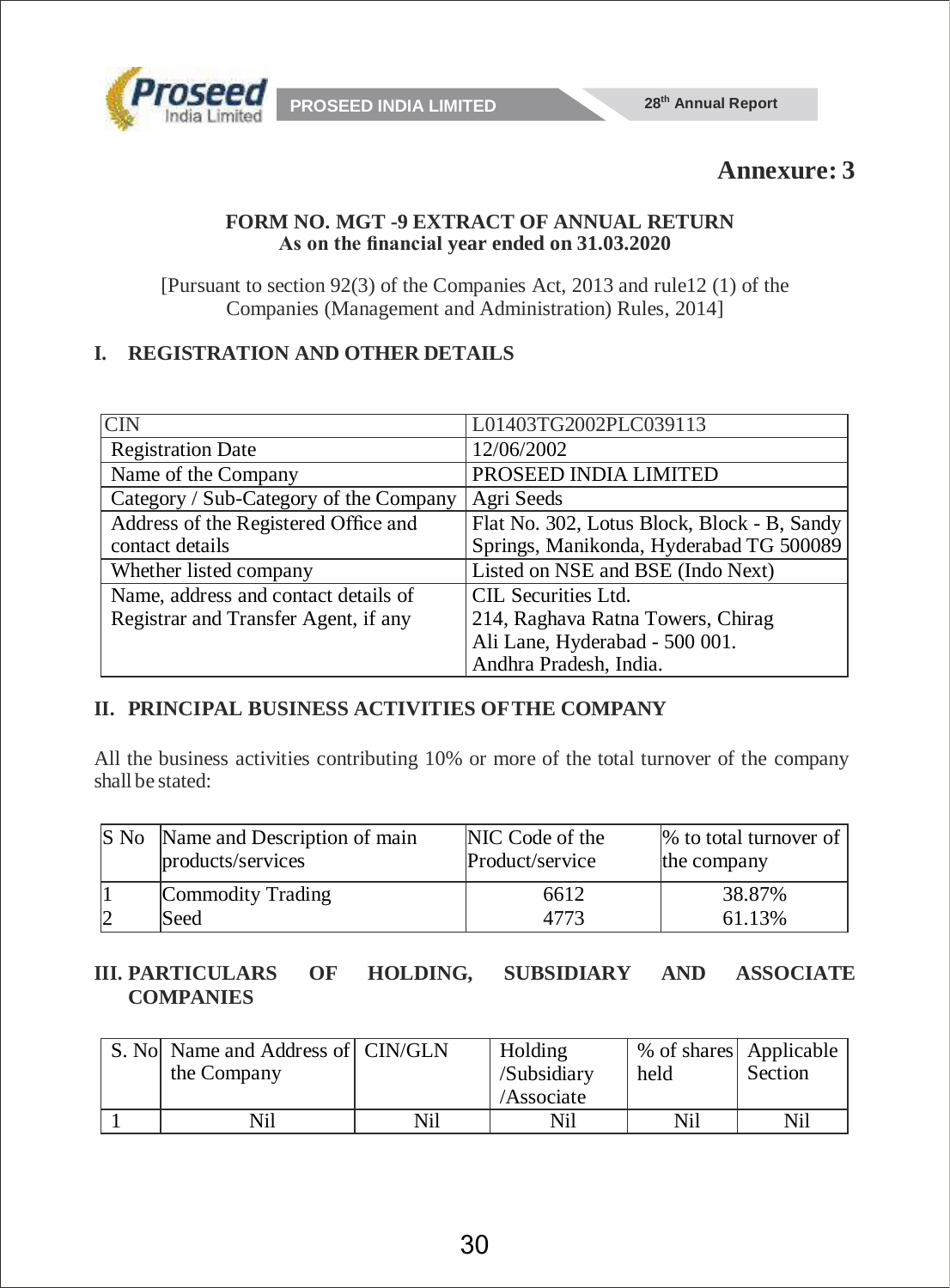## Annexure: 3

**FORM NO. MGT -9 EXTRACT OF ANNUAL RETURN**
**As on the financial year ended on 31.03.2020**

[Pursuant to section 92(3) of the Companies Act, 2013 and rule12 (1) of the Companies (Management and Administration) Rules, 2014]

### I. REGISTRATION AND OTHER DETAILS

| CIN | L01403TG2002PLC039113 |
|---|---|
| Registration Date | 12/06/2002 |
| Name of the Company | PROSEED INDIA LIMITED |
| Category / Sub-Category of the Company | Agri Seeds |
| Address of the Registered Office and contact details | Flat No. 302, Lotus Block, Block - B, Sandy Springs, Manikonda, Hyderabad TG 500089 |
| Whether listed company | Listed on NSE and BSE (Indo Next) |
| Name, address and contact details of Registrar and Transfer Agent, if any | CIL Securities Ltd. 214, Raghava Ratna Towers, Chirag Ali Lane, Hyderabad - 500 001. Andhra Pradesh, India. |

### II. PRINCIPAL BUSINESS ACTIVITIES OF THE COMPANY

All the business activities contributing 10% or more of the total turnover of the company shall be stated:

| S No | Name and Description of main products/services | NIC Code of the Product/service | % to total turnover of the company |
|---|---|---|---|
| 1 | Commodity Trading | 6612 | 38.87% |
| 2 | Seed | 4773 | 61.13% |

### III. PARTICULARS OF HOLDING, SUBSIDIARY AND ASSOCIATE COMPANIES

| S. No | Name and Address of the Company | CIN/GLN | Holding /Subsidiary /Associate | % of shares held | Applicable Section |
|---|---|---|---|---|---|
| 1 | Nil | Nil | Nil | Nil | Nil |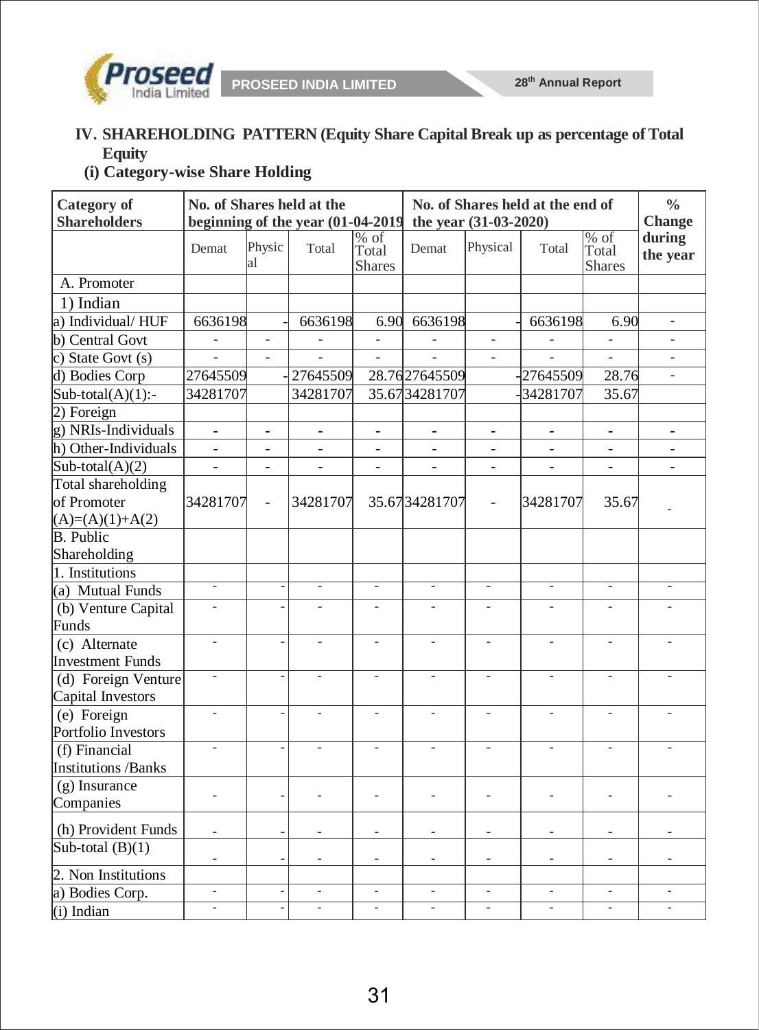## IV. SHAREHOLDING PATTERN (Equity Share Capital Break up as percentage of Total Equity

### (i) Category-wise Share Holding

| Category of Shareholders | No. of Shares held at the beginning of the year (01-04-2019 | | | | No. of Shares held at the end of the year (31-03-2020) | | | | % Change during the year |
|---|---|---|---|---|---|---|---|---|---|
| | Demat | Physical | Total | % of Total Shares | Demat | Physical | Total | % of Total Shares | |
| A. Promoter | | | | | | | | | |
| 1) Indian | | | | | | | | | |
| a) Individual/ HUF | 6636198 | - | 6636198 | 6.90 | 6636198 | - | 6636198 | 6.90 | - |
| b) Central Govt | - | - | - | - | - | - | - | - | - |
| c) State Govt (s) | - | - | - | - | - | - | - | - | - |
| d) Bodies Corp | 27645509 | - | 27645509 | 28.76 | 27645509 | - | 27645509 | 28.76 | - |
| Sub-total(A)(1):- | 34281707 | | 34281707 | 35.67 | 34281707 | - | 34281707 | 35.67 | |
| 2) Foreign | | | | | | | | | |
| g) NRIs-Individuals | - | - | - | - | - | - | - | - | - |
| h) Other-Individuals | - | - | - | - | - | - | - | - | - |
| Sub-total(A)(2) | - | - | - | - | - | - | - | - | - |
| Total shareholding of Promoter (A)=(A)(1)+A(2) | 34281707 | - | 34281707 | 35.67 | 34281707 | - | 34281707 | 35.67 | - |
| B. Public Shareholding | | | | | | | | | |
| 1. Institutions | | | | | | | | | |
| (a) Mutual Funds | - | - | - | - | - | - | - | - | - |
| (b) Venture Capital Funds | - | - | - | - | - | - | - | - | - |
| (c) Alternate Investment Funds | - | - | - | - | - | - | - | - | - |
| (d) Foreign Venture Capital Investors | - | - | - | - | - | - | - | - | - |
| (e) Foreign Portfolio Investors | - | - | - | - | - | - | - | - | - |
| (f) Financial Institutions /Banks | - | - | - | - | - | - | - | - | - |
| (g) Insurance Companies | - | - | - | - | - | - | - | - | - |
| (h) Provident Funds | - | - | - | - | - | - | - | - | - |
| Sub-total (B)(1) | - | - | - | - | - | - | - | - | - |
| 2. Non Institutions | | | | | | | | | |
| a) Bodies Corp. | - | - | - | - | - | - | - | - | - |
| (i) Indian | - | - | - | - | - | - | - | - | - |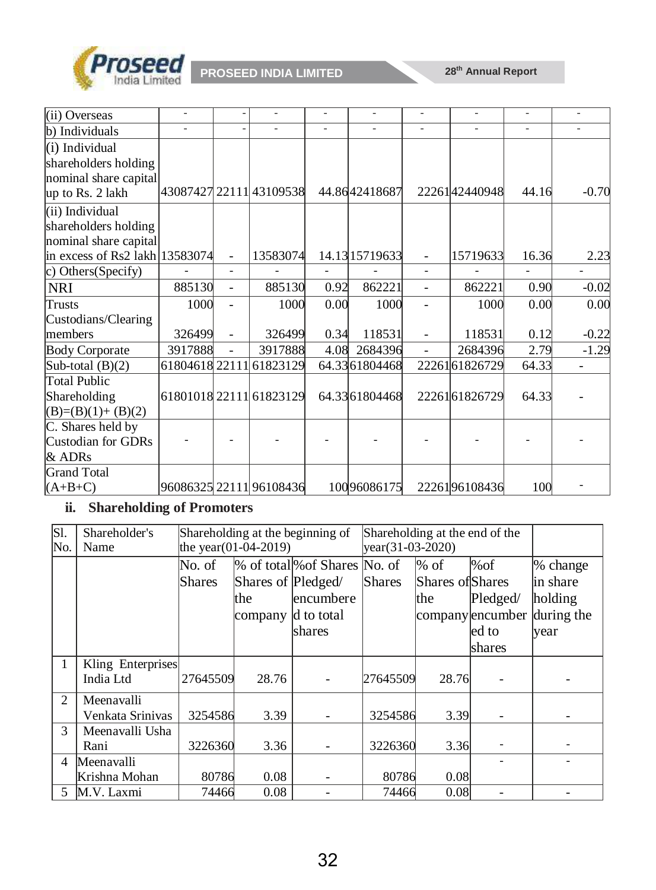| (ii) Overseas | - | - | - | - | - | - | - | - | - |
|---|---|---|---|---|---|---|---|---|---|
| b) Individuals | - | - | - | - | - | - | - | - | - |
| (i) Individual shareholders holding nominal share capital up to Rs. 2 lakh | 43087427 | 22111 | 43109538 | 44.86 | 42418687 | 22261 | 42440948 | 44.16 | -0.70 |
| (ii) Individual shareholders holding nominal share capital in excess of Rs2 lakh | 13583074 | - | 13583074 | 14.13 | 15719633 | - | 15719633 | 16.36 | 2.23 |
| c) Others(Specify) | - | - | - | - | - | - | - | - | - |
| NRI | 885130 | - | 885130 | 0.92 | 862221 | - | 862221 | 0.90 | -0.02 |
| Trusts | 1000 | - | 1000 | 0.00 | 1000 | - | 1000 | 0.00 | 0.00 |
| Custodians/Clearing members | 326499 | - | 326499 | 0.34 | 118531 | - | 118531 | 0.12 | -0.22 |
| Body Corporate | 3917888 | - | 3917888 | 4.08 | 2684396 | - | 2684396 | 2.79 | -1.29 |
| Sub-total (B)(2) | 61804618 | 22111 | 61823129 | 64.33 | 61804468 | 22261 | 61826729 | 64.33 | - |
| Total Public Shareholding (B)=(B)(1)+ (B)(2) | 61801018 | 22111 | 61823129 | 64.33 | 61804468 | 22261 | 61826729 | 64.33 | - |
| C. Shares held by Custodian for GDRs & ADRs | - | - | - | - | - | - | - | - | - |
| Grand Total (A+B+C) | 96086325 | 22111 | 96108436 | 100 | 96086175 | 22261 | 96108436 | 100 | - |

## ii. Shareholding of Promoters

| Sl. No. | Shareholder's Name | Shareholding at the beginning of the year(01-04-2019) | | | Shareholding at the end of the year(31-03-2020) | | | |
|---|---|---|---|---|---|---|---|---|
| | | No. of Shares | % of total Shares of the company | %of Shares Pledged/ encumbered to total shares | No. of Shares | % of Shares of the company | %of Shares Pledged/ encumbered to shares | % change in share holding during the year |
| 1 | Kling Enterprises India Ltd | 27645509 | 28.76 | - | 27645509 | 28.76 | - | - |
| 2 | Meenavalli Venkata Srinivas | 3254586 | 3.39 | - | 3254586 | 3.39 | - | - |
| 3 | Meenavalli Usha Rani | 3226360 | 3.36 | - | 3226360 | 3.36 | - | - |
| 4 | Meenavalli Krishna Mohan | 80786 | 0.08 | - | 80786 | 0.08 | - | - |
| 5 | M.V. Laxmi | 74466 | 0.08 | - | 74466 | 0.08 | - | - |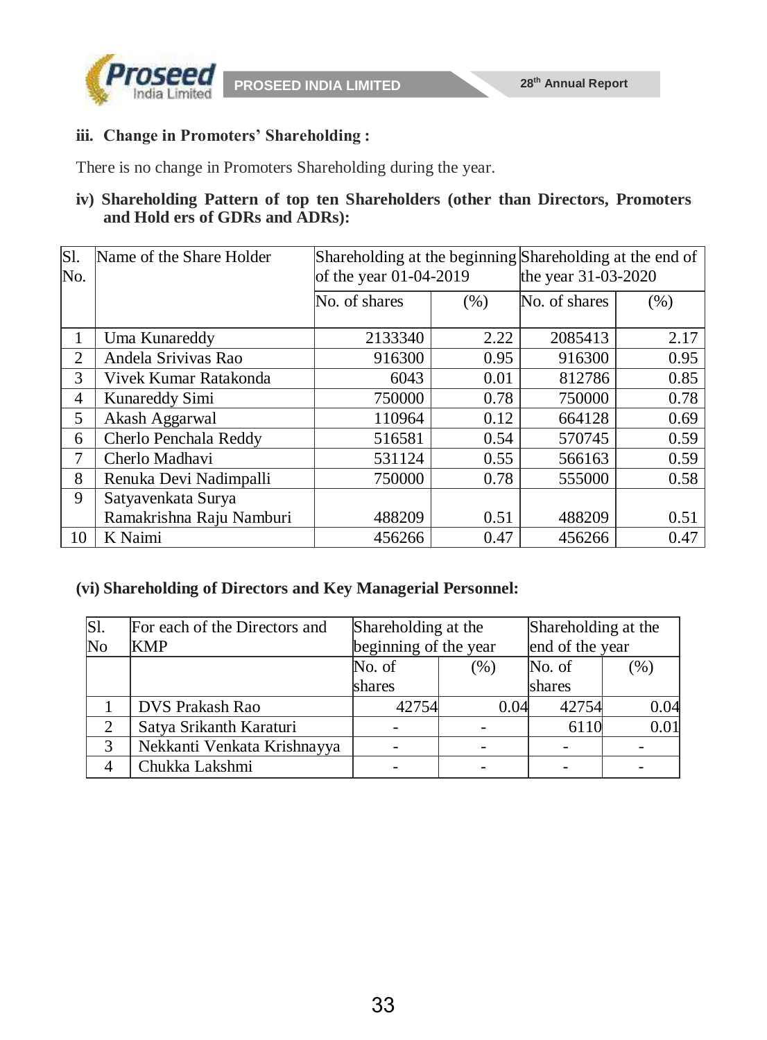### iii. Change in Promoters' Shareholding :

There is no change in Promoters Shareholding during the year.

### iv) Shareholding Pattern of top ten Shareholders (other than Directors, Promoters and Hold ers of GDRs and ADRs):

| Sl. No. | Name of the Share Holder | Shareholding at the beginning of the year 01-04-2019 | | Shareholding at the end of the year 31-03-2020 | |
|---|---|---|---|---|---|
| | | No. of shares | (%) | No. of shares | (%) |
| 1 | Uma Kunareddy | 2133340 | 2.22 | 2085413 | 2.17 |
| 2 | Andela Srivivas Rao | 916300 | 0.95 | 916300 | 0.95 |
| 3 | Vivek Kumar Ratakonda | 6043 | 0.01 | 812786 | 0.85 |
| 4 | Kunareddy Simi | 750000 | 0.78 | 750000 | 0.78 |
| 5 | Akash Aggarwal | 110964 | 0.12 | 664128 | 0.69 |
| 6 | Cherlo Penchala Reddy | 516581 | 0.54 | 570745 | 0.59 |
| 7 | Cherlo Madhavi | 531124 | 0.55 | 566163 | 0.59 |
| 8 | Renuka Devi Nadimpalli | 750000 | 0.78 | 555000 | 0.58 |
| 9 | Satyavenkata Surya Ramakrishna Raju Namburi | 488209 | 0.51 | 488209 | 0.51 |
| 10 | K Naimi | 456266 | 0.47 | 456266 | 0.47 |

### (vi) Shareholding of Directors and Key Managerial Personnel:

| Sl. No | For each of the Directors and KMP | Shareholding at the beginning of the year | | Shareholding at the end of the year | |
|---|---|---|---|---|---|
| | | No. of shares | (%) | No. of shares | (%) |
| 1 | DVS Prakash Rao | 42754 | 0.04 | 42754 | 0.04 |
| 2 | Satya Srikanth Karaturi | - | - | 6110 | 0.01 |
| 3 | Nekkanti Venkata Krishnayya | - | - | - | - |
| 4 | Chukka Lakshmi | - | - | - | - |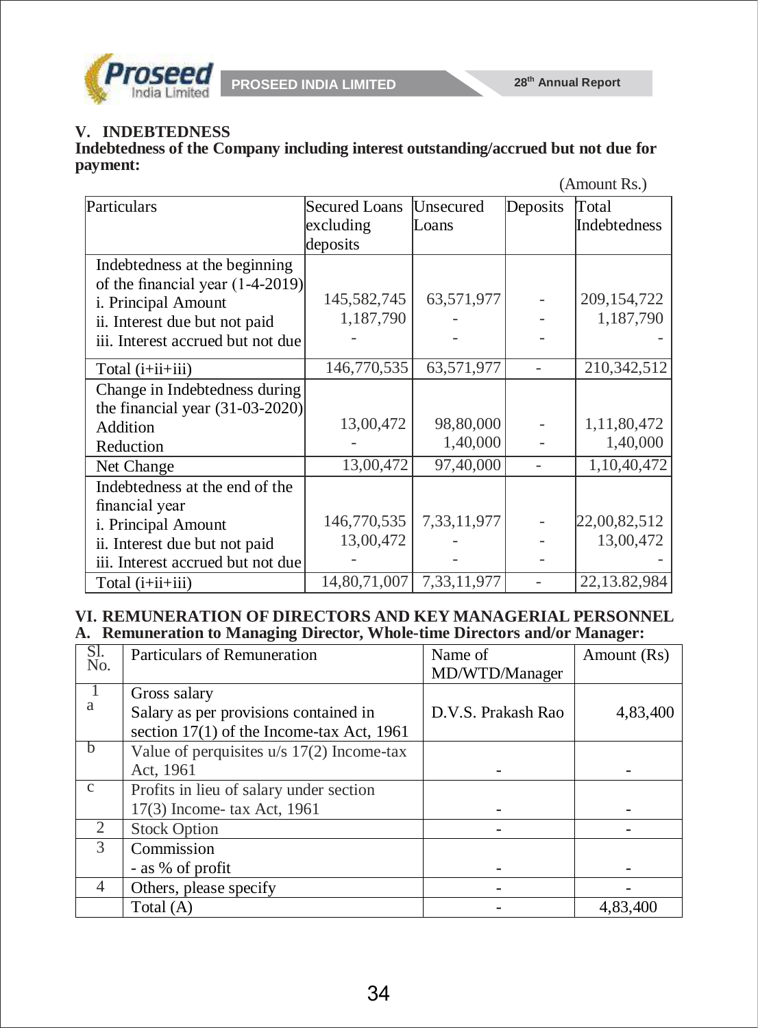## V. INDEBTEDNESS

**Indebtedness of the Company including interest outstanding/accrued but not due for payment:**

(Amount Rs.)

| Particulars | Secured Loans excluding deposits | Unsecured Loans | Deposits | Total Indebtedness |
|---|---|---|---|---|
| Indebtedness at the beginning of the financial year (1-4-2019) | | | | |
| i. Principal Amount | 145,582,745 | 63,571,977 | - | 209,154,722 |
| ii. Interest due but not paid | 1,187,790 | - | - | 1,187,790 |
| iii. Interest accrued but not due | - | - | - | - |
| Total (i+ii+iii) | 146,770,535 | 63,571,977 | - | 210,342,512 |
| Change in Indebtedness during the financial year (31-03-2020) | | | | |
| Addition | 13,00,472 | 98,80,000 | - | 1,11,80,472 |
| Reduction | - | 1,40,000 | - | 1,40,000 |
| Net Change | 13,00,472 | 97,40,000 | - | 1,10,40,472 |
| Indebtedness at the end of the financial year | | | | |
| i. Principal Amount | 146,770,535 | 7,33,11,977 | - | 22,00,82,512 |
| ii. Interest due but not paid | 13,00,472 | - | - | 13,00,472 |
| iii. Interest accrued but not due | - | - | - | - |
| Total (i+ii+iii) | 14,80,71,007 | 7,33,11,977 | - | 22,13.82,984 |

## VI. REMUNERATION OF DIRECTORS AND KEY MANAGERIAL PERSONNEL

**A. Remuneration to Managing Director, Whole-time Directors and/or Manager:**

| Sl. No. | Particulars of Remuneration | Name of MD/WTD/Manager | Amount (Rs) |
|---|---|---|---|
| 1 | Gross salary | | |
| a | Salary as per provisions contained in section 17(1) of the Income-tax Act, 1961 | D.V.S. Prakash Rao | 4,83,400 |
| b | Value of perquisites u/s 17(2) Income-tax Act, 1961 | - | - |
| c | Profits in lieu of salary under section 17(3) Income- tax Act, 1961 | - | - |
| 2 | Stock Option | - | - |
| 3 | Commission<br>- as % of profit | - | - |
| 4 | Others, please specify | - | - |
| | Total (A) | - | 4,83,400 |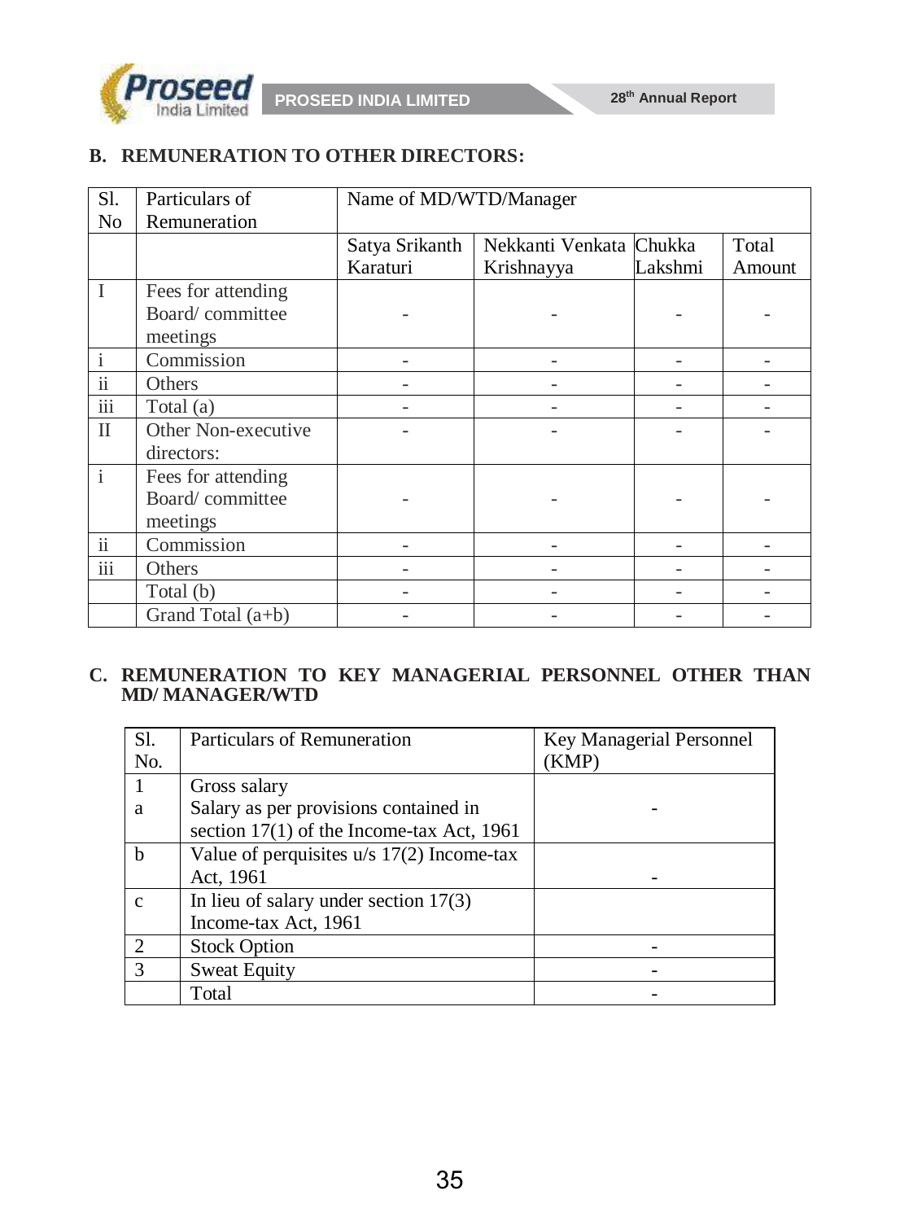### B. REMUNERATION TO OTHER DIRECTORS:

| Sl. No | Particulars of Remuneration | Name of MD/WTD/Manager | | | |
|---|---|---|---|---|---|
| | | Satya Srikanth Karaturi | Nekkanti Venkata Krishnayya | Chukka Lakshmi | Total Amount |
| I | Fees for attending Board/ committee meetings | - | - | - | - |
| i | Commission | - | - | - | - |
| ii | Others | - | - | - | - |
| iii | Total (a) | - | - | - | - |
| II | Other Non-executive directors: | - | - | - | - |
| i | Fees for attending Board/ committee meetings | - | - | - | - |
| ii | Commission | - | - | - | - |
| iii | Others | - | - | - | - |
| | Total (b) | - | - | - | - |
| | Grand Total (a+b) | - | - | - | - |

### C. REMUNERATION TO KEY MANAGERIAL PERSONNEL OTHER THAN MD/ MANAGER/WTD

| Sl. No. | Particulars of Remuneration | Key Managerial Personnel (KMP) |
|---|---|---|
| 1<br>a | Gross salary<br>Salary as per provisions contained in section 17(1) of the Income-tax Act, 1961 | - |
| b | Value of perquisites u/s 17(2) Income-tax Act, 1961 | - |
| c | In lieu of salary under section 17(3) Income-tax Act, 1961 | |
| 2 | Stock Option | - |
| 3 | Sweat Equity | - |
| | Total | - |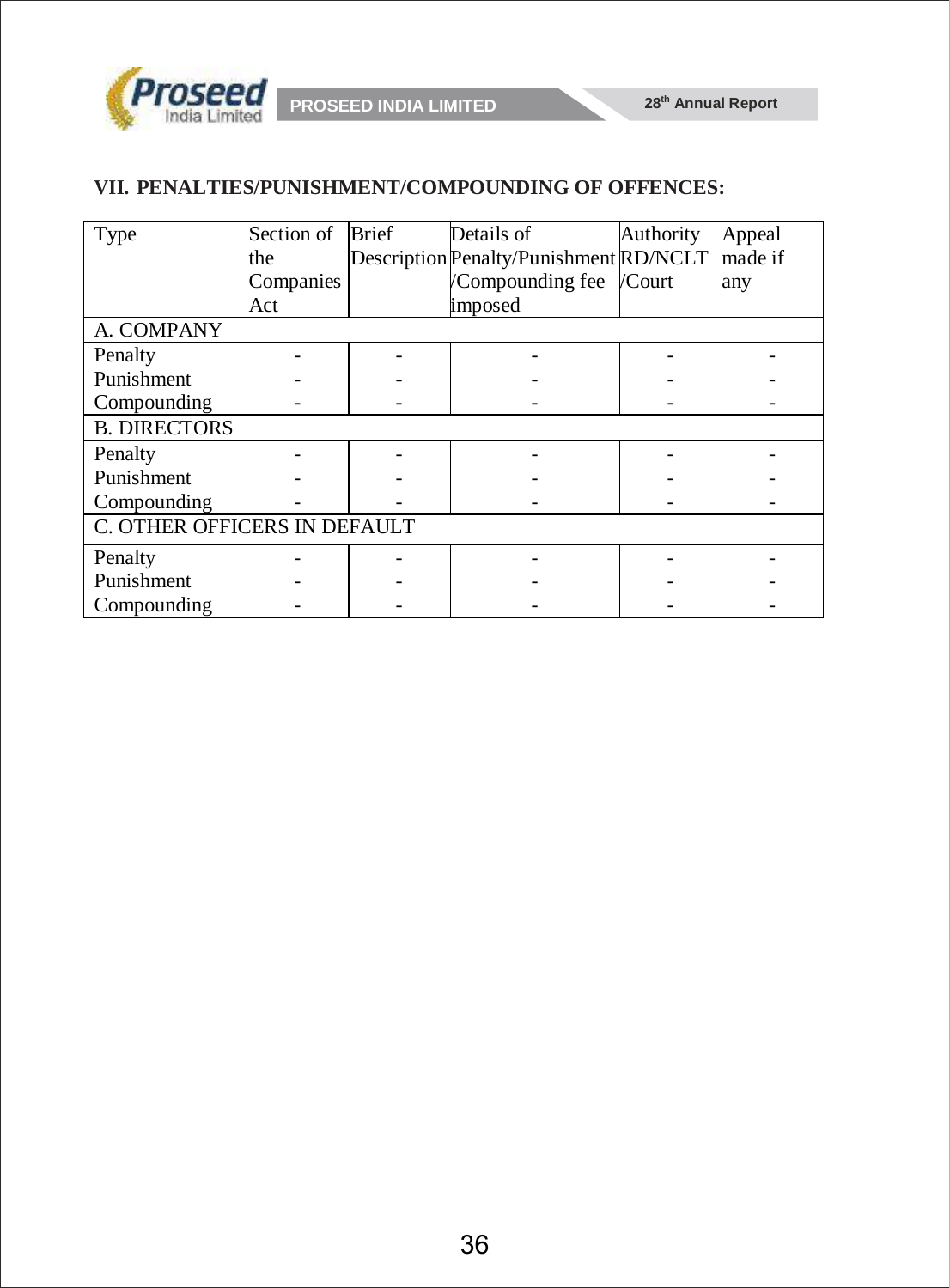### VII. PENALTIES/PUNISHMENT/COMPOUNDING OF OFFENCES:

| Type | Section of the Companies Act | Brief Description | Details of Penalty/Punishment /Compounding fee imposed | Authority RD/NCLT /Court | Appeal made if any |
|---|---|---|---|---|---|
| A. COMPANY | | | | | |
| Penalty | - | - | - | - | - |
| Punishment | - | - | - | - | - |
| Compounding | - | - | - | - | - |
| B. DIRECTORS | | | | | |
| Penalty | - | - | - | - | - |
| Punishment | - | - | - | - | - |
| Compounding | - | - | - | - | - |
| C. OTHER OFFICERS IN DEFAULT | | | | | |
| Penalty | - | - | - | - | - |
| Punishment | - | - | - | - | - |
| Compounding | - | - | - | - | - |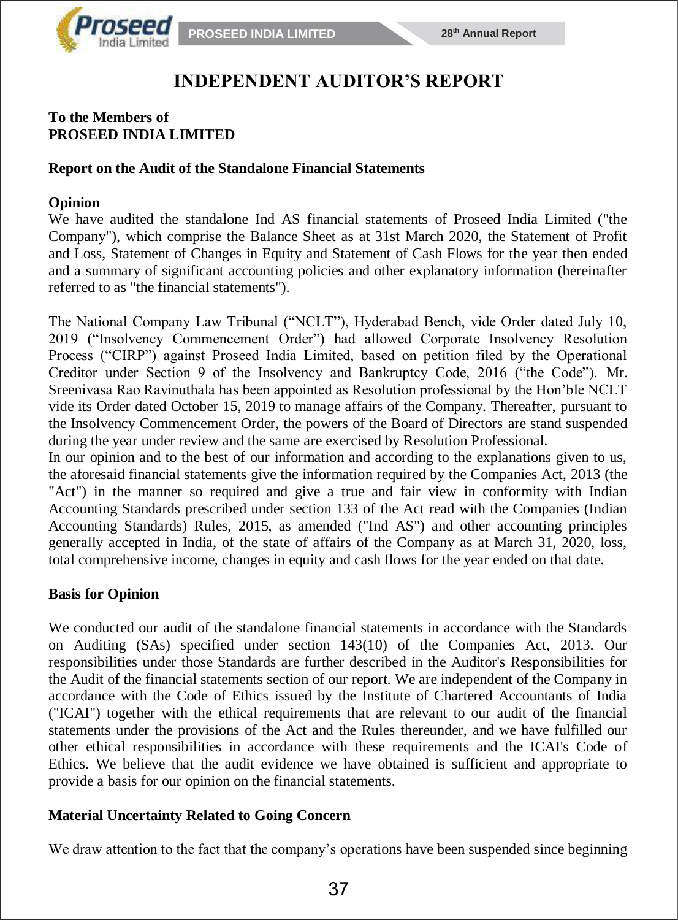# INDEPENDENT AUDITOR'S REPORT

**To the Members of**
**PROSEED INDIA LIMITED**

**Report on the Audit of the Standalone Financial Statements**

**Opinion**

We have audited the standalone Ind AS financial statements of Proseed India Limited ("the Company"), which comprise the Balance Sheet as at 31st March 2020, the Statement of Profit and Loss, Statement of Changes in Equity and Statement of Cash Flows for the year then ended and a summary of significant accounting policies and other explanatory information (hereinafter referred to as "the financial statements").

The National Company Law Tribunal ("NCLT"), Hyderabad Bench, vide Order dated July 10, 2019 ("Insolvency Commencement Order") had allowed Corporate Insolvency Resolution Process ("CIRP") against Proseed India Limited, based on petition filed by the Operational Creditor under Section 9 of the Insolvency and Bankruptcy Code, 2016 ("the Code"). Mr. Sreenivasa Rao Ravinuthala has been appointed as Resolution professional by the Hon'ble NCLT vide its Order dated October 15, 2019 to manage affairs of the Company. Thereafter, pursuant to the Insolvency Commencement Order, the powers of the Board of Directors are stand suspended during the year under review and the same are exercised by Resolution Professional.

In our opinion and to the best of our information and according to the explanations given to us, the aforesaid financial statements give the information required by the Companies Act, 2013 (the "Act") in the manner so required and give a true and fair view in conformity with Indian Accounting Standards prescribed under section 133 of the Act read with the Companies (Indian Accounting Standards) Rules, 2015, as amended ("Ind AS") and other accounting principles generally accepted in India, of the state of affairs of the Company as at March 31, 2020, loss, total comprehensive income, changes in equity and cash flows for the year ended on that date.

**Basis for Opinion**

We conducted our audit of the standalone financial statements in accordance with the Standards on Auditing (SAs) specified under section 143(10) of the Companies Act, 2013. Our responsibilities under those Standards are further described in the Auditor's Responsibilities for the Audit of the financial statements section of our report. We are independent of the Company in accordance with the Code of Ethics issued by the Institute of Chartered Accountants of India ("ICAI") together with the ethical requirements that are relevant to our audit of the financial statements under the provisions of the Act and the Rules thereunder, and we have fulfilled our other ethical responsibilities in accordance with these requirements and the ICAI's Code of Ethics. We believe that the audit evidence we have obtained is sufficient and appropriate to provide a basis for our opinion on the financial statements.

**Material Uncertainty Related to Going Concern**

We draw attention to the fact that the company's operations have been suspended since beginning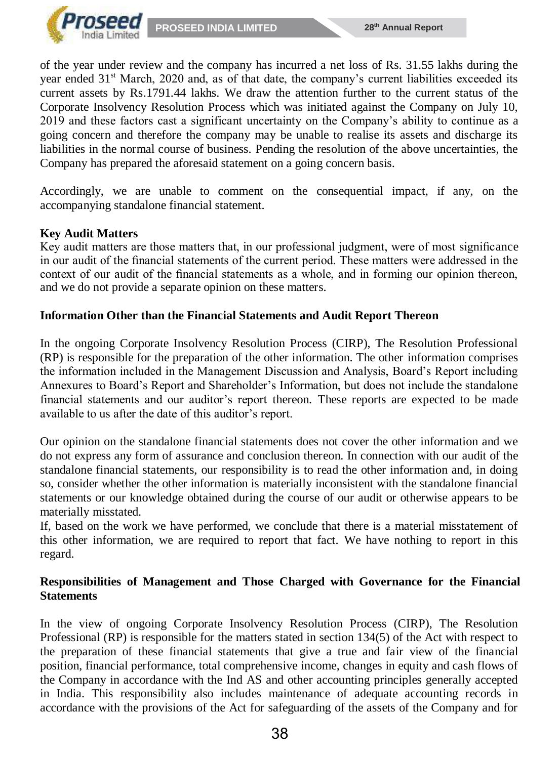of the year under review and the company has incurred a net loss of Rs. 31.55 lakhs during the year ended 31st March, 2020 and, as of that date, the company's current liabilities exceeded its current assets by Rs.1791.44 lakhs. We draw the attention further to the current status of the Corporate Insolvency Resolution Process which was initiated against the Company on July 10, 2019 and these factors cast a significant uncertainty on the Company's ability to continue as a going concern and therefore the company may be unable to realise its assets and discharge its liabilities in the normal course of business. Pending the resolution of the above uncertainties, the Company has prepared the aforesaid statement on a going concern basis.

Accordingly, we are unable to comment on the consequential impact, if any, on the accompanying standalone financial statement.

**Key Audit Matters**

Key audit matters are those matters that, in our professional judgment, were of most significance in our audit of the financial statements of the current period. These matters were addressed in the context of our audit of the financial statements as a whole, and in forming our opinion thereon, and we do not provide a separate opinion on these matters.

**Information Other than the Financial Statements and Audit Report Thereon**

In the ongoing Corporate Insolvency Resolution Process (CIRP), The Resolution Professional (RP) is responsible for the preparation of the other information. The other information comprises the information included in the Management Discussion and Analysis, Board's Report including Annexures to Board's Report and Shareholder's Information, but does not include the standalone financial statements and our auditor's report thereon. These reports are expected to be made available to us after the date of this auditor's report.

Our opinion on the standalone financial statements does not cover the other information and we do not express any form of assurance and conclusion thereon. In connection with our audit of the standalone financial statements, our responsibility is to read the other information and, in doing so, consider whether the other information is materially inconsistent with the standalone financial statements or our knowledge obtained during the course of our audit or otherwise appears to be materially misstated.

If, based on the work we have performed, we conclude that there is a material misstatement of this other information, we are required to report that fact. We have nothing to report in this regard.

**Responsibilities of Management and Those Charged with Governance for the Financial Statements**

In the view of ongoing Corporate Insolvency Resolution Process (CIRP), The Resolution Professional (RP) is responsible for the matters stated in section 134(5) of the Act with respect to the preparation of these financial statements that give a true and fair view of the financial position, financial performance, total comprehensive income, changes in equity and cash flows of the Company in accordance with the Ind AS and other accounting principles generally accepted in India. This responsibility also includes maintenance of adequate accounting records in accordance with the provisions of the Act for safeguarding of the assets of the Company and for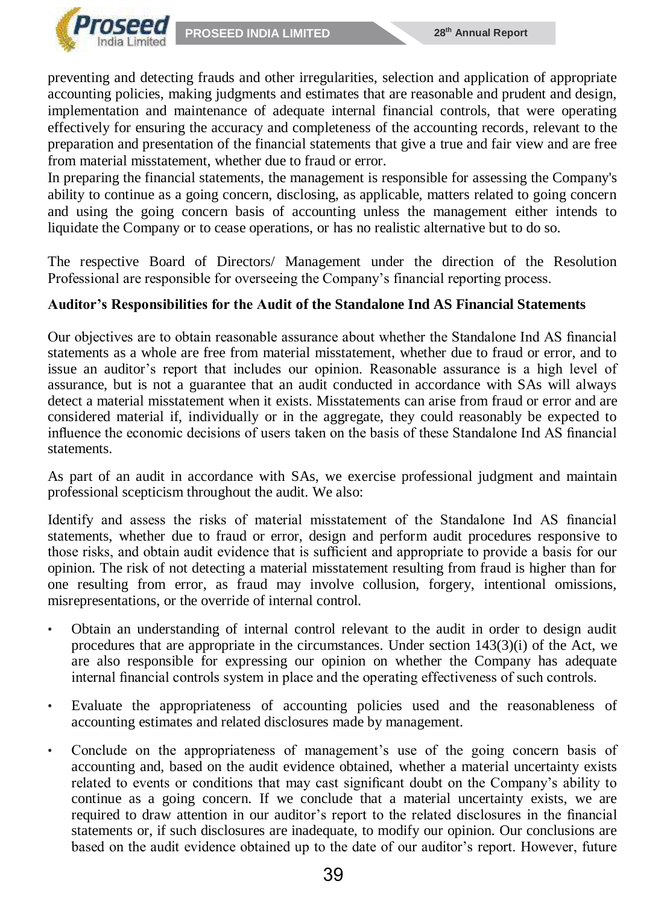preventing and detecting frauds and other irregularities, selection and application of appropriate accounting policies, making judgments and estimates that are reasonable and prudent and design, implementation and maintenance of adequate internal financial controls, that were operating effectively for ensuring the accuracy and completeness of the accounting records, relevant to the preparation and presentation of the financial statements that give a true and fair view and are free from material misstatement, whether due to fraud or error.

In preparing the financial statements, the management is responsible for assessing the Company's ability to continue as a going concern, disclosing, as applicable, matters related to going concern and using the going concern basis of accounting unless the management either intends to liquidate the Company or to cease operations, or has no realistic alternative but to do so.

The respective Board of Directors/ Management under the direction of the Resolution Professional are responsible for overseeing the Company's financial reporting process.

**Auditor's Responsibilities for the Audit of the Standalone Ind AS Financial Statements**

Our objectives are to obtain reasonable assurance about whether the Standalone Ind AS financial statements as a whole are free from material misstatement, whether due to fraud or error, and to issue an auditor's report that includes our opinion. Reasonable assurance is a high level of assurance, but is not a guarantee that an audit conducted in accordance with SAs will always detect a material misstatement when it exists. Misstatements can arise from fraud or error and are considered material if, individually or in the aggregate, they could reasonably be expected to influence the economic decisions of users taken on the basis of these Standalone Ind AS financial statements.

As part of an audit in accordance with SAs, we exercise professional judgment and maintain professional scepticism throughout the audit. We also:

Identify and assess the risks of material misstatement of the Standalone Ind AS financial statements, whether due to fraud or error, design and perform audit procedures responsive to those risks, and obtain audit evidence that is sufficient and appropriate to provide a basis for our opinion. The risk of not detecting a material misstatement resulting from fraud is higher than for one resulting from error, as fraud may involve collusion, forgery, intentional omissions, misrepresentations, or the override of internal control.

- Obtain an understanding of internal control relevant to the audit in order to design audit procedures that are appropriate in the circumstances. Under section 143(3)(i) of the Act, we are also responsible for expressing our opinion on whether the Company has adequate internal financial controls system in place and the operating effectiveness of such controls.

- Evaluate the appropriateness of accounting policies used and the reasonableness of accounting estimates and related disclosures made by management.

- Conclude on the appropriateness of management's use of the going concern basis of accounting and, based on the audit evidence obtained, whether a material uncertainty exists related to events or conditions that may cast significant doubt on the Company's ability to continue as a going concern. If we conclude that a material uncertainty exists, we are required to draw attention in our auditor's report to the related disclosures in the financial statements or, if such disclosures are inadequate, to modify our opinion. Our conclusions are based on the audit evidence obtained up to the date of our auditor's report. However, future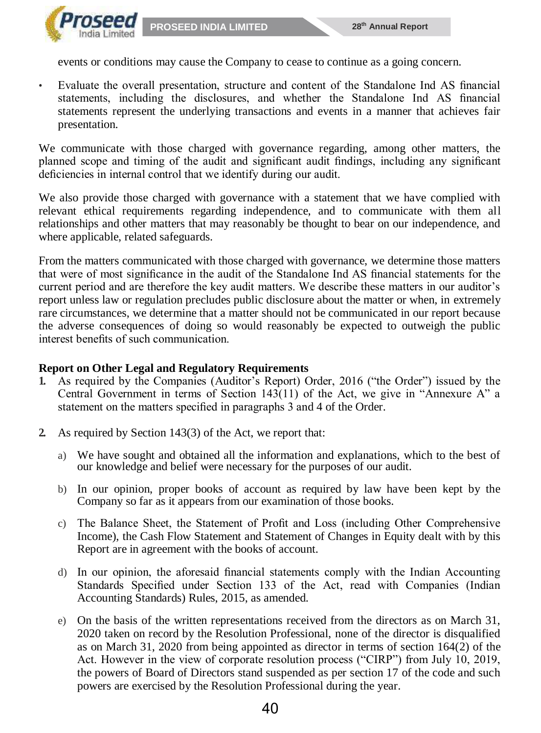events or conditions may cause the Company to cease to continue as a going concern.

- Evaluate the overall presentation, structure and content of the Standalone Ind AS financial statements, including the disclosures, and whether the Standalone Ind AS financial statements represent the underlying transactions and events in a manner that achieves fair presentation.

We communicate with those charged with governance regarding, among other matters, the planned scope and timing of the audit and significant audit findings, including any significant deficiencies in internal control that we identify during our audit.

We also provide those charged with governance with a statement that we have complied with relevant ethical requirements regarding independence, and to communicate with them all relationships and other matters that may reasonably be thought to bear on our independence, and where applicable, related safeguards.

From the matters communicated with those charged with governance, we determine those matters that were of most significance in the audit of the Standalone Ind AS financial statements for the current period and are therefore the key audit matters. We describe these matters in our auditor's report unless law or regulation precludes public disclosure about the matter or when, in extremely rare circumstances, we determine that a matter should not be communicated in our report because the adverse consequences of doing so would reasonably be expected to outweigh the public interest benefits of such communication.

**Report on Other Legal and Regulatory Requirements**

1. As required by the Companies (Auditor's Report) Order, 2016 ("the Order") issued by the Central Government in terms of Section 143(11) of the Act, we give in "Annexure A" a statement on the matters specified in paragraphs 3 and 4 of the Order.

2. As required by Section 143(3) of the Act, we report that:

   a) We have sought and obtained all the information and explanations, which to the best of our knowledge and belief were necessary for the purposes of our audit.

   b) In our opinion, proper books of account as required by law have been kept by the Company so far as it appears from our examination of those books.

   c) The Balance Sheet, the Statement of Profit and Loss (including Other Comprehensive Income), the Cash Flow Statement and Statement of Changes in Equity dealt with by this Report are in agreement with the books of account.

   d) In our opinion, the aforesaid financial statements comply with the Indian Accounting Standards Specified under Section 133 of the Act, read with Companies (Indian Accounting Standards) Rules, 2015, as amended.

   e) On the basis of the written representations received from the directors as on March 31, 2020 taken on record by the Resolution Professional, none of the director is disqualified as on March 31, 2020 from being appointed as director in terms of section 164(2) of the Act. However in the view of corporate resolution process ("CIRP") from July 10, 2019, the powers of Board of Directors stand suspended as per section 17 of the code and such powers are exercised by the Resolution Professional during the year.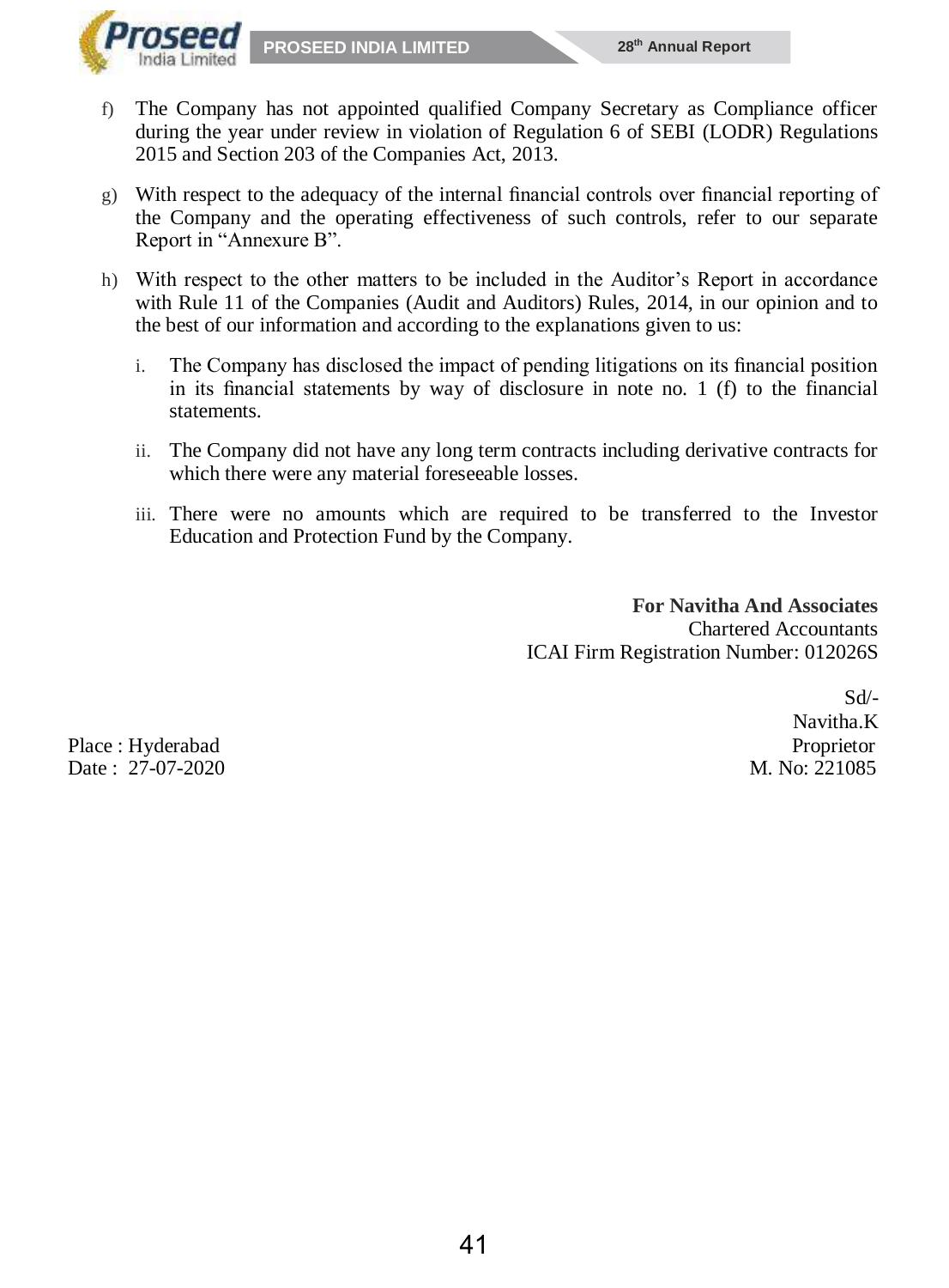f) The Company has not appointed qualified Company Secretary as Compliance officer during the year under review in violation of Regulation 6 of SEBI (LODR) Regulations 2015 and Section 203 of the Companies Act, 2013.

g) With respect to the adequacy of the internal financial controls over financial reporting of the Company and the operating effectiveness of such controls, refer to our separate Report in “Annexure B”.

h) With respect to the other matters to be included in the Auditor’s Report in accordance with Rule 11 of the Companies (Audit and Auditors) Rules, 2014, in our opinion and to the best of our information and according to the explanations given to us:

   i. The Company has disclosed the impact of pending litigations on its financial position in its financial statements by way of disclosure in note no. 1 (f) to the financial statements.

   ii. The Company did not have any long term contracts including derivative contracts for which there were any material foreseeable losses.

   iii. There were no amounts which are required to be transferred to the Investor Education and Protection Fund by the Company.

**For Navitha And Associates**
Chartered Accountants
ICAI Firm Registration Number: 012026S

Sd/-
Navitha.K
Proprietor
M. No: 221085

Place : Hyderabad
Date : 27-07-2020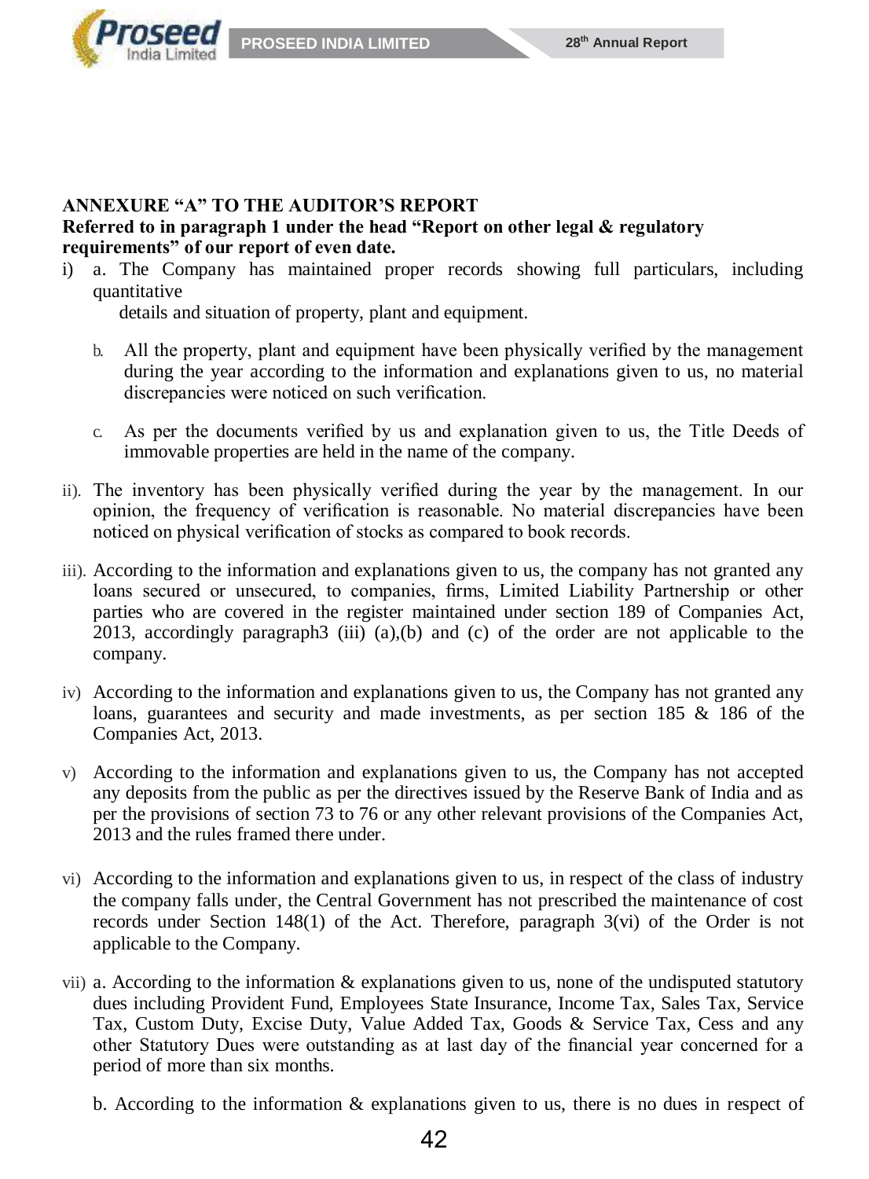**ANNEXURE "A" TO THE AUDITOR'S REPORT**

**Referred to in paragraph 1 under the head "Report on other legal & regulatory requirements" of our report of even date.**

i) a. The Company has maintained proper records showing full particulars, including quantitative details and situation of property, plant and equipment.

   b. All the property, plant and equipment have been physically verified by the management during the year according to the information and explanations given to us, no material discrepancies were noticed on such verification.

   c. As per the documents verified by us and explanation given to us, the Title Deeds of immovable properties are held in the name of the company.

ii). The inventory has been physically verified during the year by the management. In our opinion, the frequency of verification is reasonable. No material discrepancies have been noticed on physical verification of stocks as compared to book records.

iii). According to the information and explanations given to us, the company has not granted any loans secured or unsecured, to companies, firms, Limited Liability Partnership or other parties who are covered in the register maintained under section 189 of Companies Act, 2013, accordingly paragraph3 (iii) (a),(b) and (c) of the order are not applicable to the company.

iv) According to the information and explanations given to us, the Company has not granted any loans, guarantees and security and made investments, as per section 185 & 186 of the Companies Act, 2013.

v) According to the information and explanations given to us, the Company has not accepted any deposits from the public as per the directives issued by the Reserve Bank of India and as per the provisions of section 73 to 76 or any other relevant provisions of the Companies Act, 2013 and the rules framed there under.

vi) According to the information and explanations given to us, in respect of the class of industry the company falls under, the Central Government has not prescribed the maintenance of cost records under Section 148(1) of the Act. Therefore, paragraph 3(vi) of the Order is not applicable to the Company.

vii) a. According to the information & explanations given to us, none of the undisputed statutory dues including Provident Fund, Employees State Insurance, Income Tax, Sales Tax, Service Tax, Custom Duty, Excise Duty, Value Added Tax, Goods & Service Tax, Cess and any other Statutory Dues were outstanding as at last day of the financial year concerned for a period of more than six months.

   b. According to the information & explanations given to us, there is no dues in respect of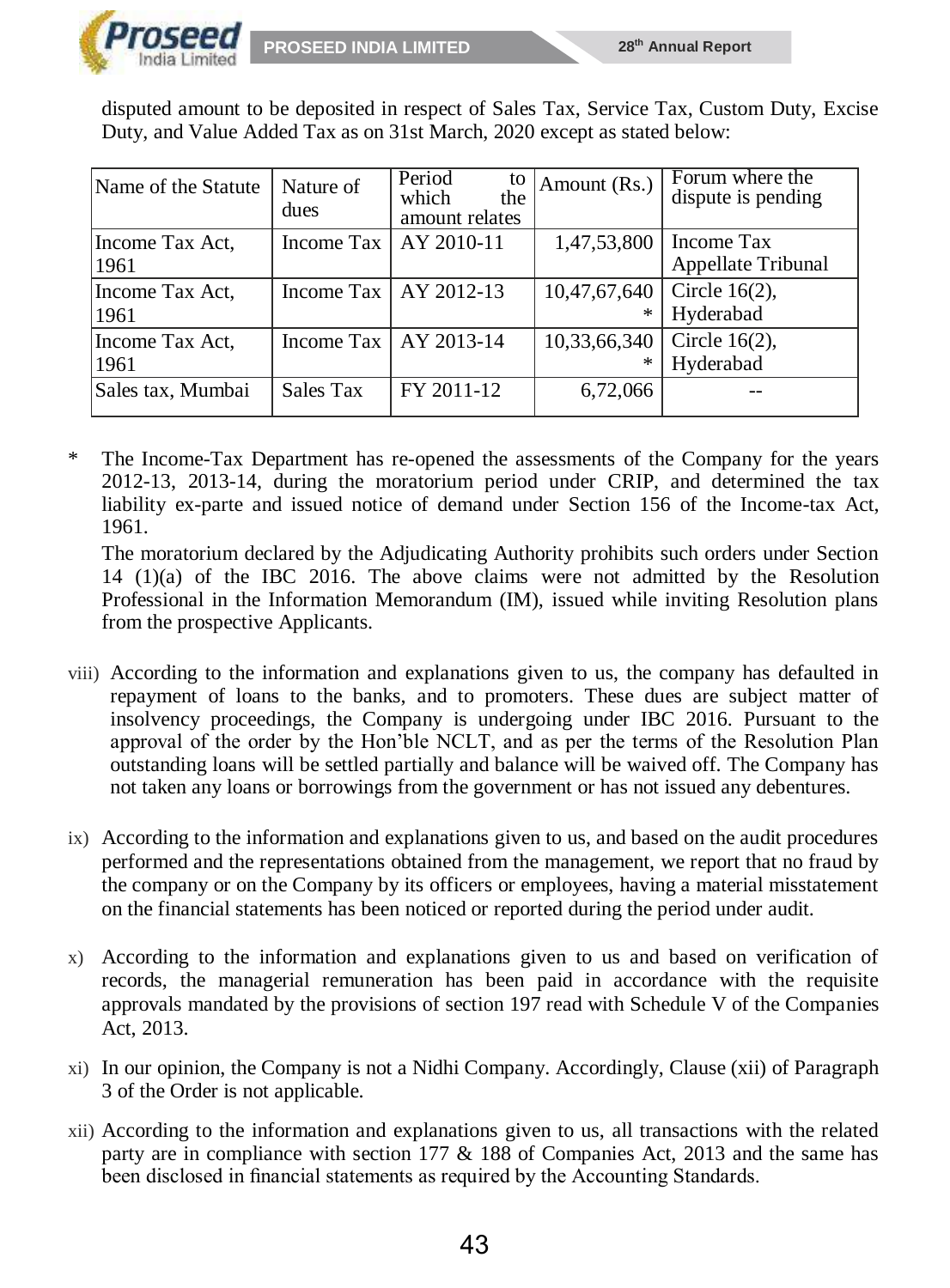disputed amount to be deposited in respect of Sales Tax, Service Tax, Custom Duty, Excise Duty, and Value Added Tax as on 31st March, 2020 except as stated below:

| Name of the Statute | Nature of dues | Period to which the amount relates | Amount (Rs.) | Forum where the dispute is pending |
|---|---|---|---|---|
| Income Tax Act, 1961 | Income Tax | AY 2010-11 | 1,47,53,800 | Income Tax Appellate Tribunal |
| Income Tax Act, 1961 | Income Tax | AY 2012-13 | 10,47,67,640 * | Circle 16(2), Hyderabad |
| Income Tax Act, 1961 | Income Tax | AY 2013-14 | 10,33,66,340 * | Circle 16(2), Hyderabad |
| Sales tax, Mumbai | Sales Tax | FY 2011-12 | 6,72,066 | -- |

\* The Income-Tax Department has re-opened the assessments of the Company for the years 2012-13, 2013-14, during the moratorium period under CRIP, and determined the tax liability ex-parte and issued notice of demand under Section 156 of the Income-tax Act, 1961.

The moratorium declared by the Adjudicating Authority prohibits such orders under Section 14 (1)(a) of the IBC 2016. The above claims were not admitted by the Resolution Professional in the Information Memorandum (IM), issued while inviting Resolution plans from the prospective Applicants.

viii) According to the information and explanations given to us, the company has defaulted in repayment of loans to the banks, and to promoters. These dues are subject matter of insolvency proceedings, the Company is undergoing under IBC 2016. Pursuant to the approval of the order by the Hon'ble NCLT, and as per the terms of the Resolution Plan outstanding loans will be settled partially and balance will be waived off. The Company has not taken any loans or borrowings from the government or has not issued any debentures.

ix) According to the information and explanations given to us, and based on the audit procedures performed and the representations obtained from the management, we report that no fraud by the company or on the Company by its officers or employees, having a material misstatement on the financial statements has been noticed or reported during the period under audit.

x) According to the information and explanations given to us and based on verification of records, the managerial remuneration has been paid in accordance with the requisite approvals mandated by the provisions of section 197 read with Schedule V of the Companies Act, 2013.

xi) In our opinion, the Company is not a Nidhi Company. Accordingly, Clause (xii) of Paragraph 3 of the Order is not applicable.

xii) According to the information and explanations given to us, all transactions with the related party are in compliance with section 177 & 188 of Companies Act, 2013 and the same has been disclosed in financial statements as required by the Accounting Standards.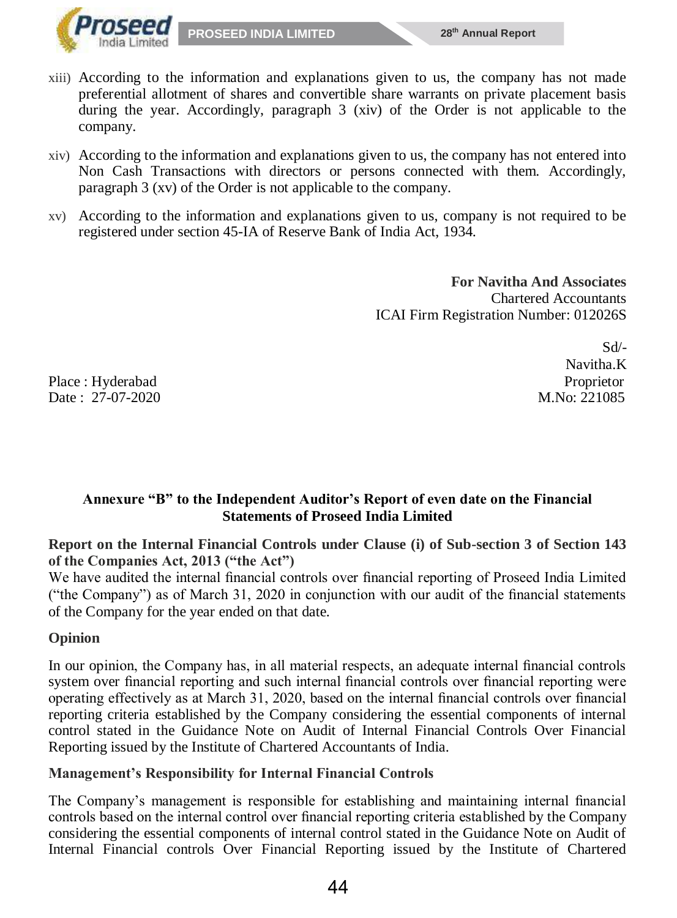xiii) According to the information and explanations given to us, the company has not made preferential allotment of shares and convertible share warrants on private placement basis during the year. Accordingly, paragraph 3 (xiv) of the Order is not applicable to the company.

xiv) According to the information and explanations given to us, the company has not entered into Non Cash Transactions with directors or persons connected with them. Accordingly, paragraph 3 (xv) of the Order is not applicable to the company.

xv) According to the information and explanations given to us, company is not required to be registered under section 45-IA of Reserve Bank of India Act, 1934.

**For Navitha And Associates**
Chartered Accountants
ICAI Firm Registration Number: 012026S

Sd/-
Navitha.K
Proprietor
M.No: 221085

Place : Hyderabad
Date : 27-07-2020

## Annexure "B" to the Independent Auditor's Report of even date on the Financial Statements of Proseed India Limited

### Report on the Internal Financial Controls under Clause (i) of Sub-section 3 of Section 143 of the Companies Act, 2013 ("the Act")

We have audited the internal financial controls over financial reporting of Proseed India Limited ("the Company") as of March 31, 2020 in conjunction with our audit of the financial statements of the Company for the year ended on that date.

### Opinion

In our opinion, the Company has, in all material respects, an adequate internal financial controls system over financial reporting and such internal financial controls over financial reporting were operating effectively as at March 31, 2020, based on the internal financial controls over financial reporting criteria established by the Company considering the essential components of internal control stated in the Guidance Note on Audit of Internal Financial Controls Over Financial Reporting issued by the Institute of Chartered Accountants of India.

### Management's Responsibility for Internal Financial Controls

The Company's management is responsible for establishing and maintaining internal financial controls based on the internal control over financial reporting criteria established by the Company considering the essential components of internal control stated in the Guidance Note on Audit of Internal Financial controls Over Financial Reporting issued by the Institute of Chartered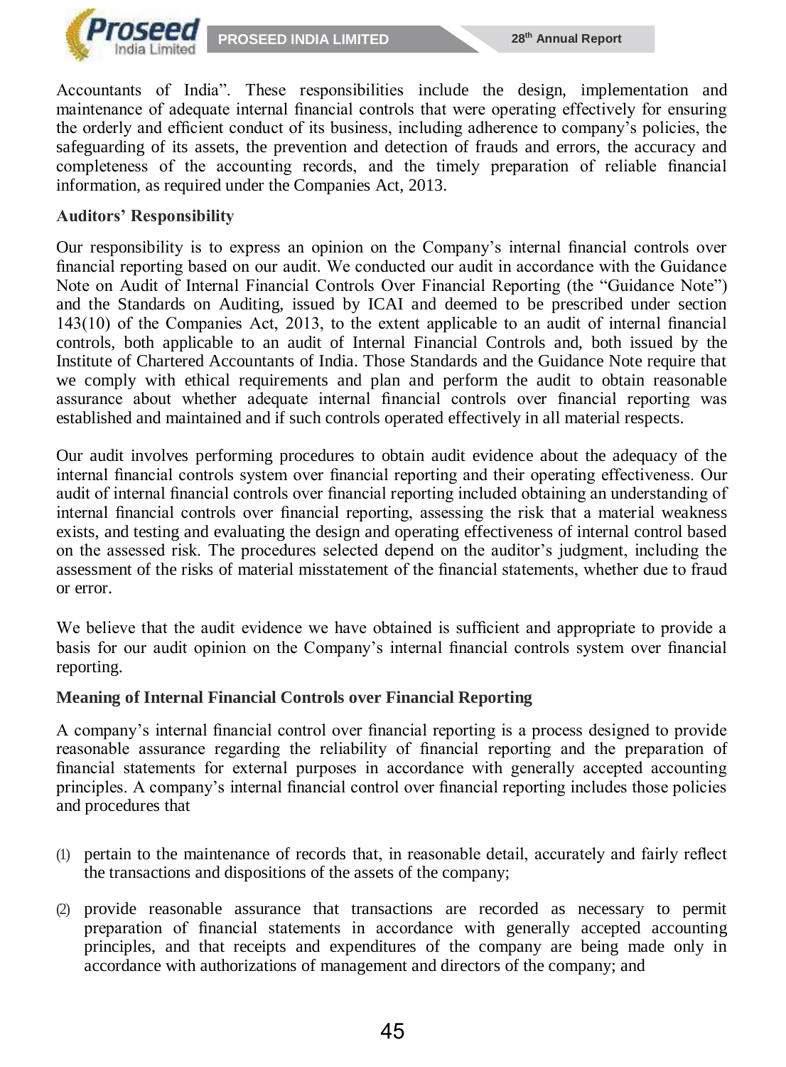Accountants of India". These responsibilities include the design, implementation and maintenance of adequate internal financial controls that were operating effectively for ensuring the orderly and efficient conduct of its business, including adherence to company's policies, the safeguarding of its assets, the prevention and detection of frauds and errors, the accuracy and completeness of the accounting records, and the timely preparation of reliable financial information, as required under the Companies Act, 2013.

**Auditors' Responsibility**

Our responsibility is to express an opinion on the Company's internal financial controls over financial reporting based on our audit. We conducted our audit in accordance with the Guidance Note on Audit of Internal Financial Controls Over Financial Reporting (the "Guidance Note") and the Standards on Auditing, issued by ICAI and deemed to be prescribed under section 143(10) of the Companies Act, 2013, to the extent applicable to an audit of internal financial controls, both applicable to an audit of Internal Financial Controls and, both issued by the Institute of Chartered Accountants of India. Those Standards and the Guidance Note require that we comply with ethical requirements and plan and perform the audit to obtain reasonable assurance about whether adequate internal financial controls over financial reporting was established and maintained and if such controls operated effectively in all material respects.

Our audit involves performing procedures to obtain audit evidence about the adequacy of the internal financial controls system over financial reporting and their operating effectiveness. Our audit of internal financial controls over financial reporting included obtaining an understanding of internal financial controls over financial reporting, assessing the risk that a material weakness exists, and testing and evaluating the design and operating effectiveness of internal control based on the assessed risk. The procedures selected depend on the auditor's judgment, including the assessment of the risks of material misstatement of the financial statements, whether due to fraud or error.

We believe that the audit evidence we have obtained is sufficient and appropriate to provide a basis for our audit opinion on the Company's internal financial controls system over financial reporting.

**Meaning of Internal Financial Controls over Financial Reporting**

A company's internal financial control over financial reporting is a process designed to provide reasonable assurance regarding the reliability of financial reporting and the preparation of financial statements for external purposes in accordance with generally accepted accounting principles. A company's internal financial control over financial reporting includes those policies and procedures that

(1) pertain to the maintenance of records that, in reasonable detail, accurately and fairly reflect the transactions and dispositions of the assets of the company;

(2) provide reasonable assurance that transactions are recorded as necessary to permit preparation of financial statements in accordance with generally accepted accounting principles, and that receipts and expenditures of the company are being made only in accordance with authorizations of management and directors of the company; and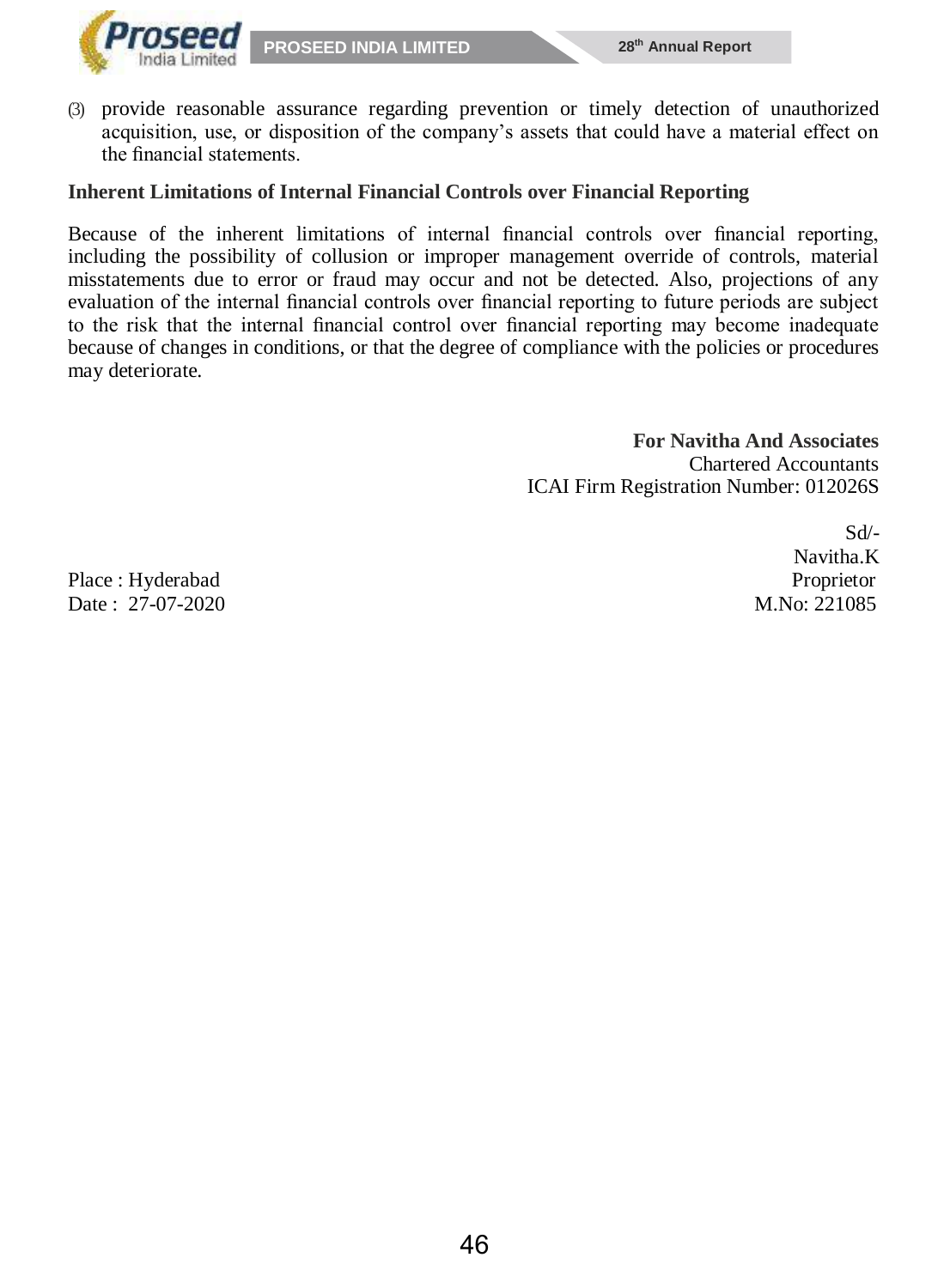(3) provide reasonable assurance regarding prevention or timely detection of unauthorized acquisition, use, or disposition of the company's assets that could have a material effect on the financial statements.

**Inherent Limitations of Internal Financial Controls over Financial Reporting**

Because of the inherent limitations of internal financial controls over financial reporting, including the possibility of collusion or improper management override of controls, material misstatements due to error or fraud may occur and not be detected. Also, projections of any evaluation of the internal financial controls over financial reporting to future periods are subject to the risk that the internal financial control over financial reporting may become inadequate because of changes in conditions, or that the degree of compliance with the policies or procedures may deteriorate.

**For Navitha And Associates**
Chartered Accountants
ICAI Firm Registration Number: 012026S

Sd/-
Navitha.K
Proprietor
M.No: 221085

Place : Hyderabad
Date : 27-07-2020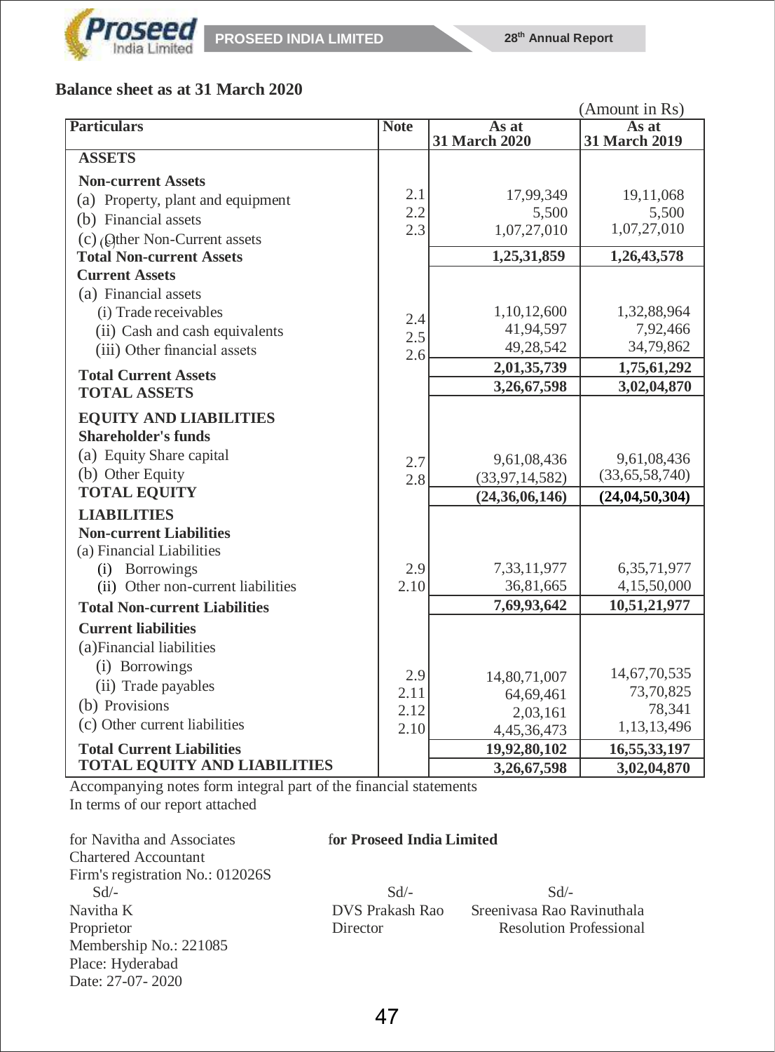## Balance sheet as at 31 March 2020

(Amount in Rs)

| Particulars | Note | As at 31 March 2020 | As at 31 March 2019 |
|---|---|---|---|
| **ASSETS** | | | |
| **Non-current Assets** | | | |
| (a) Property, plant and equipment | 2.1 | 17,99,349 | 19,11,068 |
| (b) Financial assets | 2.2 | 5,500 | 5,500 |
| (c) Other Non-Current assets | 2.3 | 1,07,27,010 | 1,07,27,010 |
| **Total Non-current Assets** | | **1,25,31,859** | **1,26,43,578** |
| **Current Assets** | | | |
| (a) Financial assets | | | |
| (i) Trade receivables | 2.4 | 1,10,12,600 | 1,32,88,964 |
| (ii) Cash and cash equivalents | 2.5 | 41,94,597 | 7,92,466 |
| (iii) Other financial assets | 2.6 | 49,28,542 | 34,79,862 |
| **Total Current Assets** | | **2,01,35,739** | **1,75,61,292** |
| **TOTAL ASSETS** | | **3,26,67,598** | **3,02,04,870** |
| **EQUITY AND LIABILITIES** | | | |
| **Shareholder's funds** | | | |
| (a) Equity Share capital | 2.7 | 9,61,08,436 | 9,61,08,436 |
| (b) Other Equity | 2.8 | (33,97,14,582) | (33,65,58,740) |
| **TOTAL EQUITY** | | **(24,36,06,146)** | **(24,04,50,304)** |
| **LIABILITIES** | | | |
| **Non-current Liabilities** | | | |
| (a) Financial Liabilities | | | |
| (i) Borrowings | 2.9 | 7,33,11,977 | 6,35,71,977 |
| (ii) Other non-current liabilities | 2.10 | 36,81,665 | 4,15,50,000 |
| **Total Non-current Liabilities** | | **7,69,93,642** | **10,51,21,977** |
| **Current liabilities** | | | |
| (a) Financial liabilities | | | |
| (i) Borrowings | 2.9 | 14,80,71,007 | 14,67,70,535 |
| (ii) Trade payables | 2.11 | 64,69,461 | 73,70,825 |
| (b) Provisions | 2.12 | 2,03,161 | 78,341 |
| (c) Other current liabilities | 2.10 | 4,45,36,473 | 1,13,13,496 |
| **Total Current Liabilities** | | **19,92,80,102** | **16,55,33,197** |
| **TOTAL EQUITY AND LIABILITIES** | | **3,26,67,598** | **3,02,04,870** |

Accompanying notes form integral part of the financial statements
In terms of our report attached

for Navitha and Associates
Chartered Accountant
Firm's registration No.: 012026S
Sd/-
Navitha K
Proprietor
Membership No.: 221085
Place: Hyderabad
Date: 27-07- 2020

**for Proseed India Limited**

Sd/-
DVS Prakash Rao
Director

Sd/-
Sreenivasa Rao Ravinuthala
Resolution Professional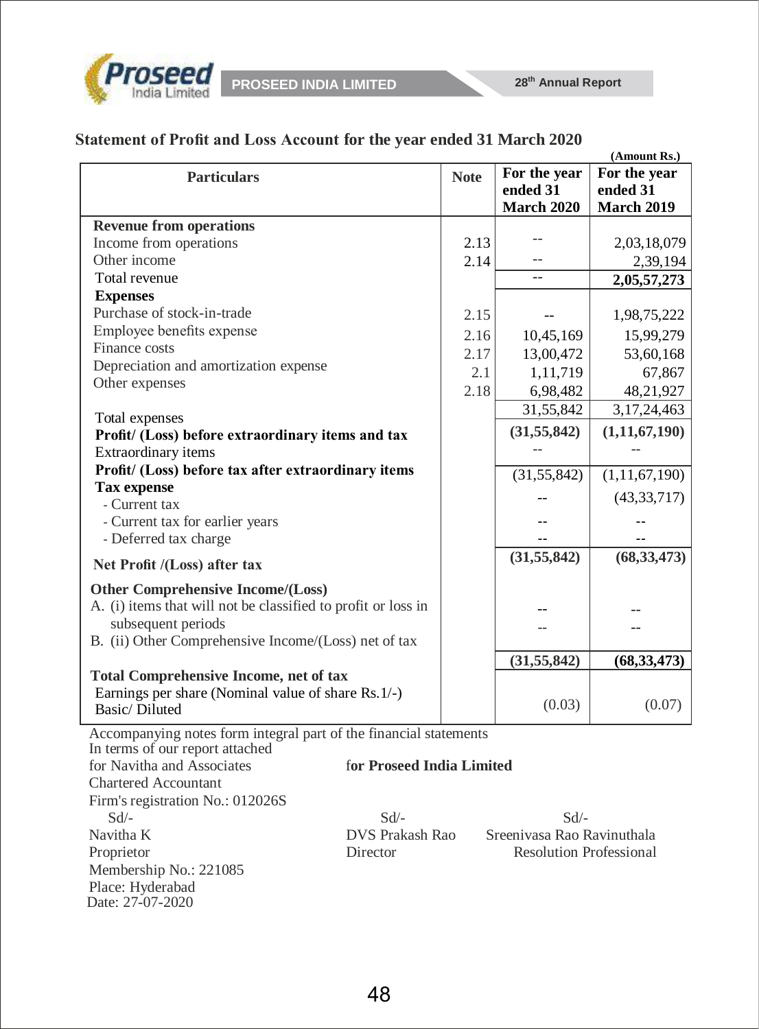## Statement of Profit and Loss Account for the year ended 31 March 2020

(Amount Rs.)

| Particulars | Note | For the year ended 31 March 2020 | For the year ended 31 March 2019 |
|---|---|---|---|
| **Revenue from operations** | | | |
| Income from operations | 2.13 | -- | 2,03,18,079 |
| Other income | 2.14 | -- | 2,39,194 |
| Total revenue | | -- | **2,05,57,273** |
| **Expenses** | | | |
| Purchase of stock-in-trade | 2.15 | -- | 1,98,75,222 |
| Employee benefits expense | 2.16 | 10,45,169 | 15,99,279 |
| Finance costs | 2.17 | 13,00,472 | 53,60,168 |
| Depreciation and amortization expense | 2.1 | 1,11,719 | 67,867 |
| Other expenses | 2.18 | 6,98,482 | 48,21,927 |
| Total expenses | | 31,55,842 | 3,17,24,463 |
| **Profit/ (Loss) before extraordinary items and tax** | | **(31,55,842)** | **(1,11,67,190)** |
| Extraordinary items | | -- | -- |
| **Profit/ (Loss) before tax after extraordinary items** | | (31,55,842) | (1,11,67,190) |
| **Tax expense** | | | |
| - Current tax | | -- | (43,33,717) |
| - Current tax for earlier years | | -- | -- |
| - Deferred tax charge | | -- | -- |
| **Net Profit /(Loss) after tax** | | **(31,55,842)** | **(68,33,473)** |
| **Other Comprehensive Income/(Loss)** | | | |
| A. (i) items that will not be classified to profit or loss in subsequent periods | | -- | -- |
| B. (ii) Other Comprehensive Income/(Loss) net of tax | | -- | -- |
| **Total Comprehensive Income, net of tax** | | **(31,55,842)** | **(68,33,473)** |
| Earnings per share (Nominal value of share Rs.1/-) Basic/ Diluted | | (0.03) | (0.07) |

Accompanying notes form integral part of the financial statements

In terms of our report attached
for Navitha and Associates
Chartered Accountant
Firm's registration No.: 012026S

Sd/-
Navitha K
Proprietor
Membership No.: 221085
Place: Hyderabad
Date: 27-07-2020

**for Proseed India Limited**

Sd/-
DVS Prakash Rao
Director

Sd/-
Sreenivasa Rao Ravinuthala
Resolution Professional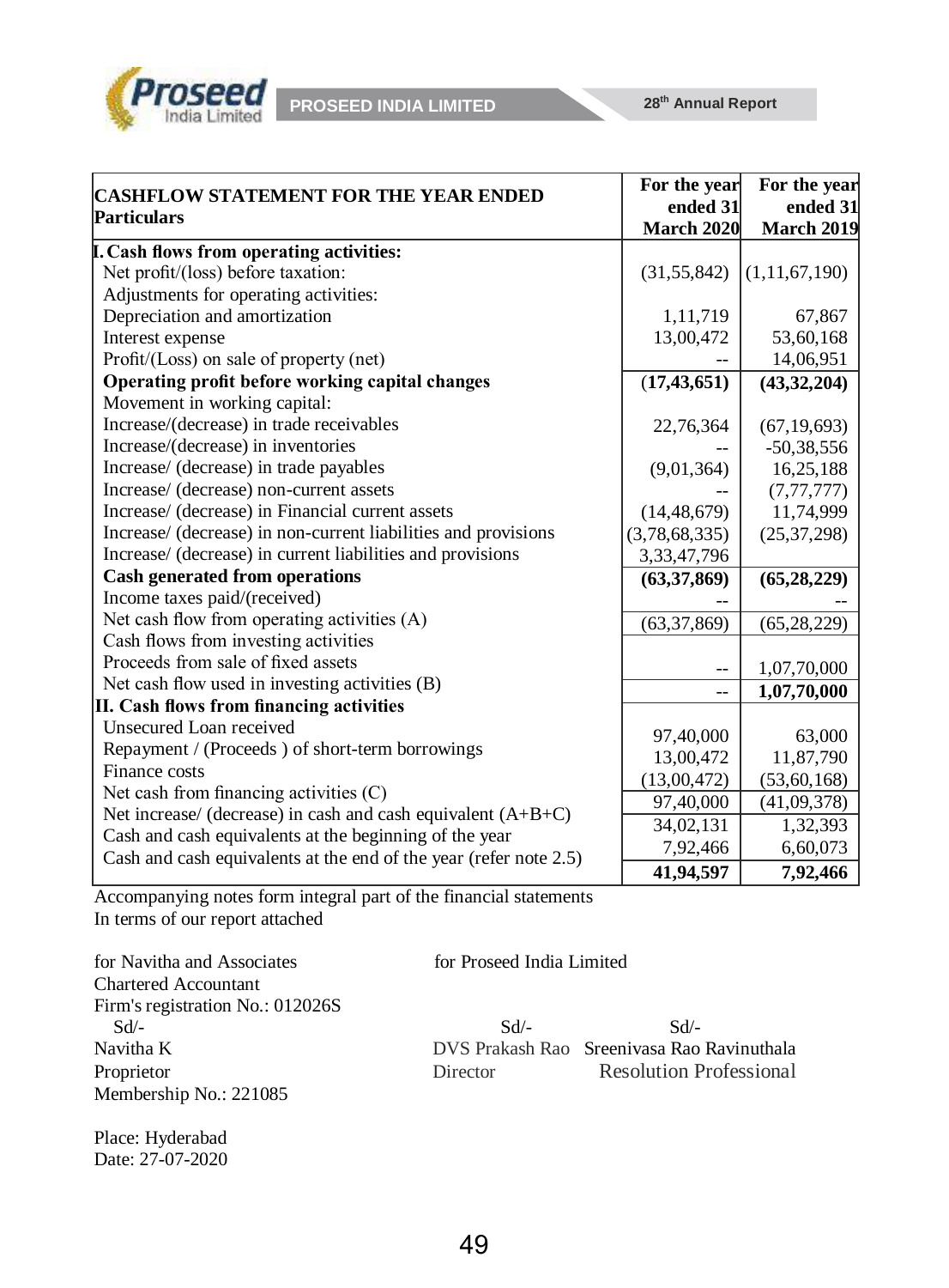| CASHFLOW STATEMENT FOR THE YEAR ENDED<br>Particulars | For the year ended 31 March 2020 | For the year ended 31 March 2019 |
|---|---|---|
| **I. Cash flows from operating activities:** | | |
| Net profit/(loss) before taxation: | (31,55,842) | (1,11,67,190) |
| Adjustments for operating activities: | | |
| Depreciation and amortization | 1,11,719 | 67,867 |
| Interest expense | 13,00,472 | 53,60,168 |
| Profit/(Loss) on sale of property (net) | -- | 14,06,951 |
| **Operating profit before working capital changes** | **(17,43,651)** | **(43,32,204)** |
| Movement in working capital: | | |
| Increase/(decrease) in trade receivables | 22,76,364 | (67,19,693) |
| Increase/(decrease) in inventories | -- | -50,38,556 |
| Increase/ (decrease) in trade payables | (9,01,364) | 16,25,188 |
| Increase/ (decrease) non-current assets | -- | (7,77,777) |
| Increase/ (decrease) in Financial current assets | (14,48,679) | 11,74,999 |
| Increase/ (decrease) in non-current liabilities and provisions | (3,78,68,335) | (25,37,298) |
| Increase/ (decrease) in current liabilities and provisions | 3,33,47,796 | |
| **Cash generated from operations** | **(63,37,869)** | **(65,28,229)** |
| Income taxes paid/(received) | -- | -- |
| Net cash flow from operating activities (A) | (63,37,869) | (65,28,229) |
| Cash flows from investing activities | | |
| Proceeds from sale of fixed assets | -- | 1,07,70,000 |
| Net cash flow used in investing activities (B) | -- | **1,07,70,000** |
| **II. Cash flows from financing activities** | | |
| Unsecured Loan received | 97,40,000 | 63,000 |
| Repayment / (Proceeds ) of short-term borrowings | 13,00,472 | 11,87,790 |
| Finance costs | (13,00,472) | (53,60,168) |
| Net cash from financing activities (C) | 97,40,000 | (41,09,378) |
| Net increase/ (decrease) in cash and cash equivalent (A+B+C) | 34,02,131 | 1,32,393 |
| Cash and cash equivalents at the beginning of the year | 7,92,466 | 6,60,073 |
| Cash and cash equivalents at the end of the year (refer note 2.5) | **41,94,597** | **7,92,466** |

Accompanying notes form integral part of the financial statements
In terms of our report attached

for Navitha and Associates
Chartered Accountant
Firm's registration No.: 012026S
Sd/-
Navitha K
Proprietor
Membership No.: 221085

for Proseed India Limited

Sd/-
DVS Prakash Rao
Director

Sd/-
Sreenivasa Rao Ravinuthala
Resolution Professional

Place: Hyderabad
Date: 27-07-2020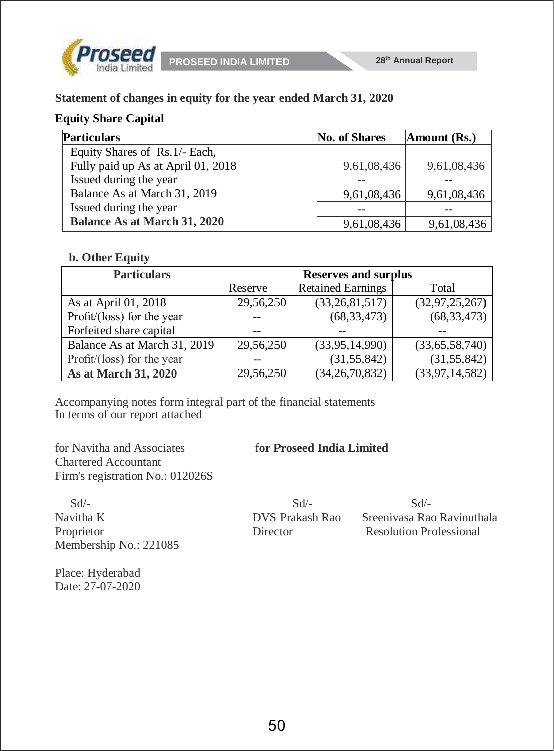**Statement of changes in equity for the year ended March 31, 2020**

**Equity Share Capital**

| **Particulars** | **No. of Shares** | **Amount (Rs.)** |
|---|---|---|
| Equity Shares of Rs.1/- Each, Fully paid up As at April 01, 2018 | 9,61,08,436 | 9,61,08,436 |
| Issued during the year | -- | -- |
| Balance As at March 31, 2019 | 9,61,08,436 | 9,61,08,436 |
| Issued during the year | -- | -- |
| **Balance As at March 31, 2020** | 9,61,08,436 | 9,61,08,436 |

**b. Other Equity**

| **Particulars** | **Reserves and surplus** | | |
|---|---|---|---|
| | Reserve | Retained Earnings | Total |
| As at April 01, 2018 | 29,56,250 | (33,26,81,517) | (32,97,25,267) |
| Profit/(loss) for the year | -- | (68,33,473) | (68,33,473) |
| Forfeited share capital | -- | -- | -- |
| Balance As at March 31, 2019 | 29,56,250 | (33,95,14,990) | (33,65,58,740) |
| Profit/(loss) for the year | -- | (31,55,842) | (31,55,842) |
| **As at March 31, 2020** | 29,56,250 | (34,26,70,832) | (33,97,14,582) |

Accompanying notes form integral part of the financial statements
In terms of our report attached

for Navitha and Associates
Chartered Accountant
Firm's registration No.: 012026S

Sd/-
Navitha K
Proprietor
Membership No.: 221085

**for Proseed India Limited**

Sd/-
DVS Prakash Rao
Director

Sd/-
Sreenivasa Rao Ravinuthala
Resolution Professional

Place: Hyderabad
Date: 27-07-2020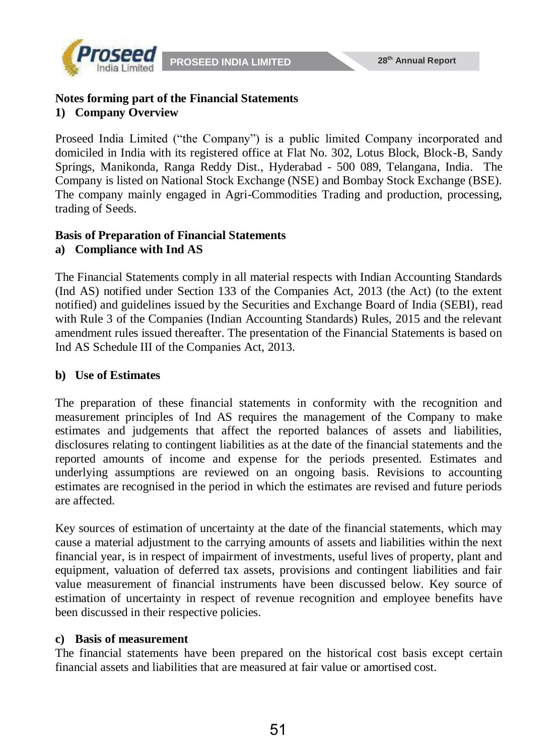## Notes forming part of the Financial Statements

### 1) Company Overview

Proseed India Limited (“the Company”) is a public limited Company incorporated and domiciled in India with its registered office at Flat No. 302, Lotus Block, Block-B, Sandy Springs, Manikonda, Ranga Reddy Dist., Hyderabad - 500 089, Telangana, India. The Company is listed on National Stock Exchange (NSE) and Bombay Stock Exchange (BSE). The company mainly engaged in Agri-Commodities Trading and production, processing, trading of Seeds.

### Basis of Preparation of Financial Statements

#### a) Compliance with Ind AS

The Financial Statements comply in all material respects with Indian Accounting Standards (Ind AS) notified under Section 133 of the Companies Act, 2013 (the Act) (to the extent notified) and guidelines issued by the Securities and Exchange Board of India (SEBI), read with Rule 3 of the Companies (Indian Accounting Standards) Rules, 2015 and the relevant amendment rules issued thereafter. The presentation of the Financial Statements is based on Ind AS Schedule III of the Companies Act, 2013.

#### b) Use of Estimates

The preparation of these financial statements in conformity with the recognition and measurement principles of Ind AS requires the management of the Company to make estimates and judgements that affect the reported balances of assets and liabilities, disclosures relating to contingent liabilities as at the date of the financial statements and the reported amounts of income and expense for the periods presented. Estimates and underlying assumptions are reviewed on an ongoing basis. Revisions to accounting estimates are recognised in the period in which the estimates are revised and future periods are affected.

Key sources of estimation of uncertainty at the date of the financial statements, which may cause a material adjustment to the carrying amounts of assets and liabilities within the next financial year, is in respect of impairment of investments, useful lives of property, plant and equipment, valuation of deferred tax assets, provisions and contingent liabilities and fair value measurement of financial instruments have been discussed below. Key source of estimation of uncertainty in respect of revenue recognition and employee benefits have been discussed in their respective policies.

#### c) Basis of measurement

The financial statements have been prepared on the historical cost basis except certain financial assets and liabilities that are measured at fair value or amortised cost.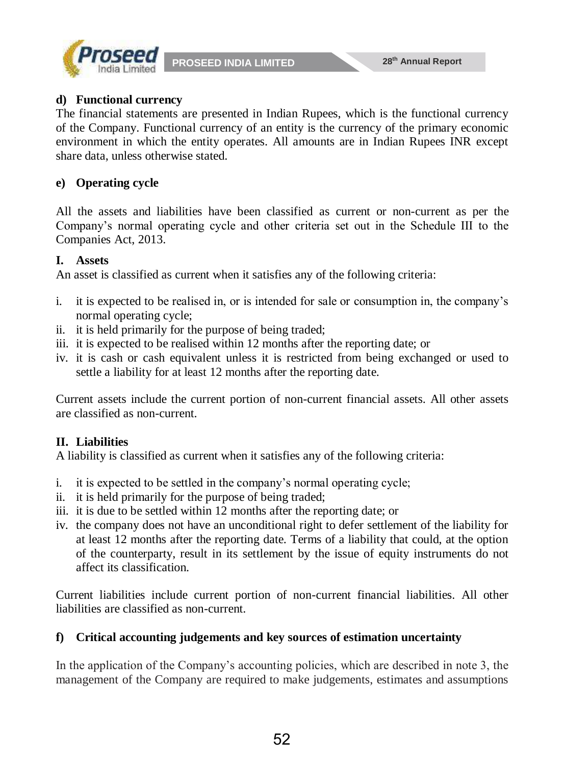### d) Functional currency

The financial statements are presented in Indian Rupees, which is the functional currency of the Company. Functional currency of an entity is the currency of the primary economic environment in which the entity operates. All amounts are in Indian Rupees INR except share data, unless otherwise stated.

### e) Operating cycle

All the assets and liabilities have been classified as current or non-current as per the Company's normal operating cycle and other criteria set out in the Schedule III to the Companies Act, 2013.

#### I. Assets

An asset is classified as current when it satisfies any of the following criteria:

i. it is expected to be realised in, or is intended for sale or consumption in, the company's normal operating cycle;
ii. it is held primarily for the purpose of being traded;
iii. it is expected to be realised within 12 months after the reporting date; or
iv. it is cash or cash equivalent unless it is restricted from being exchanged or used to settle a liability for at least 12 months after the reporting date.

Current assets include the current portion of non-current financial assets. All other assets are classified as non-current.

#### II. Liabilities

A liability is classified as current when it satisfies any of the following criteria:

i. it is expected to be settled in the company's normal operating cycle;
ii. it is held primarily for the purpose of being traded;
iii. it is due to be settled within 12 months after the reporting date; or
iv. the company does not have an unconditional right to defer settlement of the liability for at least 12 months after the reporting date. Terms of a liability that could, at the option of the counterparty, result in its settlement by the issue of equity instruments do not affect its classification.

Current liabilities include current portion of non-current financial liabilities. All other liabilities are classified as non-current.

### f) Critical accounting judgements and key sources of estimation uncertainty

In the application of the Company's accounting policies, which are described in note 3, the management of the Company are required to make judgements, estimates and assumptions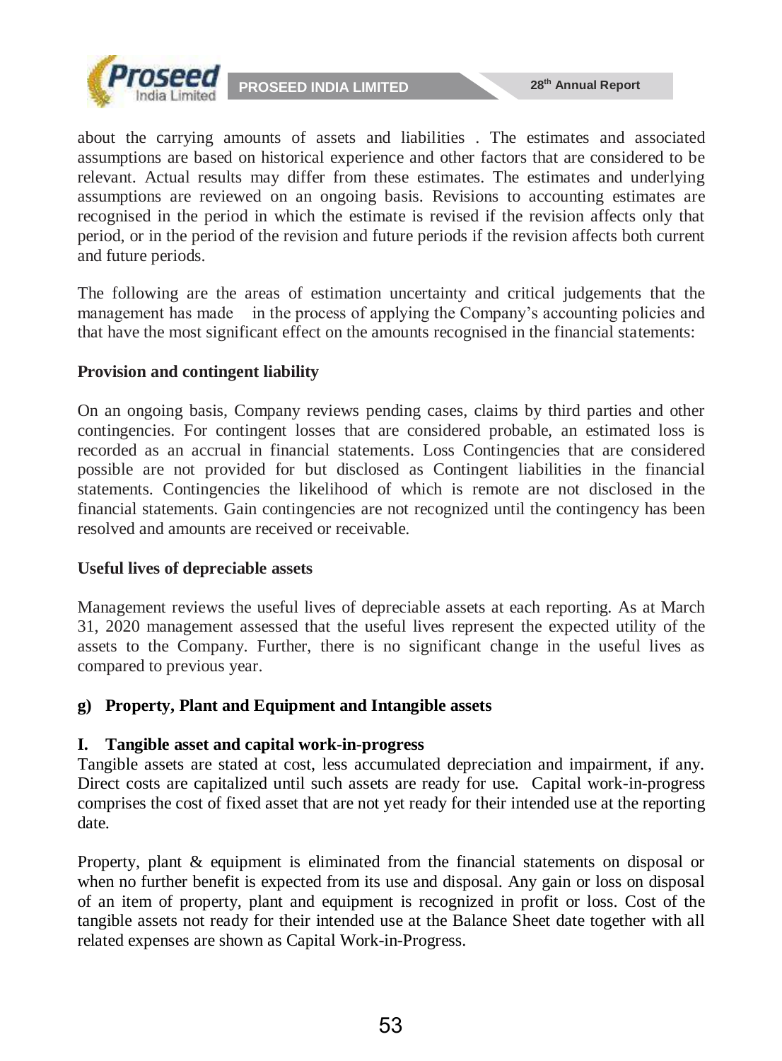about the carrying amounts of assets and liabilities . The estimates and associated assumptions are based on historical experience and other factors that are considered to be relevant. Actual results may differ from these estimates. The estimates and underlying assumptions are reviewed on an ongoing basis. Revisions to accounting estimates are recognised in the period in which the estimate is revised if the revision affects only that period, or in the period of the revision and future periods if the revision affects both current and future periods.

The following are the areas of estimation uncertainty and critical judgements that the management has made in the process of applying the Company's accounting policies and that have the most significant effect on the amounts recognised in the financial statements:

**Provision and contingent liability**

On an ongoing basis, Company reviews pending cases, claims by third parties and other contingencies. For contingent losses that are considered probable, an estimated loss is recorded as an accrual in financial statements. Loss Contingencies that are considered possible are not provided for but disclosed as Contingent liabilities in the financial statements. Contingencies the likelihood of which is remote are not disclosed in the financial statements. Gain contingencies are not recognized until the contingency has been resolved and amounts are received or receivable.

**Useful lives of depreciable assets**

Management reviews the useful lives of depreciable assets at each reporting. As at March 31, 2020 management assessed that the useful lives represent the expected utility of the assets to the Company. Further, there is no significant change in the useful lives as compared to previous year.

**g) Property, Plant and Equipment and Intangible assets**

**I. Tangible asset and capital work-in-progress**

Tangible assets are stated at cost, less accumulated depreciation and impairment, if any. Direct costs are capitalized until such assets are ready for use. Capital work-in-progress comprises the cost of fixed asset that are not yet ready for their intended use at the reporting date.

Property, plant & equipment is eliminated from the financial statements on disposal or when no further benefit is expected from its use and disposal. Any gain or loss on disposal of an item of property, plant and equipment is recognized in profit or loss. Cost of the tangible assets not ready for their intended use at the Balance Sheet date together with all related expenses are shown as Capital Work-in-Progress.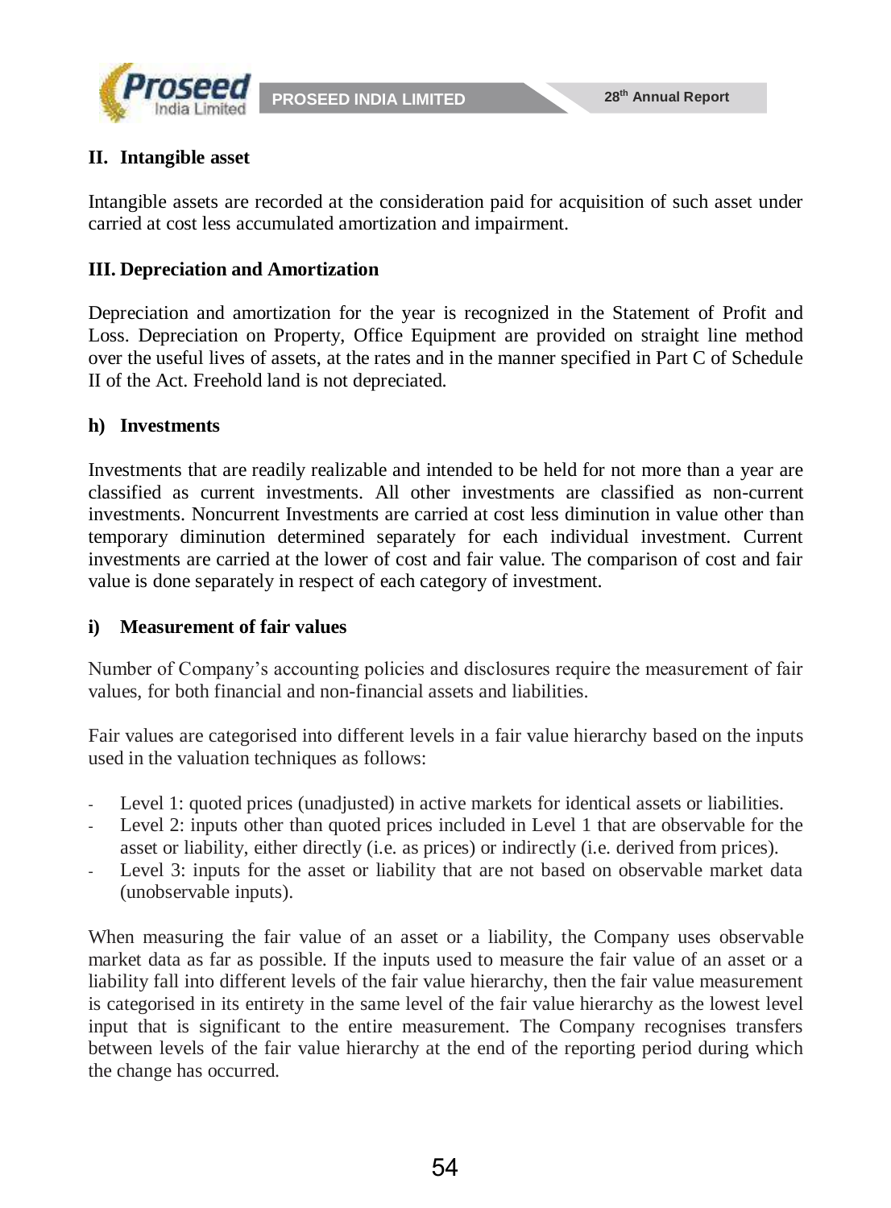### II. Intangible asset

Intangible assets are recorded at the consideration paid for acquisition of such asset under carried at cost less accumulated amortization and impairment.

### III. Depreciation and Amortization

Depreciation and amortization for the year is recognized in the Statement of Profit and Loss. Depreciation on Property, Office Equipment are provided on straight line method over the useful lives of assets, at the rates and in the manner specified in Part C of Schedule II of the Act. Freehold land is not depreciated.

### h) Investments

Investments that are readily realizable and intended to be held for not more than a year are classified as current investments. All other investments are classified as non-current investments. Noncurrent Investments are carried at cost less diminution in value other than temporary diminution determined separately for each individual investment. Current investments are carried at the lower of cost and fair value. The comparison of cost and fair value is done separately in respect of each category of investment.

### i) Measurement of fair values

Number of Company's accounting policies and disclosures require the measurement of fair values, for both financial and non-financial assets and liabilities.

Fair values are categorised into different levels in a fair value hierarchy based on the inputs used in the valuation techniques as follows:

- Level 1: quoted prices (unadjusted) in active markets for identical assets or liabilities.
- Level 2: inputs other than quoted prices included in Level 1 that are observable for the asset or liability, either directly (i.e. as prices) or indirectly (i.e. derived from prices).
- Level 3: inputs for the asset or liability that are not based on observable market data (unobservable inputs).

When measuring the fair value of an asset or a liability, the Company uses observable market data as far as possible. If the inputs used to measure the fair value of an asset or a liability fall into different levels of the fair value hierarchy, then the fair value measurement is categorised in its entirety in the same level of the fair value hierarchy as the lowest level input that is significant to the entire measurement. The Company recognises transfers between levels of the fair value hierarchy at the end of the reporting period during which the change has occurred.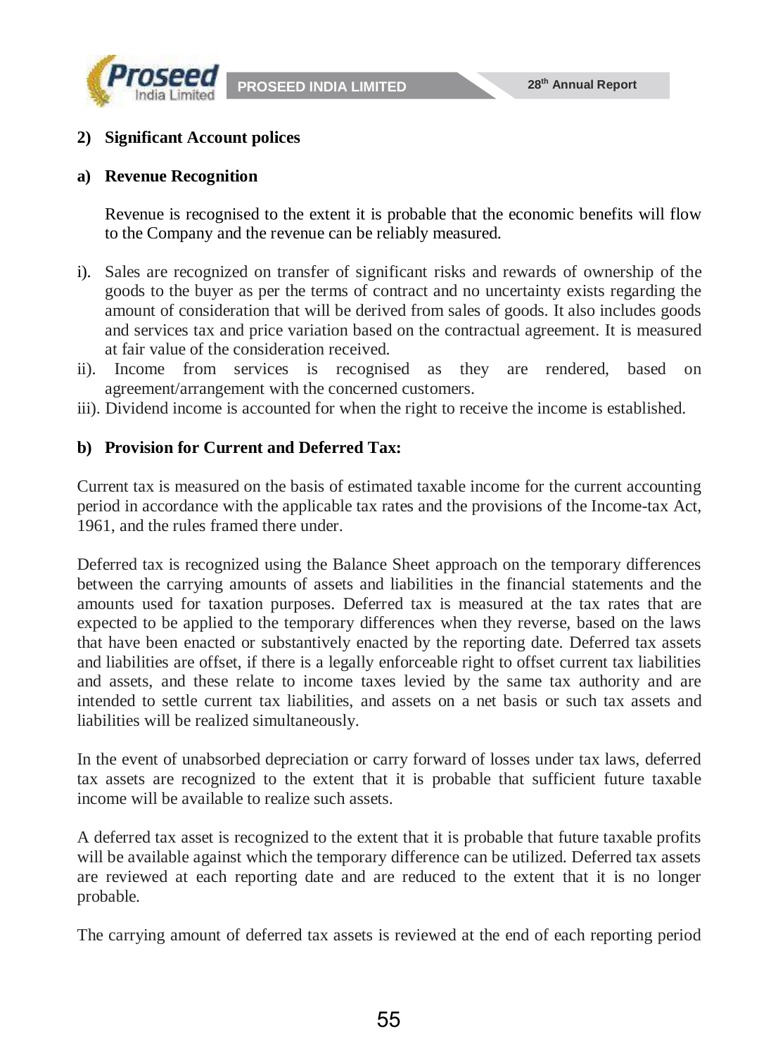## 2) Significant Account polices

### a) Revenue Recognition

Revenue is recognised to the extent it is probable that the economic benefits will flow to the Company and the revenue can be reliably measured.

i). Sales are recognized on transfer of significant risks and rewards of ownership of the goods to the buyer as per the terms of contract and no uncertainty exists regarding the amount of consideration that will be derived from sales of goods. It also includes goods and services tax and price variation based on the contractual agreement. It is measured at fair value of the consideration received.

ii). Income from services is recognised as they are rendered, based on agreement/arrangement with the concerned customers.

iii). Dividend income is accounted for when the right to receive the income is established.

### b) Provision for Current and Deferred Tax:

Current tax is measured on the basis of estimated taxable income for the current accounting period in accordance with the applicable tax rates and the provisions of the Income-tax Act, 1961, and the rules framed there under.

Deferred tax is recognized using the Balance Sheet approach on the temporary differences between the carrying amounts of assets and liabilities in the financial statements and the amounts used for taxation purposes. Deferred tax is measured at the tax rates that are expected to be applied to the temporary differences when they reverse, based on the laws that have been enacted or substantively enacted by the reporting date. Deferred tax assets and liabilities are offset, if there is a legally enforceable right to offset current tax liabilities and assets, and these relate to income taxes levied by the same tax authority and are intended to settle current tax liabilities, and assets on a net basis or such tax assets and liabilities will be realized simultaneously.

In the event of unabsorbed depreciation or carry forward of losses under tax laws, deferred tax assets are recognized to the extent that it is probable that sufficient future taxable income will be available to realize such assets.

A deferred tax asset is recognized to the extent that it is probable that future taxable profits will be available against which the temporary difference can be utilized. Deferred tax assets are reviewed at each reporting date and are reduced to the extent that it is no longer probable.

The carrying amount of deferred tax assets is reviewed at the end of each reporting period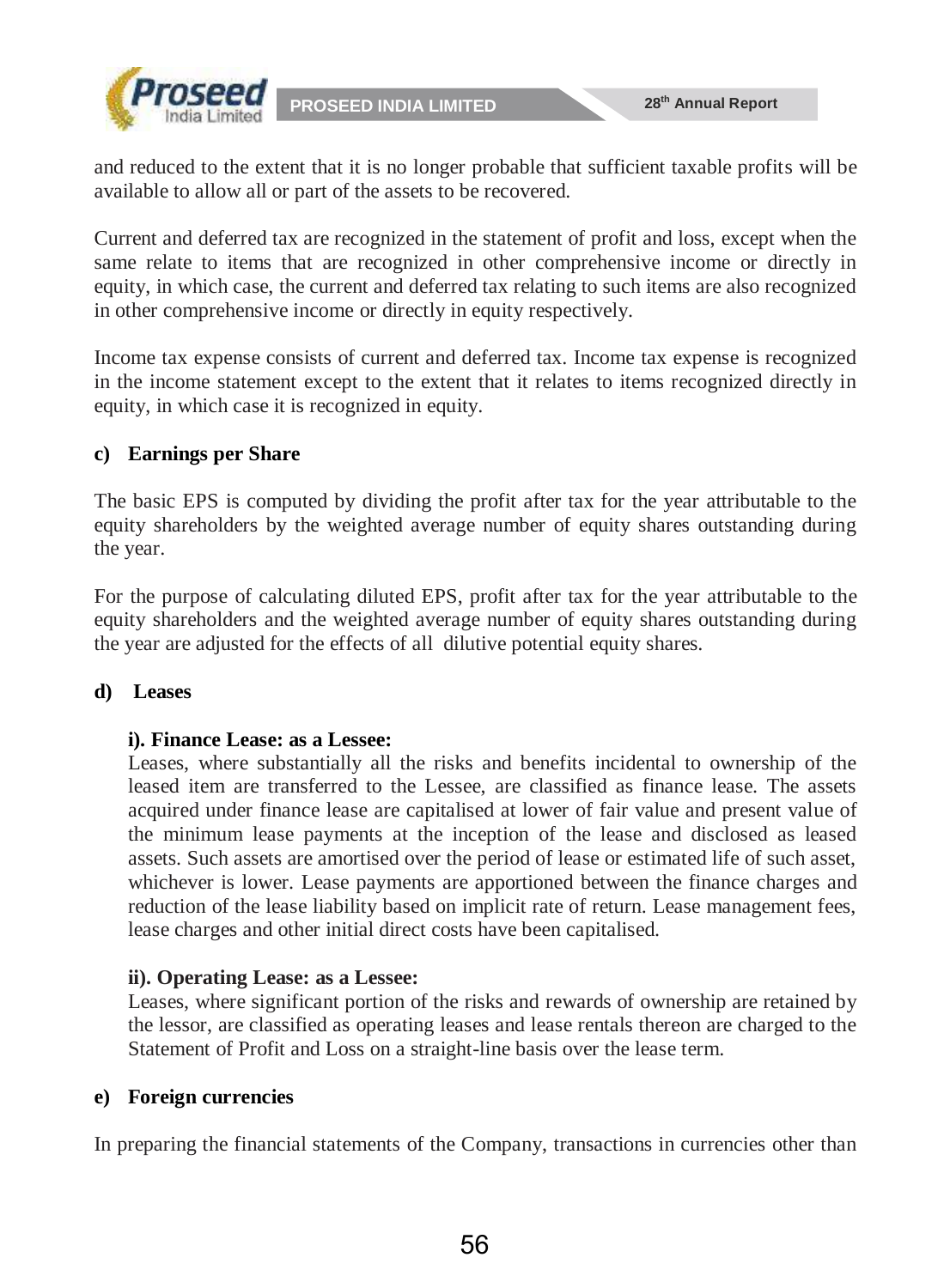and reduced to the extent that it is no longer probable that sufficient taxable profits will be available to allow all or part of the assets to be recovered.

Current and deferred tax are recognized in the statement of profit and loss, except when the same relate to items that are recognized in other comprehensive income or directly in equity, in which case, the current and deferred tax relating to such items are also recognized in other comprehensive income or directly in equity respectively.

Income tax expense consists of current and deferred tax. Income tax expense is recognized in the income statement except to the extent that it relates to items recognized directly in equity, in which case it is recognized in equity.

**c) Earnings per Share**

The basic EPS is computed by dividing the profit after tax for the year attributable to the equity shareholders by the weighted average number of equity shares outstanding during the year.

For the purpose of calculating diluted EPS, profit after tax for the year attributable to the equity shareholders and the weighted average number of equity shares outstanding during the year are adjusted for the effects of all dilutive potential equity shares.

**d) Leases**

**i). Finance Lease: as a Lessee:**
Leases, where substantially all the risks and benefits incidental to ownership of the leased item are transferred to the Lessee, are classified as finance lease. The assets acquired under finance lease are capitalised at lower of fair value and present value of the minimum lease payments at the inception of the lease and disclosed as leased assets. Such assets are amortised over the period of lease or estimated life of such asset, whichever is lower. Lease payments are apportioned between the finance charges and reduction of the lease liability based on implicit rate of return. Lease management fees, lease charges and other initial direct costs have been capitalised.

**ii). Operating Lease: as a Lessee:**
Leases, where significant portion of the risks and rewards of ownership are retained by the lessor, are classified as operating leases and lease rentals thereon are charged to the Statement of Profit and Loss on a straight-line basis over the lease term.

**e) Foreign currencies**

In preparing the financial statements of the Company, transactions in currencies other than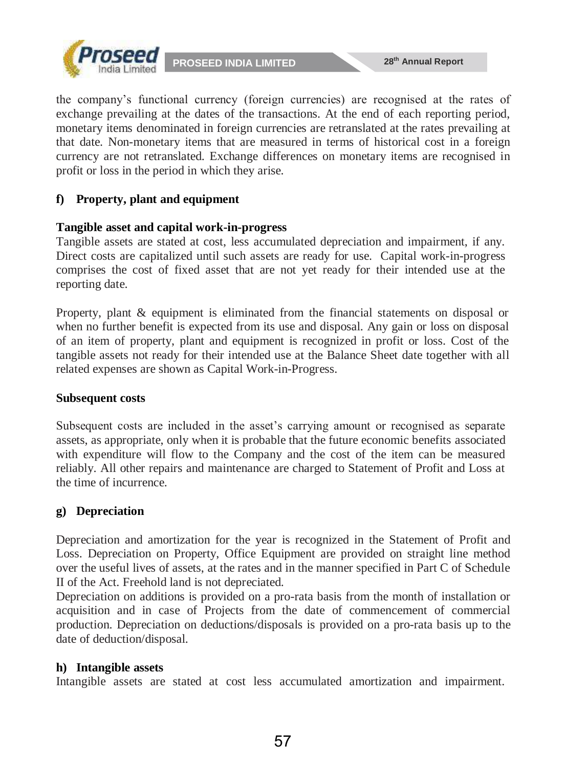the company's functional currency (foreign currencies) are recognised at the rates of exchange prevailing at the dates of the transactions. At the end of each reporting period, monetary items denominated in foreign currencies are retranslated at the rates prevailing at that date. Non-monetary items that are measured in terms of historical cost in a foreign currency are not retranslated. Exchange differences on monetary items are recognised in profit or loss in the period in which they arise.

**f) Property, plant and equipment**

**Tangible asset and capital work-in-progress**

Tangible assets are stated at cost, less accumulated depreciation and impairment, if any. Direct costs are capitalized until such assets are ready for use. Capital work-in-progress comprises the cost of fixed asset that are not yet ready for their intended use at the reporting date.

Property, plant & equipment is eliminated from the financial statements on disposal or when no further benefit is expected from its use and disposal. Any gain or loss on disposal of an item of property, plant and equipment is recognized in profit or loss. Cost of the tangible assets not ready for their intended use at the Balance Sheet date together with all related expenses are shown as Capital Work-in-Progress.

**Subsequent costs**

Subsequent costs are included in the asset's carrying amount or recognised as separate assets, as appropriate, only when it is probable that the future economic benefits associated with expenditure will flow to the Company and the cost of the item can be measured reliably. All other repairs and maintenance are charged to Statement of Profit and Loss at the time of incurrence.

**g) Depreciation**

Depreciation and amortization for the year is recognized in the Statement of Profit and Loss. Depreciation on Property, Office Equipment are provided on straight line method over the useful lives of assets, at the rates and in the manner specified in Part C of Schedule II of the Act. Freehold land is not depreciated.

Depreciation on additions is provided on a pro-rata basis from the month of installation or acquisition and in case of Projects from the date of commencement of commercial production. Depreciation on deductions/disposals is provided on a pro-rata basis up to the date of deduction/disposal.

**h) Intangible assets**

Intangible assets are stated at cost less accumulated amortization and impairment.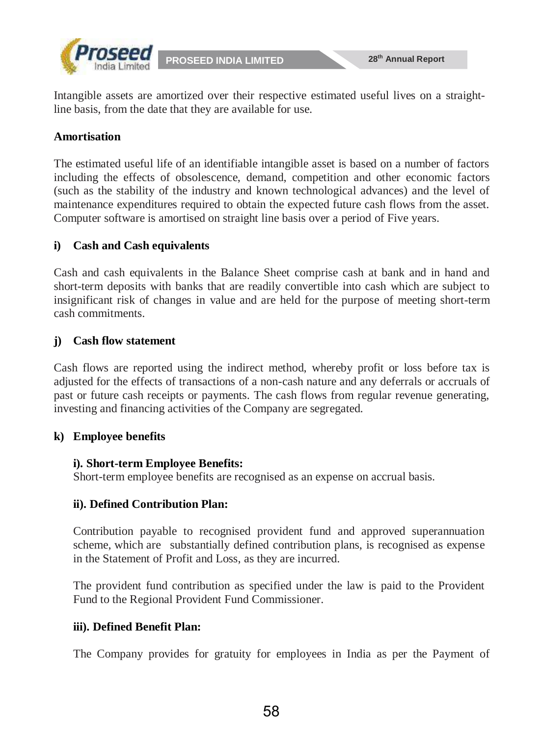Intangible assets are amortized over their respective estimated useful lives on a straight-line basis, from the date that they are available for use.

**Amortisation**

The estimated useful life of an identifiable intangible asset is based on a number of factors including the effects of obsolescence, demand, competition and other economic factors (such as the stability of the industry and known technological advances) and the level of maintenance expenditures required to obtain the expected future cash flows from the asset. Computer software is amortised on straight line basis over a period of Five years.

**i) Cash and Cash equivalents**

Cash and cash equivalents in the Balance Sheet comprise cash at bank and in hand and short-term deposits with banks that are readily convertible into cash which are subject to insignificant risk of changes in value and are held for the purpose of meeting short-term cash commitments.

**j) Cash flow statement**

Cash flows are reported using the indirect method, whereby profit or loss before tax is adjusted for the effects of transactions of a non-cash nature and any deferrals or accruals of past or future cash receipts or payments. The cash flows from regular revenue generating, investing and financing activities of the Company are segregated.

**k) Employee benefits**

**i). Short-term Employee Benefits:**
Short-term employee benefits are recognised as an expense on accrual basis.

**ii). Defined Contribution Plan:**

Contribution payable to recognised provident fund and approved superannuation scheme, which are substantially defined contribution plans, is recognised as expense in the Statement of Profit and Loss, as they are incurred.

The provident fund contribution as specified under the law is paid to the Provident Fund to the Regional Provident Fund Commissioner.

**iii). Defined Benefit Plan:**

The Company provides for gratuity for employees in India as per the Payment of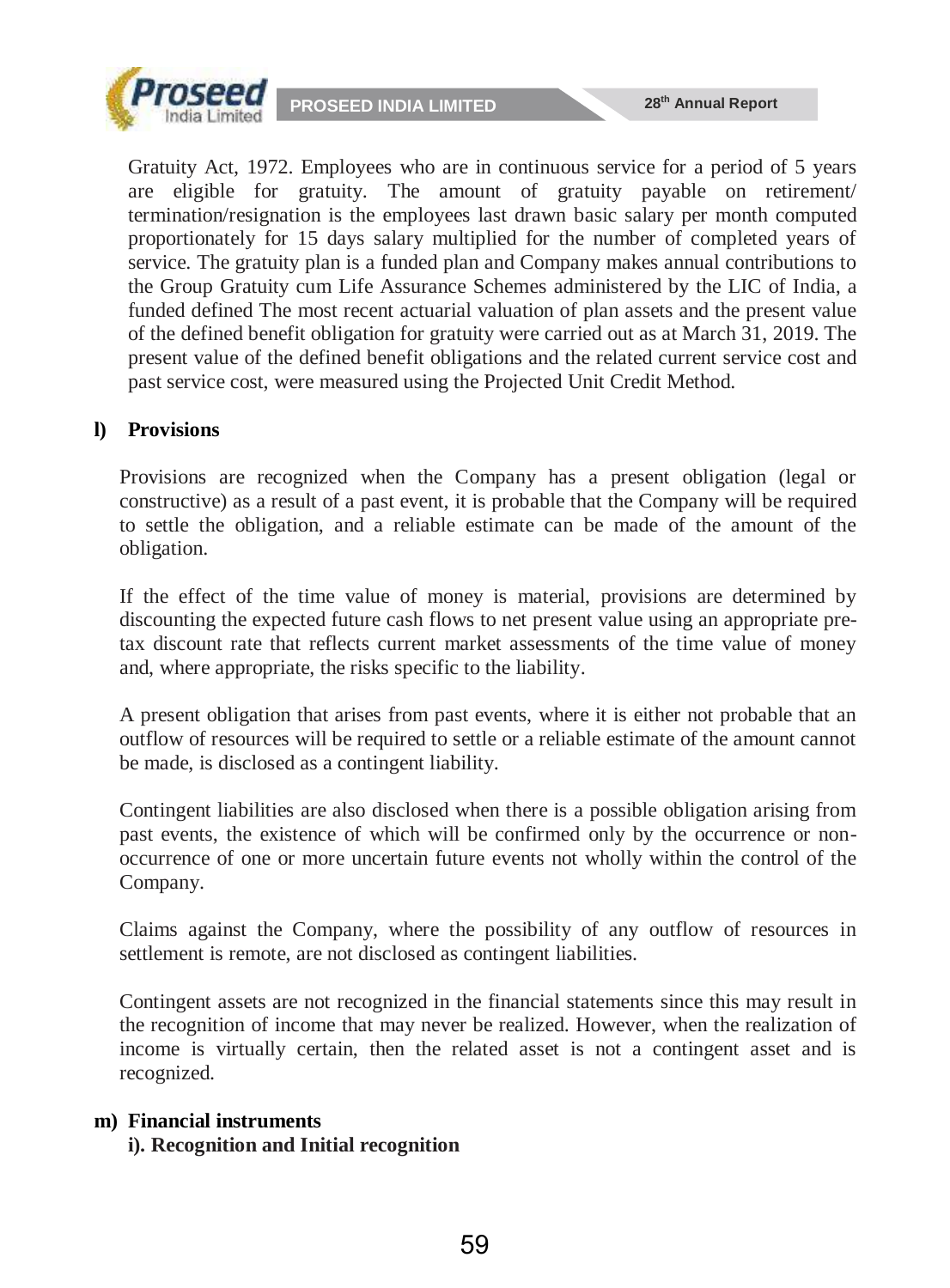Gratuity Act, 1972. Employees who are in continuous service for a period of 5 years are eligible for gratuity. The amount of gratuity payable on retirement/ termination/resignation is the employees last drawn basic salary per month computed proportionately for 15 days salary multiplied for the number of completed years of service. The gratuity plan is a funded plan and Company makes annual contributions to the Group Gratuity cum Life Assurance Schemes administered by the LIC of India, a funded defined The most recent actuarial valuation of plan assets and the present value of the defined benefit obligation for gratuity were carried out as at March 31, 2019. The present value of the defined benefit obligations and the related current service cost and past service cost, were measured using the Projected Unit Credit Method.

### l) Provisions

Provisions are recognized when the Company has a present obligation (legal or constructive) as a result of a past event, it is probable that the Company will be required to settle the obligation, and a reliable estimate can be made of the amount of the obligation.

If the effect of the time value of money is material, provisions are determined by discounting the expected future cash flows to net present value using an appropriate pre-tax discount rate that reflects current market assessments of the time value of money and, where appropriate, the risks specific to the liability.

A present obligation that arises from past events, where it is either not probable that an outflow of resources will be required to settle or a reliable estimate of the amount cannot be made, is disclosed as a contingent liability.

Contingent liabilities are also disclosed when there is a possible obligation arising from past events, the existence of which will be confirmed only by the occurrence or non-occurrence of one or more uncertain future events not wholly within the control of the Company.

Claims against the Company, where the possibility of any outflow of resources in settlement is remote, are not disclosed as contingent liabilities.

Contingent assets are not recognized in the financial statements since this may result in the recognition of income that may never be realized. However, when the realization of income is virtually certain, then the related asset is not a contingent asset and is recognized.

### m) Financial instruments

**i). Recognition and Initial recognition**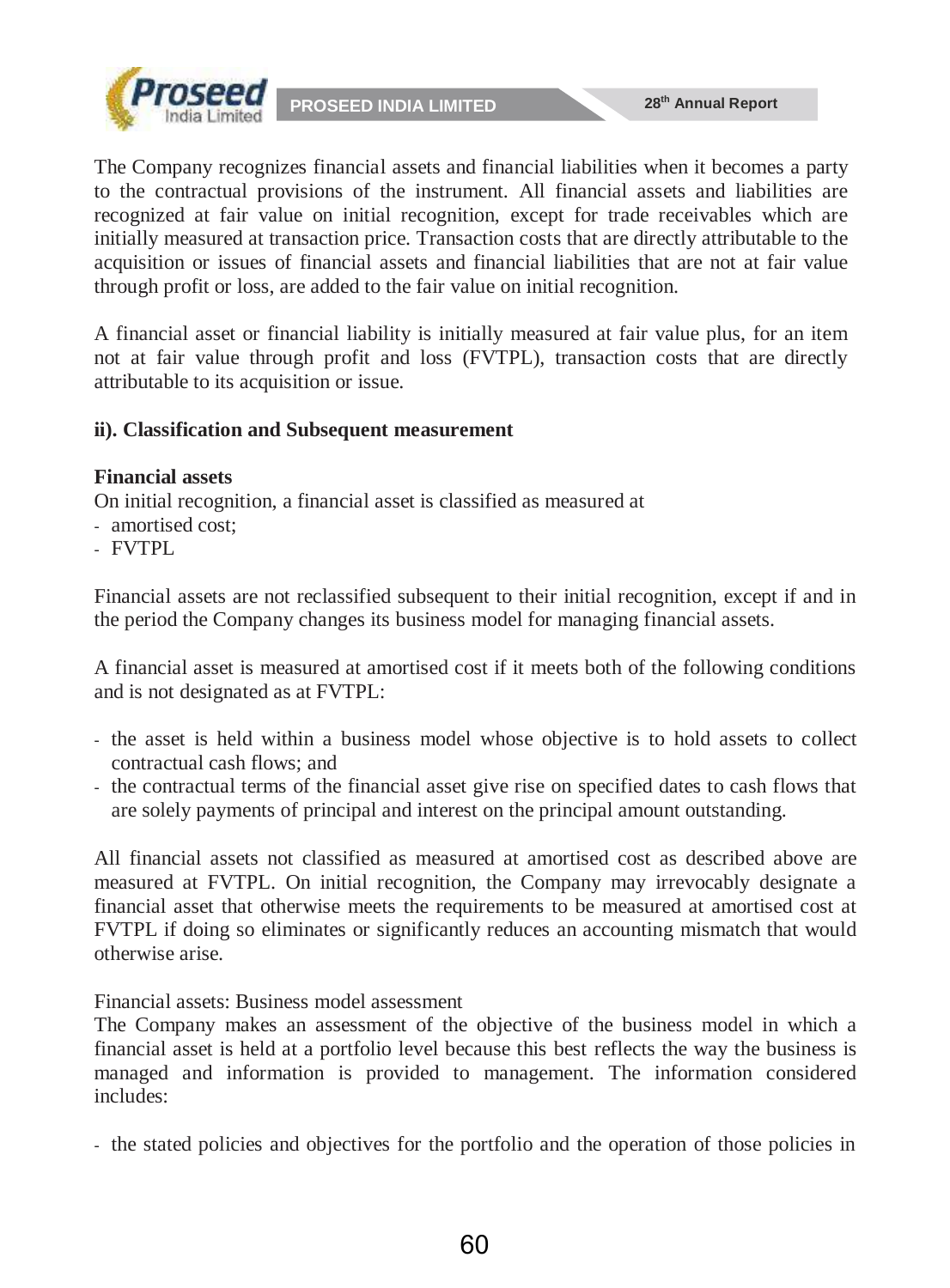The Company recognizes financial assets and financial liabilities when it becomes a party to the contractual provisions of the instrument. All financial assets and liabilities are recognized at fair value on initial recognition, except for trade receivables which are initially measured at transaction price. Transaction costs that are directly attributable to the acquisition or issues of financial assets and financial liabilities that are not at fair value through profit or loss, are added to the fair value on initial recognition.

A financial asset or financial liability is initially measured at fair value plus, for an item not at fair value through profit and loss (FVTPL), transaction costs that are directly attributable to its acquisition or issue.

**ii). Classification and Subsequent measurement**

**Financial assets**

On initial recognition, a financial asset is classified as measured at

- amortised cost;
- FVTPL

Financial assets are not reclassified subsequent to their initial recognition, except if and in the period the Company changes its business model for managing financial assets.

A financial asset is measured at amortised cost if it meets both of the following conditions and is not designated as at FVTPL:

- the asset is held within a business model whose objective is to hold assets to collect contractual cash flows; and
- the contractual terms of the financial asset give rise on specified dates to cash flows that are solely payments of principal and interest on the principal amount outstanding.

All financial assets not classified as measured at amortised cost as described above are measured at FVTPL. On initial recognition, the Company may irrevocably designate a financial asset that otherwise meets the requirements to be measured at amortised cost at FVTPL if doing so eliminates or significantly reduces an accounting mismatch that would otherwise arise.

Financial assets: Business model assessment

The Company makes an assessment of the objective of the business model in which a financial asset is held at a portfolio level because this best reflects the way the business is managed and information is provided to management. The information considered includes:

- the stated policies and objectives for the portfolio and the operation of those policies in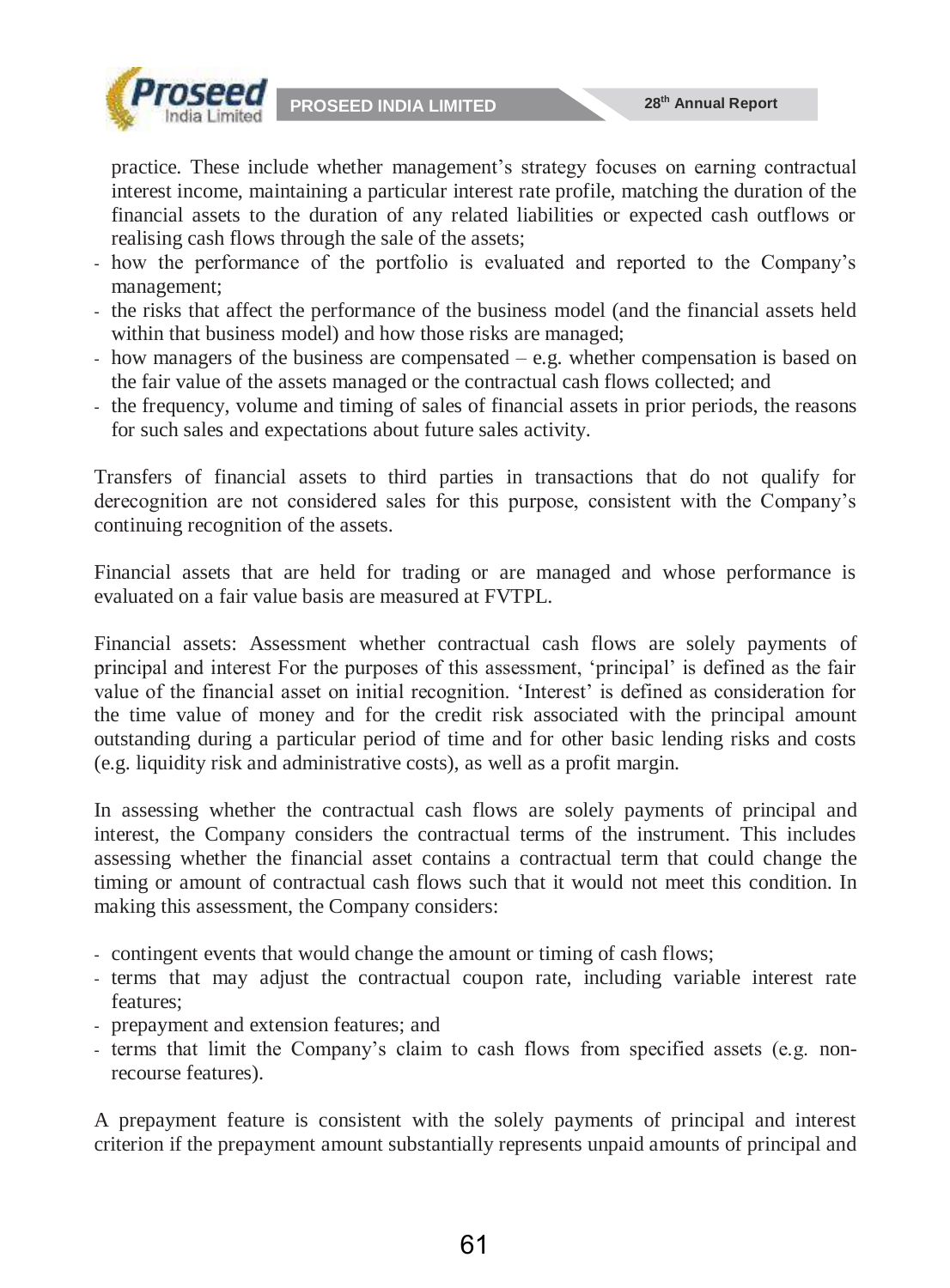practice. These include whether management's strategy focuses on earning contractual interest income, maintaining a particular interest rate profile, matching the duration of the financial assets to the duration of any related liabilities or expected cash outflows or realising cash flows through the sale of the assets;

- how the performance of the portfolio is evaluated and reported to the Company's management;
- the risks that affect the performance of the business model (and the financial assets held within that business model) and how those risks are managed;
- how managers of the business are compensated – e.g. whether compensation is based on the fair value of the assets managed or the contractual cash flows collected; and
- the frequency, volume and timing of sales of financial assets in prior periods, the reasons for such sales and expectations about future sales activity.

Transfers of financial assets to third parties in transactions that do not qualify for derecognition are not considered sales for this purpose, consistent with the Company's continuing recognition of the assets.

Financial assets that are held for trading or are managed and whose performance is evaluated on a fair value basis are measured at FVTPL.

Financial assets: Assessment whether contractual cash flows are solely payments of principal and interest For the purposes of this assessment, 'principal' is defined as the fair value of the financial asset on initial recognition. 'Interest' is defined as consideration for the time value of money and for the credit risk associated with the principal amount outstanding during a particular period of time and for other basic lending risks and costs (e.g. liquidity risk and administrative costs), as well as a profit margin.

In assessing whether the contractual cash flows are solely payments of principal and interest, the Company considers the contractual terms of the instrument. This includes assessing whether the financial asset contains a contractual term that could change the timing or amount of contractual cash flows such that it would not meet this condition. In making this assessment, the Company considers:

- contingent events that would change the amount or timing of cash flows;
- terms that may adjust the contractual coupon rate, including variable interest rate features;
- prepayment and extension features; and
- terms that limit the Company's claim to cash flows from specified assets (e.g. non-recourse features).

A prepayment feature is consistent with the solely payments of principal and interest criterion if the prepayment amount substantially represents unpaid amounts of principal and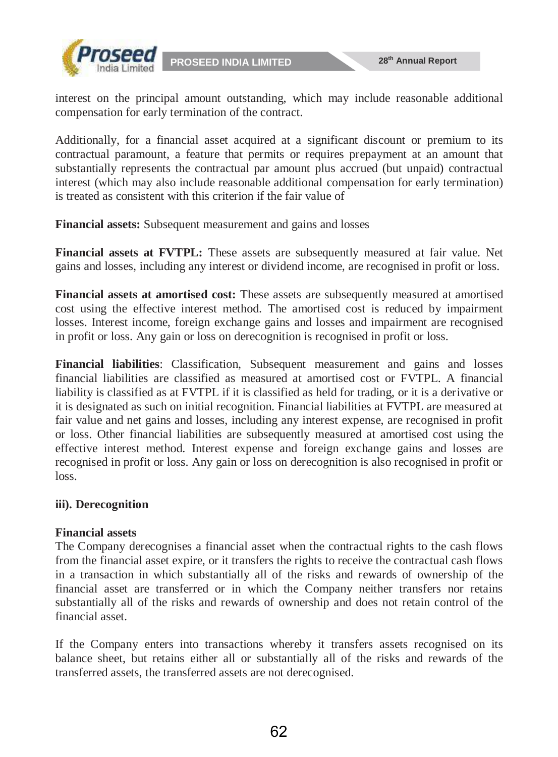interest on the principal amount outstanding, which may include reasonable additional compensation for early termination of the contract.

Additionally, for a financial asset acquired at a significant discount or premium to its contractual paramount, a feature that permits or requires prepayment at an amount that substantially represents the contractual par amount plus accrued (but unpaid) contractual interest (which may also include reasonable additional compensation for early termination) is treated as consistent with this criterion if the fair value of

**Financial assets:** Subsequent measurement and gains and losses

**Financial assets at FVTPL:** These assets are subsequently measured at fair value. Net gains and losses, including any interest or dividend income, are recognised in profit or loss.

**Financial assets at amortised cost:** These assets are subsequently measured at amortised cost using the effective interest method. The amortised cost is reduced by impairment losses. Interest income, foreign exchange gains and losses and impairment are recognised in profit or loss. Any gain or loss on derecognition is recognised in profit or loss.

**Financial liabilities**: Classification, Subsequent measurement and gains and losses financial liabilities are classified as measured at amortised cost or FVTPL. A financial liability is classified as at FVTPL if it is classified as held for trading, or it is a derivative or it is designated as such on initial recognition. Financial liabilities at FVTPL are measured at fair value and net gains and losses, including any interest expense, are recognised in profit or loss. Other financial liabilities are subsequently measured at amortised cost using the effective interest method. Interest expense and foreign exchange gains and losses are recognised in profit or loss. Any gain or loss on derecognition is also recognised in profit or loss.

**iii). Derecognition**

**Financial assets**

The Company derecognises a financial asset when the contractual rights to the cash flows from the financial asset expire, or it transfers the rights to receive the contractual cash flows in a transaction in which substantially all of the risks and rewards of ownership of the financial asset are transferred or in which the Company neither transfers nor retains substantially all of the risks and rewards of ownership and does not retain control of the financial asset.

If the Company enters into transactions whereby it transfers assets recognised on its balance sheet, but retains either all or substantially all of the risks and rewards of the transferred assets, the transferred assets are not derecognised.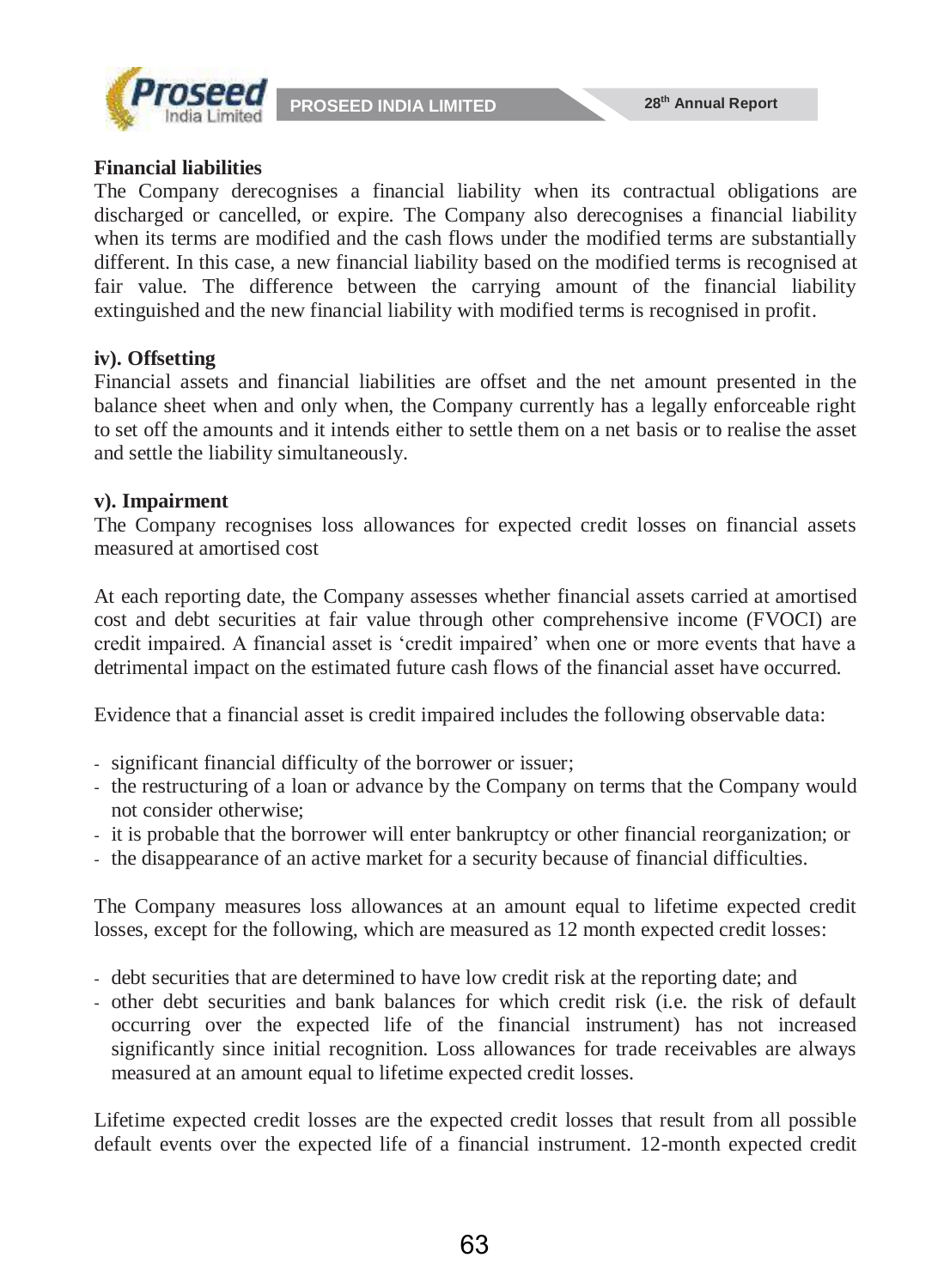**Financial liabilities**

The Company derecognises a financial liability when its contractual obligations are discharged or cancelled, or expire. The Company also derecognises a financial liability when its terms are modified and the cash flows under the modified terms are substantially different. In this case, a new financial liability based on the modified terms is recognised at fair value. The difference between the carrying amount of the financial liability extinguished and the new financial liability with modified terms is recognised in profit.

**iv). Offsetting**

Financial assets and financial liabilities are offset and the net amount presented in the balance sheet when and only when, the Company currently has a legally enforceable right to set off the amounts and it intends either to settle them on a net basis or to realise the asset and settle the liability simultaneously.

**v). Impairment**

The Company recognises loss allowances for expected credit losses on financial assets measured at amortised cost

At each reporting date, the Company assesses whether financial assets carried at amortised cost and debt securities at fair value through other comprehensive income (FVOCI) are credit impaired. A financial asset is 'credit impaired' when one or more events that have a detrimental impact on the estimated future cash flows of the financial asset have occurred.

Evidence that a financial asset is credit impaired includes the following observable data:

- significant financial difficulty of the borrower or issuer;
- the restructuring of a loan or advance by the Company on terms that the Company would not consider otherwise;
- it is probable that the borrower will enter bankruptcy or other financial reorganization; or
- the disappearance of an active market for a security because of financial difficulties.

The Company measures loss allowances at an amount equal to lifetime expected credit losses, except for the following, which are measured as 12 month expected credit losses:

- debt securities that are determined to have low credit risk at the reporting date; and
- other debt securities and bank balances for which credit risk (i.e. the risk of default occurring over the expected life of the financial instrument) has not increased significantly since initial recognition. Loss allowances for trade receivables are always measured at an amount equal to lifetime expected credit losses.

Lifetime expected credit losses are the expected credit losses that result from all possible default events over the expected life of a financial instrument. 12-month expected credit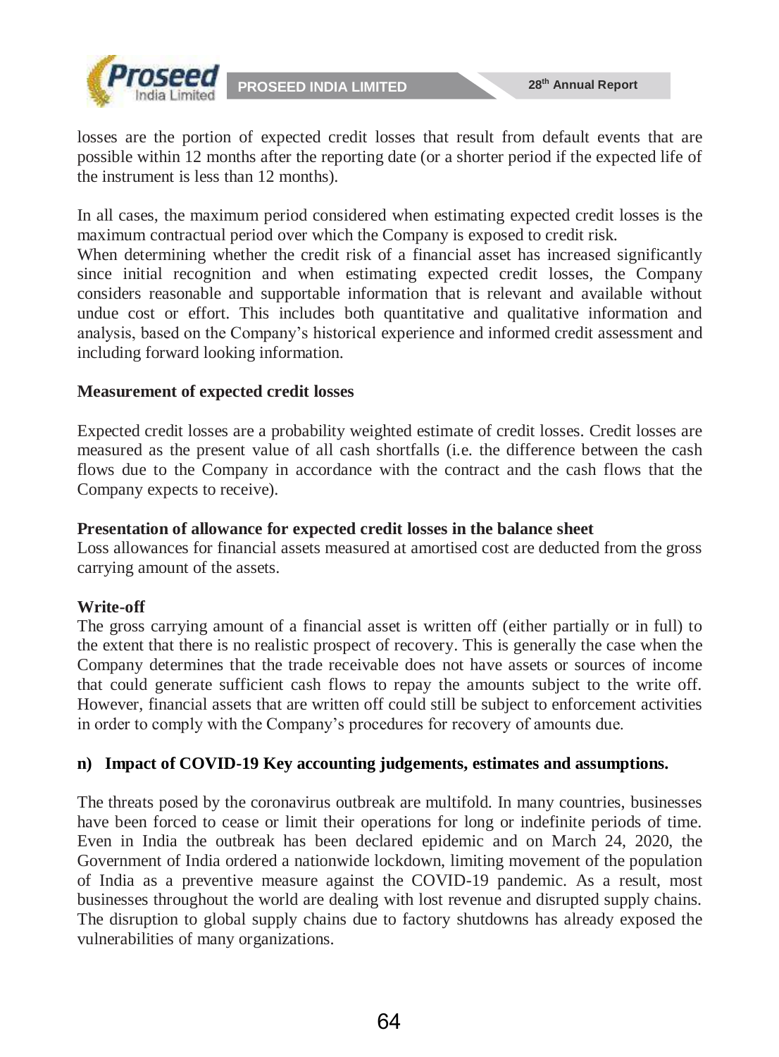losses are the portion of expected credit losses that result from default events that are possible within 12 months after the reporting date (or a shorter period if the expected life of the instrument is less than 12 months).

In all cases, the maximum period considered when estimating expected credit losses is the maximum contractual period over which the Company is exposed to credit risk.
When determining whether the credit risk of a financial asset has increased significantly since initial recognition and when estimating expected credit losses, the Company considers reasonable and supportable information that is relevant and available without undue cost or effort. This includes both quantitative and qualitative information and analysis, based on the Company's historical experience and informed credit assessment and including forward looking information.

**Measurement of expected credit losses**

Expected credit losses are a probability weighted estimate of credit losses. Credit losses are measured as the present value of all cash shortfalls (i.e. the difference between the cash flows due to the Company in accordance with the contract and the cash flows that the Company expects to receive).

**Presentation of allowance for expected credit losses in the balance sheet**
Loss allowances for financial assets measured at amortised cost are deducted from the gross carrying amount of the assets.

**Write-off**
The gross carrying amount of a financial asset is written off (either partially or in full) to the extent that there is no realistic prospect of recovery. This is generally the case when the Company determines that the trade receivable does not have assets or sources of income that could generate sufficient cash flows to repay the amounts subject to the write off. However, financial assets that are written off could still be subject to enforcement activities in order to comply with the Company's procedures for recovery of amounts due.

**n) Impact of COVID-19 Key accounting judgements, estimates and assumptions.**

The threats posed by the coronavirus outbreak are multifold. In many countries, businesses have been forced to cease or limit their operations for long or indefinite periods of time. Even in India the outbreak has been declared epidemic and on March 24, 2020, the Government of India ordered a nationwide lockdown, limiting movement of the population of India as a preventive measure against the COVID-19 pandemic. As a result, most businesses throughout the world are dealing with lost revenue and disrupted supply chains. The disruption to global supply chains due to factory shutdowns has already exposed the vulnerabilities of many organizations.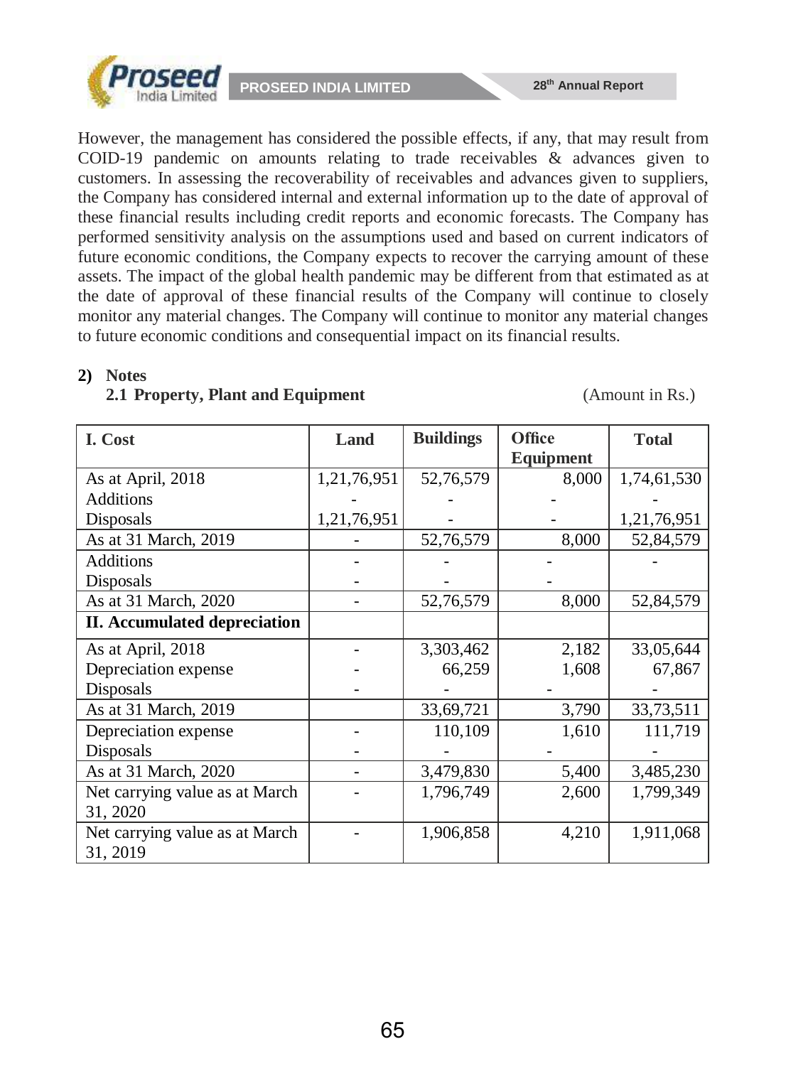However, the management has considered the possible effects, if any, that may result from COID-19 pandemic on amounts relating to trade receivables & advances given to customers. In assessing the recoverability of receivables and advances given to suppliers, the Company has considered internal and external information up to the date of approval of these financial results including credit reports and economic forecasts. The Company has performed sensitivity analysis on the assumptions used and based on current indicators of future economic conditions, the Company expects to recover the carrying amount of these assets. The impact of the global health pandemic may be different from that estimated as at the date of approval of these financial results of the Company will continue to closely monitor any material changes. The Company will continue to monitor any material changes to future economic conditions and consequential impact on its financial results.

**2) Notes**

**2.1 Property, Plant and Equipment** (Amount in Rs.)

| I. Cost | Land | Buildings | Office Equipment | Total |
|---|---|---|---|---|
| As at April, 2018 | 1,21,76,951 | 52,76,579 | 8,000 | 1,74,61,530 |
| Additions | - | - | - | - |
| Disposals | 1,21,76,951 | - | - | 1,21,76,951 |
| As at 31 March, 2019 | - | 52,76,579 | 8,000 | 52,84,579 |
| Additions | - | - | - | - |
| Disposals | - | - | - | |
| As at 31 March, 2020 | - | 52,76,579 | 8,000 | 52,84,579 |
| **II. Accumulated depreciation** | | | | |
| As at April, 2018 | - | 3,303,462 | 2,182 | 33,05,644 |
| Depreciation expense | - | 66,259 | 1,608 | 67,867 |
| Disposals | - | - | - | - |
| As at 31 March, 2019 | | 33,69,721 | 3,790 | 33,73,511 |
| Depreciation expense | - | 110,109 | 1,610 | 111,719 |
| Disposals | - | - | - | - |
| As at 31 March, 2020 | - | 3,479,830 | 5,400 | 3,485,230 |
| Net carrying value as at March 31, 2020 | - | 1,796,749 | 2,600 | 1,799,349 |
| Net carrying value as at March 31, 2019 | - | 1,906,858 | 4,210 | 1,911,068 |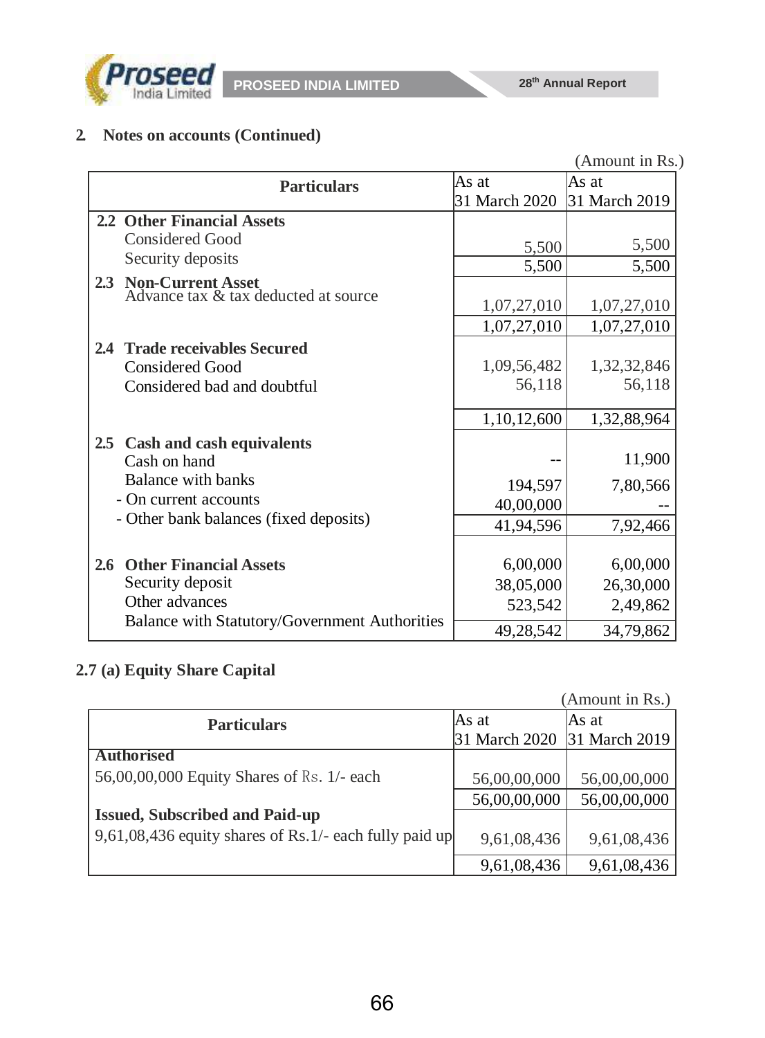## 2. Notes on accounts (Continued)

(Amount in Rs.)

| Particulars | As at 31 March 2020 | As at 31 March 2019 |
|---|---|---|
| **2.2 Other Financial Assets** | | |
| Considered Good | | |
| Security deposits | 5,500 | 5,500 |
| | 5,500 | 5,500 |
| **2.3 Non-Current Asset** | | |
| Advance tax & tax deducted at source | 1,07,27,010 | 1,07,27,010 |
| | 1,07,27,010 | 1,07,27,010 |
| **2.4 Trade receivables Secured** | | |
| Considered Good | 1,09,56,482 | 1,32,32,846 |
| Considered bad and doubtful | 56,118 | 56,118 |
| | 1,10,12,600 | 1,32,88,964 |
| **2.5 Cash and cash equivalents** | | |
| Cash on hand | -- | 11,900 |
| Balance with banks | | |
| - On current accounts | 194,597 | 7,80,566 |
| - Other bank balances (fixed deposits) | 40,00,000 | -- |
| | 41,94,596 | 7,92,466 |
| **2.6 Other Financial Assets** | | |
| Security deposit | 6,00,000 | 6,00,000 |
| Other advances | 38,05,000 | 26,30,000 |
| Balance with Statutory/Government Authorities | 523,542 | 2,49,862 |
| | 49,28,542 | 34,79,862 |

### 2.7 (a) Equity Share Capital

(Amount in Rs.)

| Particulars | As at 31 March 2020 | As at 31 March 2019 |
|---|---|---|
| **Authorised** | | |
| 56,00,00,000 Equity Shares of Rs. 1/- each | 56,00,00,000 | 56,00,00,000 |
| | 56,00,00,000 | 56,00,00,000 |
| **Issued, Subscribed and Paid-up** | | |
| 9,61,08,436 equity shares of Rs.1/- each fully paid up | 9,61,08,436 | 9,61,08,436 |
| | 9,61,08,436 | 9,61,08,436 |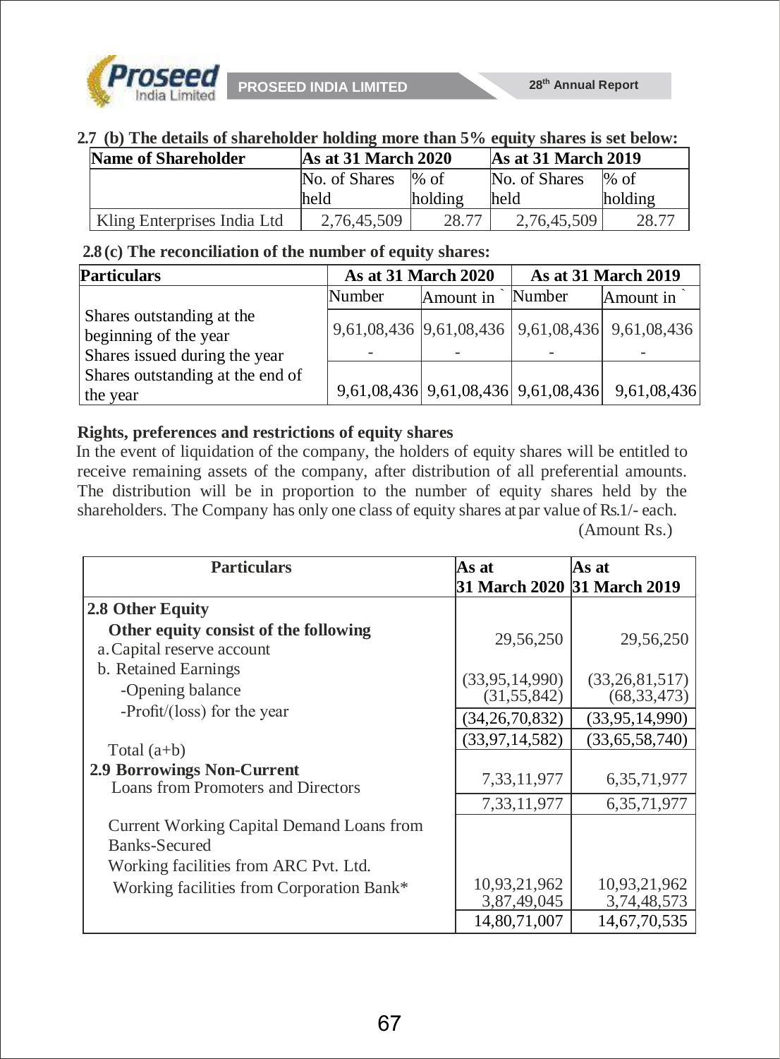**2.7 (b) The details of shareholder holding more than 5% equity shares is set below:**

| Name of Shareholder | As at 31 March 2020 | | As at 31 March 2019 | |
|---|---|---|---|---|
| | No. of Shares held | % of holding | No. of Shares held | % of holding |
| Kling Enterprises India Ltd | 2,76,45,509 | 28.77 | 2,76,45,509 | 28.77 |

**2.8 (c) The reconciliation of the number of equity shares:**

| Particulars | As at 31 March 2020 | | As at 31 March 2019 | |
|---|---|---|---|---|
| | Number | Amount in ` | Number | Amount in ` |
| Shares outstanding at the beginning of the year | 9,61,08,436 | 9,61,08,436 | 9,61,08,436 | 9,61,08,436 |
| Shares issued during the year | - | - | - | - |
| Shares outstanding at the end of the year | 9,61,08,436 | 9,61,08,436 | 9,61,08,436 | 9,61,08,436 |

**Rights, preferences and restrictions of equity shares**

In the event of liquidation of the company, the holders of equity shares will be entitled to receive remaining assets of the company, after distribution of all preferential amounts. The distribution will be in proportion to the number of equity shares held by the shareholders. The Company has only one class of equity shares at par value of Rs.1/- each.

(Amount Rs.)

| Particulars | As at 31 March 2020 | As at 31 March 2019 |
|---|---|---|
| **2.8 Other Equity** | | |
| **Other equity consist of the following** | | |
| a. Capital reserve account | 29,56,250 | 29,56,250 |
| b. Retained Earnings | | |
| -Opening balance | (33,95,14,990) | (33,26,81,517) |
| -Profit/(loss) for the year | (31,55,842) | (68,33,473) |
| | (34,26,70,832) | (33,95,14,990) |
| Total (a+b) | (33,97,14,582) | (33,65,58,740) |
| **2.9 Borrowings Non-Current** | | |
| Loans from Promoters and Directors | 7,33,11,977 | 6,35,71,977 |
| | 7,33,11,977 | 6,35,71,977 |
| Current Working Capital Demand Loans from Banks-Secured | | |
| Working facilities from ARC Pvt. Ltd. | 10,93,21,962 | 10,93,21,962 |
| Working facilities from Corporation Bank* | 3,87,49,045 | 3,74,48,573 |
| | 14,80,71,007 | 14,67,70,535 |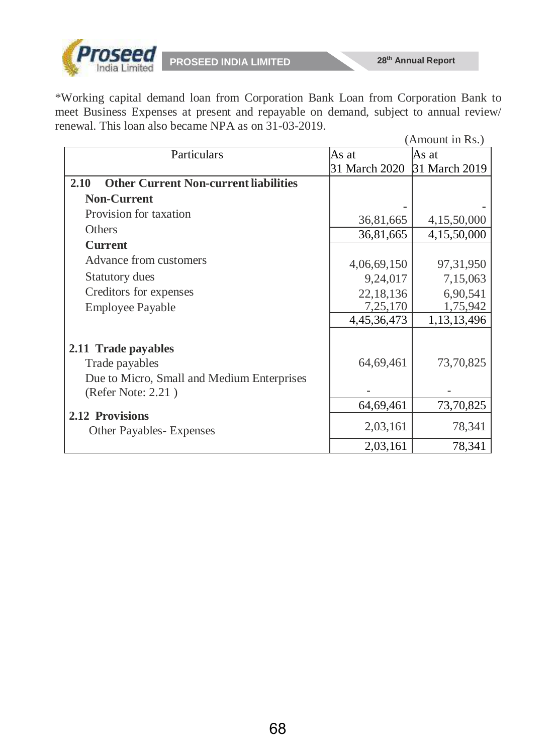*Working capital demand loan from Corporation Bank Loan from Corporation Bank to meet Business Expenses at present and repayable on demand, subject to annual review/ renewal. This loan also became NPA as on 31-03-2019.

(Amount in Rs.)

| Particulars | As at 31 March 2020 | As at 31 March 2019 |
|---|---|---|
| **2.10 Other Current Non-current liabilities** | | |
| **Non-Current** | | |
| Provision for taxation | - | - |
| Others | 36,81,665 | 4,15,50,000 |
| | 36,81,665 | 4,15,50,000 |
| **Current** | | |
| Advance from customers | 4,06,69,150 | 97,31,950 |
| Statutory dues | 9,24,017 | 7,15,063 |
| Creditors for expenses | 22,18,136 | 6,90,541 |
| Employee Payable | 7,25,170 | 1,75,942 |
| | 4,45,36,473 | 1,13,13,496 |
| **2.11 Trade payables** | | |
| Trade payables | 64,69,461 | 73,70,825 |
| Due to Micro, Small and Medium Enterprises (Refer Note: 2.21 ) | - | - |
| | 64,69,461 | 73,70,825 |
| **2.12 Provisions** | | |
| Other Payables- Expenses | 2,03,161 | 78,341 |
| | 2,03,161 | 78,341 |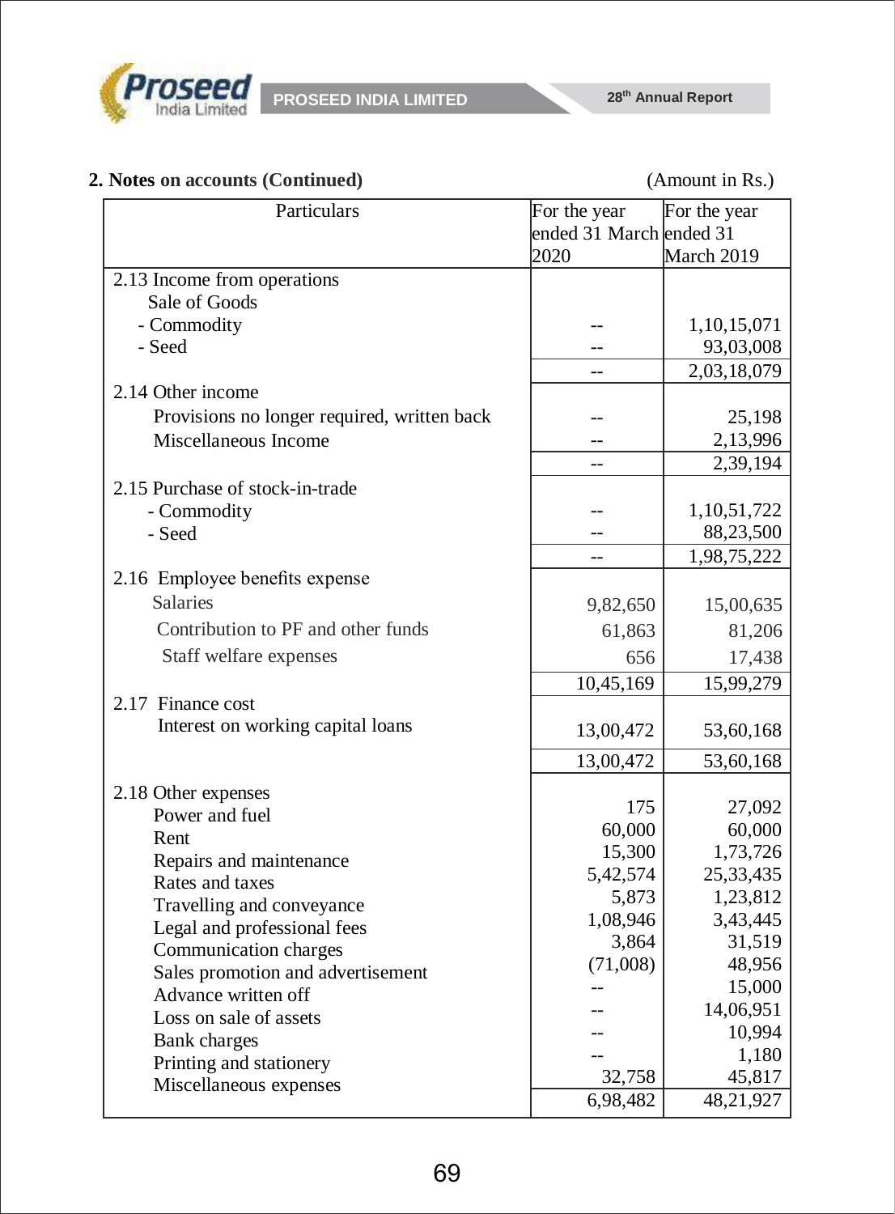## 2. Notes on accounts (Continued)

(Amount in Rs.)

| Particulars | For the year ended 31 March 2020 | For the year ended 31 March 2019 |
|---|---|---|
| **2.13 Income from operations** | | |
| Sale of Goods | | |
| - Commodity | -- | 1,10,15,071 |
| - Seed | -- | 93,03,008 |
| | -- | 2,03,18,079 |
| **2.14 Other income** | | |
| Provisions no longer required, written back | -- | 25,198 |
| Miscellaneous Income | -- | 2,13,996 |
| | -- | 2,39,194 |
| **2.15 Purchase of stock-in-trade** | | |
| - Commodity | -- | 1,10,51,722 |
| - Seed | -- | 88,23,500 |
| | -- | 1,98,75,222 |
| **2.16 Employee benefits expense** | | |
| Salaries | 9,82,650 | 15,00,635 |
| Contribution to PF and other funds | 61,863 | 81,206 |
| Staff welfare expenses | 656 | 17,438 |
| | 10,45,169 | 15,99,279 |
| **2.17 Finance cost** | | |
| Interest on working capital loans | 13,00,472 | 53,60,168 |
| | 13,00,472 | 53,60,168 |
| **2.18 Other expenses** | | |
| Power and fuel | 175 | 27,092 |
| Rent | 60,000 | 60,000 |
| Repairs and maintenance | 15,300 | 1,73,726 |
| Rates and taxes | 5,42,574 | 25,33,435 |
| Travelling and conveyance | 5,873 | 1,23,812 |
| Legal and professional fees | 1,08,946 | 3,43,445 |
| Communication charges | 3,864 | 31,519 |
| Sales promotion and advertisement | (71,008) | 48,956 |
| Advance written off | -- | 15,000 |
| Loss on sale of assets | -- | 14,06,951 |
| Bank charges | -- | 10,994 |
| Printing and stationery | -- | 1,180 |
| Miscellaneous expenses | 32,758 | 45,817 |
| | 6,98,482 | 48,21,927 |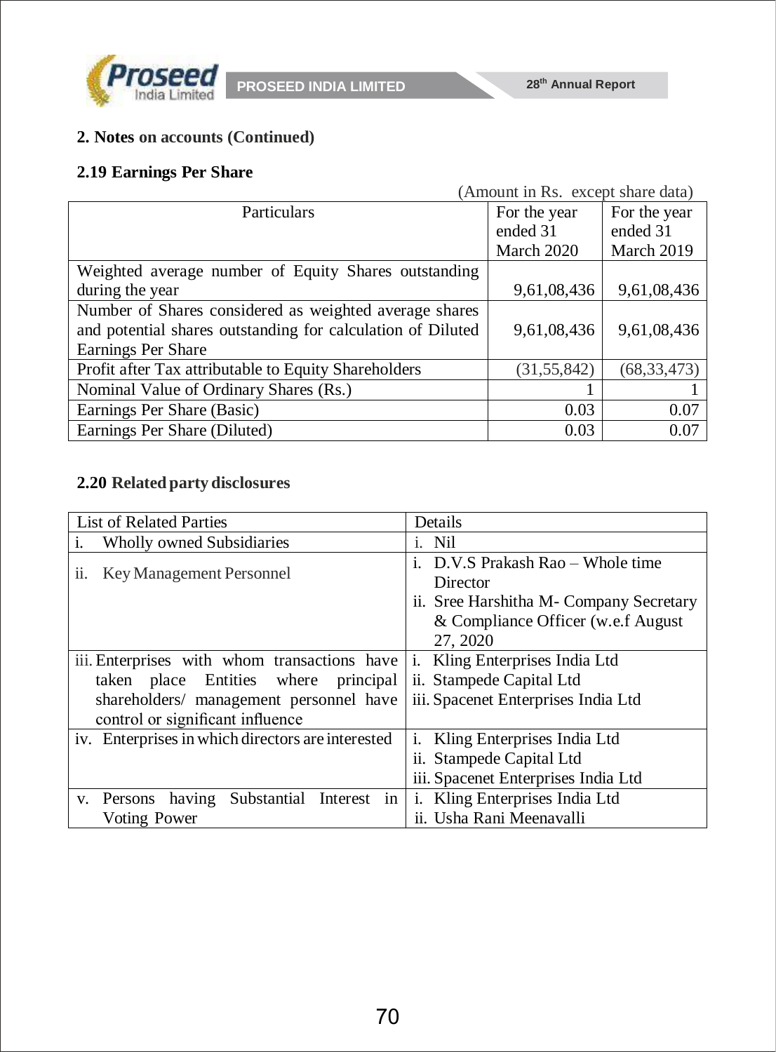## 2. Notes on accounts (Continued)

### 2.19 Earnings Per Share

(Amount in Rs. except share data)

| Particulars | For the year ended 31 March 2020 | For the year ended 31 March 2019 |
|---|---|---|
| Weighted average number of Equity Shares outstanding during the year | 9,61,08,436 | 9,61,08,436 |
| Number of Shares considered as weighted average shares and potential shares outstanding for calculation of Diluted Earnings Per Share | 9,61,08,436 | 9,61,08,436 |
| Profit after Tax attributable to Equity Shareholders | (31,55,842) | (68,33,473) |
| Nominal Value of Ordinary Shares (Rs.) | 1 | 1 |
| Earnings Per Share (Basic) | 0.03 | 0.07 |
| Earnings Per Share (Diluted) | 0.03 | 0.07 |

### 2.20 Related party disclosures

| List of Related Parties | Details |
|---|---|
| i. Wholly owned Subsidiaries | i. Nil |
| ii. Key Management Personnel | i. D.V.S Prakash Rao – Whole time Director<br>ii. Sree Harshitha M- Company Secretary & Compliance Officer (w.e.f August 27, 2020 |
| iii. Enterprises with whom transactions have taken place Entities where principal shareholders/ management personnel have control or significant influence | i. Kling Enterprises India Ltd<br>ii. Stampede Capital Ltd<br>iii. Spacenet Enterprises India Ltd |
| iv. Enterprises in which directors are interested | i. Kling Enterprises India Ltd<br>ii. Stampede Capital Ltd<br>iii. Spacenet Enterprises India Ltd |
| v. Persons having Substantial Interest in Voting Power | i. Kling Enterprises India Ltd<br>ii. Usha Rani Meenavalli |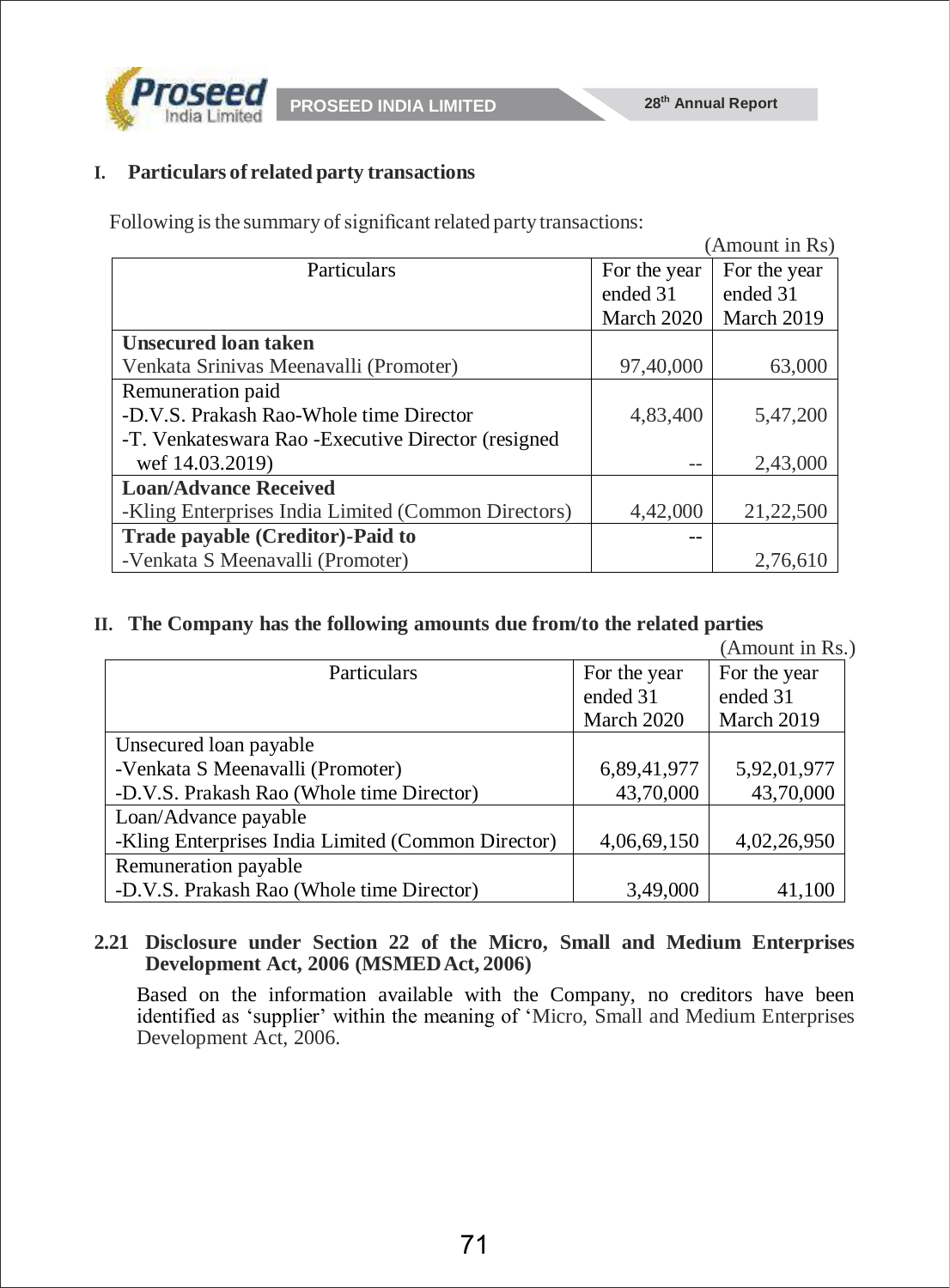### I. Particulars of related party transactions

Following is the summary of significant related party transactions:

(Amount in Rs)

| Particulars | For the year ended 31 March 2020 | For the year ended 31 March 2019 |
|---|---|---|
| **Unsecured loan taken** | | |
| Venkata Srinivas Meenavalli (Promoter) | 97,40,000 | 63,000 |
| Remuneration paid | | |
| -D.V.S. Prakash Rao-Whole time Director | 4,83,400 | 5,47,200 |
| -T. Venkateswara Rao -Executive Director (resigned wef 14.03.2019) | -- | 2,43,000 |
| **Loan/Advance Received** | | |
| -Kling Enterprises India Limited (Common Directors) | 4,42,000 | 21,22,500 |
| **Trade payable (Creditor)-Paid to** | -- | |
| -Venkata S Meenavalli (Promoter) | | 2,76,610 |

### II. The Company has the following amounts due from/to the related parties

(Amount in Rs.)

| Particulars | For the year ended 31 March 2020 | For the year ended 31 March 2019 |
|---|---|---|
| Unsecured loan payable | | |
| -Venkata S Meenavalli (Promoter) | 6,89,41,977 | 5,92,01,977 |
| -D.V.S. Prakash Rao (Whole time Director) | 43,70,000 | 43,70,000 |
| Loan/Advance payable | | |
| -Kling Enterprises India Limited (Common Director) | 4,06,69,150 | 4,02,26,950 |
| Remuneration payable | | |
| -D.V.S. Prakash Rao (Whole time Director) | 3,49,000 | 41,100 |

### 2.21 Disclosure under Section 22 of the Micro, Small and Medium Enterprises Development Act, 2006 (MSMED Act, 2006)

Based on the information available with the Company, no creditors have been identified as 'supplier' within the meaning of 'Micro, Small and Medium Enterprises Development Act, 2006.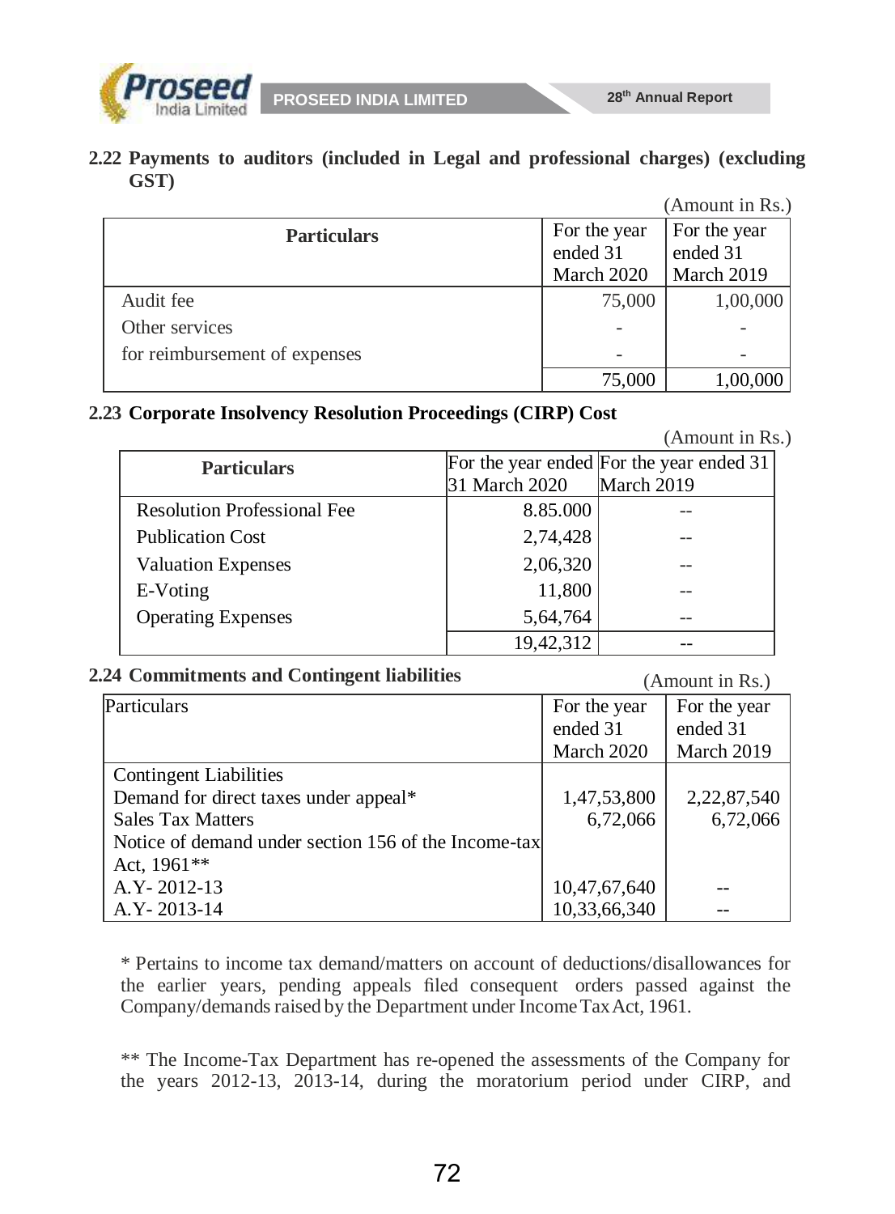### 2.22 Payments to auditors (included in Legal and professional charges) (excluding GST)

(Amount in Rs.)

| Particulars | For the year ended 31 March 2020 | For the year ended 31 March 2019 |
|---|---|---|
| Audit fee | 75,000 | 1,00,000 |
| Other services | - | - |
| for reimbursement of expenses | - | - |
| | 75,000 | 1,00,000 |

### 2.23 Corporate Insolvency Resolution Proceedings (CIRP) Cost

(Amount in Rs.)

| Particulars | For the year ended 31 March 2020 | For the year ended 31 March 2019 |
|---|---|---|
| Resolution Professional Fee | 8.85.000 | -- |
| Publication Cost | 2,74,428 | -- |
| Valuation Expenses | 2,06,320 | -- |
| E-Voting | 11,800 | -- |
| Operating Expenses | 5,64,764 | -- |
| | 19,42,312 | -- |

### 2.24 Commitments and Contingent liabilities

(Amount in Rs.)

| Particulars | For the year ended 31 March 2020 | For the year ended 31 March 2019 |
|---|---|---|
| Contingent Liabilities | | |
| Demand for direct taxes under appeal* | 1,47,53,800 | 2,22,87,540 |
| Sales Tax Matters | 6,72,066 | 6,72,066 |
| Notice of demand under section 156 of the Income-tax Act, 1961** | | |
| A.Y- 2012-13 | 10,47,67,640 | -- |
| A.Y- 2013-14 | 10,33,66,340 | -- |

\* Pertains to income tax demand/matters on account of deductions/disallowances for the earlier years, pending appeals filed consequent orders passed against the Company/demands raised by the Department under Income Tax Act, 1961.

\** The Income-Tax Department has re-opened the assessments of the Company for the years 2012-13, 2013-14, during the moratorium period under CIRP, and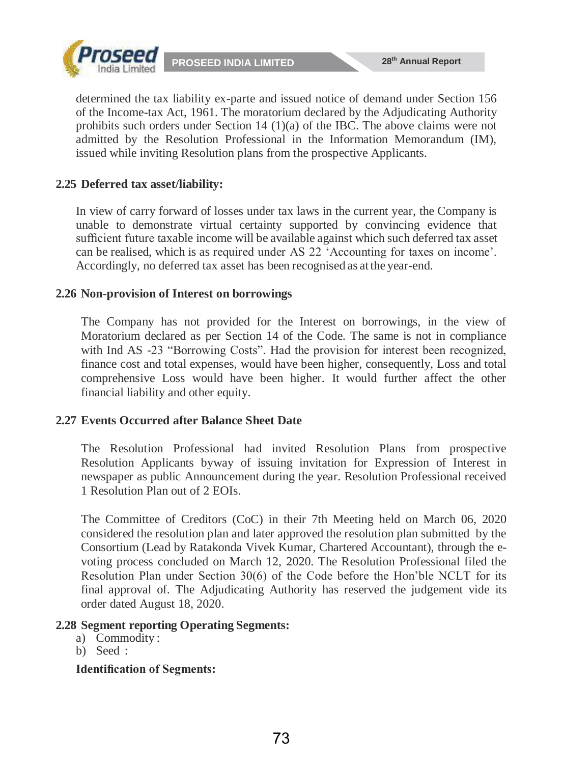determined the tax liability ex-parte and issued notice of demand under Section 156 of the Income-tax Act, 1961. The moratorium declared by the Adjudicating Authority prohibits such orders under Section 14 (1)(a) of the IBC. The above claims were not admitted by the Resolution Professional in the Information Memorandum (IM), issued while inviting Resolution plans from the prospective Applicants.

### 2.25 Deferred tax asset/liability:

In view of carry forward of losses under tax laws in the current year, the Company is unable to demonstrate virtual certainty supported by convincing evidence that sufficient future taxable income will be available against which such deferred tax asset can be realised, which is as required under AS 22 'Accounting for taxes on income'. Accordingly, no deferred tax asset has been recognised as at the year-end.

### 2.26 Non-provision of Interest on borrowings

The Company has not provided for the Interest on borrowings, in the view of Moratorium declared as per Section 14 of the Code. The same is not in compliance with Ind AS -23 "Borrowing Costs". Had the provision for interest been recognized, finance cost and total expenses, would have been higher, consequently, Loss and total comprehensive Loss would have been higher. It would further affect the other financial liability and other equity.

### 2.27 Events Occurred after Balance Sheet Date

The Resolution Professional had invited Resolution Plans from prospective Resolution Applicants byway of issuing invitation for Expression of Interest in newspaper as public Announcement during the year. Resolution Professional received 1 Resolution Plan out of 2 EOIs.

The Committee of Creditors (CoC) in their 7th Meeting held on March 06, 2020 considered the resolution plan and later approved the resolution plan submitted by the Consortium (Lead by Ratakonda Vivek Kumar, Chartered Accountant), through the e-voting process concluded on March 12, 2020. The Resolution Professional filed the Resolution Plan under Section 30(6) of the Code before the Hon'ble NCLT for its final approval of. The Adjudicating Authority has reserved the judgement vide its order dated August 18, 2020.

### 2.28 Segment reporting Operating Segments:

a) Commodity :
b) Seed :

**Identification of Segments:**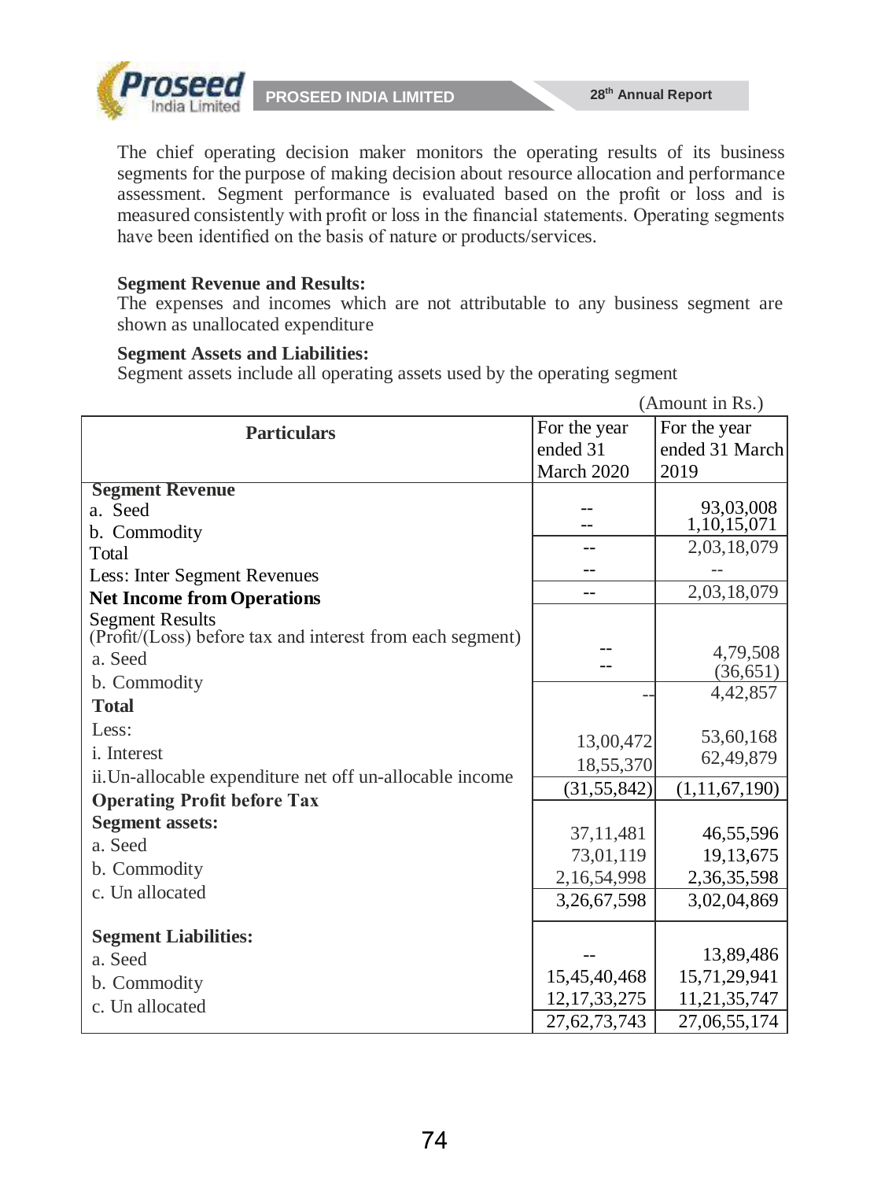The chief operating decision maker monitors the operating results of its business segments for the purpose of making decision about resource allocation and performance assessment. Segment performance is evaluated based on the profit or loss and is measured consistently with profit or loss in the financial statements. Operating segments have been identified on the basis of nature or products/services.

**Segment Revenue and Results:**
The expenses and incomes which are not attributable to any business segment are shown as unallocated expenditure

**Segment Assets and Liabilities:**
Segment assets include all operating assets used by the operating segment

(Amount in Rs.)

| Particulars | For the year ended 31 March 2020 | For the year ended 31 March 2019 |
|---|---|---|
| **Segment Revenue** | | |
| a. Seed | -- | 93,03,008 |
| b. Commodity | -- | 1,10,15,071 |
| Total | -- | 2,03,18,079 |
| Less: Inter Segment Revenues | -- | -- |
| **Net Income from Operations** | -- | 2,03,18,079 |
| Segment Results<br>(Profit/(Loss) before tax and interest from each segment) | | |
| a. Seed | -- | 4,79,508 |
| b. Commodity | -- | (36,651) |
| **Total** | -- | 4,42,857 |
| Less: | | |
| i. Interest | 13,00,472 | 53,60,168 |
| ii.Un-allocable expenditure net off un-allocable income | 18,55,370 | 62,49,879 |
| **Operating Profit before Tax** | (31,55,842) | (1,11,67,190) |
| **Segment assets:** | | |
| a. Seed | 37,11,481 | 46,55,596 |
| b. Commodity | 73,01,119 | 19,13,675 |
| c. Un allocated | 2,16,54,998 | 2,36,35,598 |
| | 3,26,67,598 | 3,02,04,869 |
| **Segment Liabilities:** | | |
| a. Seed | -- | 13,89,486 |
| b. Commodity | 15,45,40,468 | 15,71,29,941 |
| c. Un allocated | 12,17,33,275 | 11,21,35,747 |
| | 27,62,73,743 | 27,06,55,174 |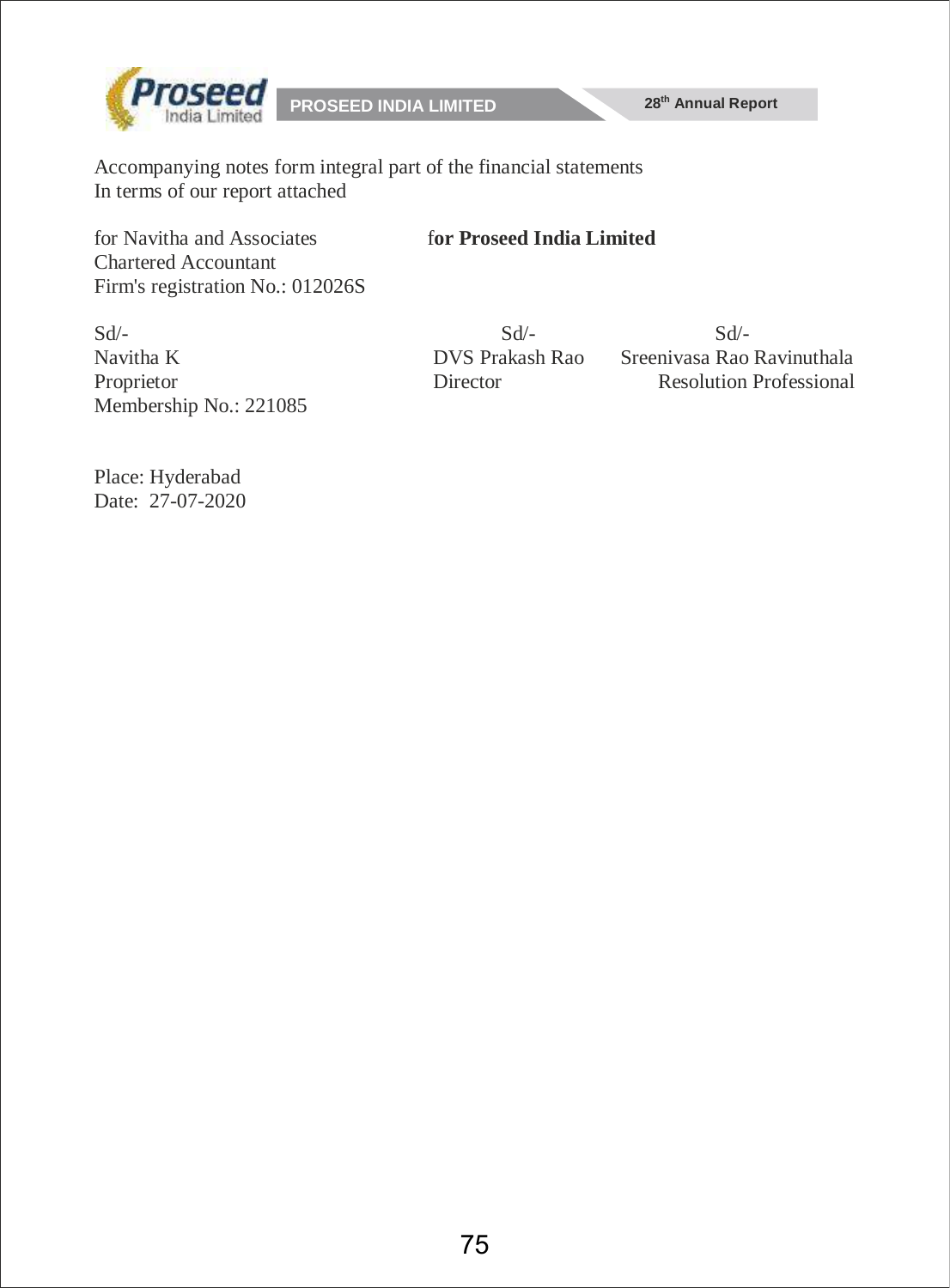Accompanying notes form integral part of the financial statements
In terms of our report attached

| | | |
|---|---|---|
| for Navitha and Associates | **for Proseed India Limited** | |
| Chartered Accountant | | |
| Firm's registration No.: 012026S | | |
| | | |
| Sd/- | Sd/- | Sd/- |
| Navitha K | DVS Prakash Rao | Sreenivasa Rao Ravinuthala |
| Proprietor | Director | Resolution Professional |
| Membership No.: 221085 | | |

Place: Hyderabad
Date: 27-07-2020